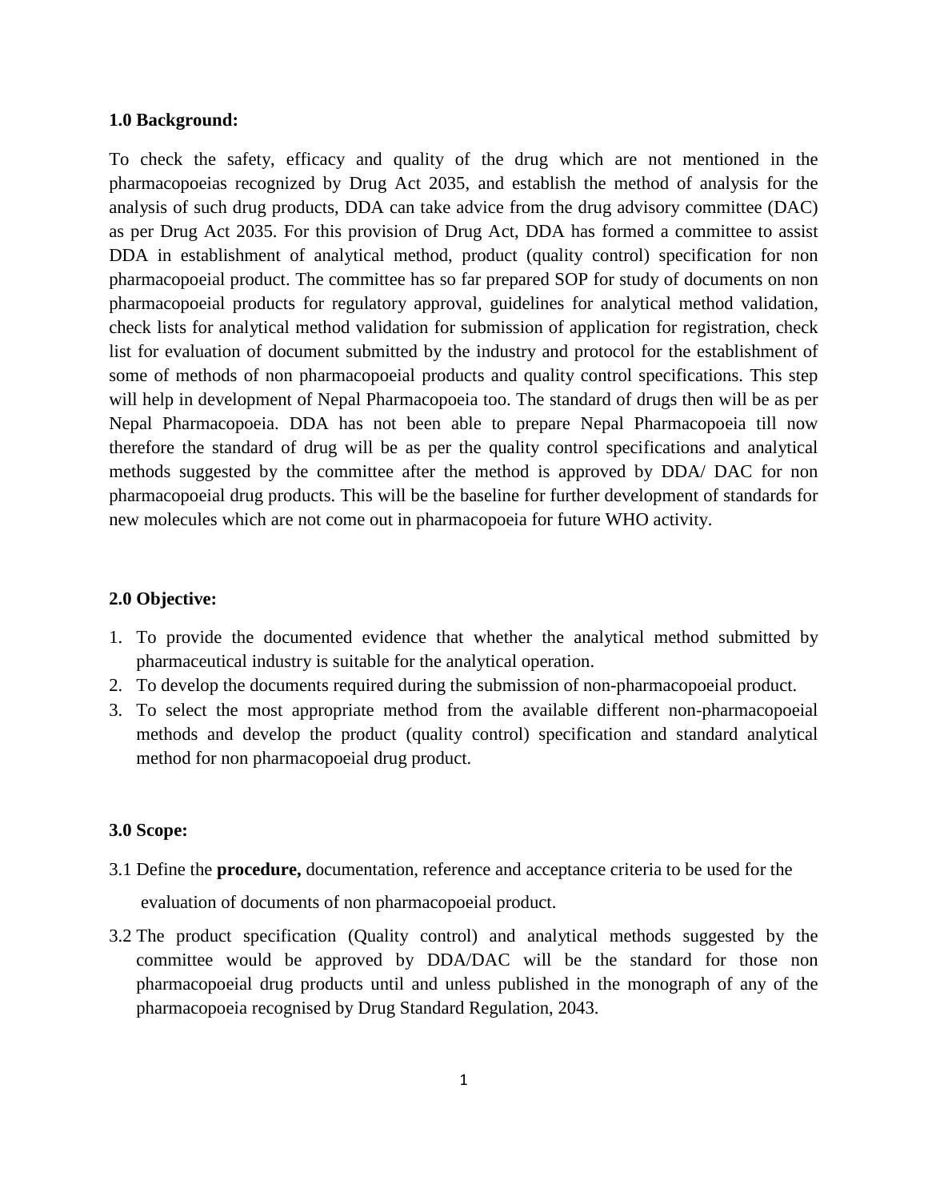## 1.0 Background:

To check the safety, efficacy and quality of the drug which are not mentioned in the pharmacopoeias recognized by Drug Act 2035, and establish the method of analysis for the analysis of such drug products, DDA can take advice from the drug advisory committee (DAC) as per Drug Act 2035. For this provision of Drug Act, DDA has formed a committee to assist DDA in establishment of analytical method, product (quality control) specification for non pharmacopoeial product. The committee has so far prepared SOP for study of documents on non pharmacopoeial products for regulatory approval, guidelines for analytical method validation, check lists for analytical method validation for submission of application for registration, check list for evaluation of document submitted by the industry and protocol for the establishment of some of methods of non pharmacopoeial products and quality control specifications. This step will help in development of Nepal Pharmacopoeia too. The standard of drugs then will be as per Nepal Pharmacopoeia. DDA has not been able to prepare Nepal Pharmacopoeia till now therefore the standard of drug will be as per the quality control specifications and analytical methods suggested by the committee after the method is approved by DDA/ DAC for non pharmacopoeial drug products. This will be the baseline for further development of standards for new molecules which are not come out in pharmacopoeia for future WHO activity.

## 2.0 Objective:

1. To provide the documented evidence that whether the analytical method submitted by pharmaceutical industry is suitable for the analytical operation.
2. To develop the documents required during the submission of non-pharmacopoeial product.
3. To select the most appropriate method from the available different non-pharmacopoeial methods and develop the product (quality control) specification and standard analytical method for non pharmacopoeial drug product.

## 3.0 Scope:

3.1 Define the **procedure,** documentation, reference and acceptance criteria to be used for the evaluation of documents of non pharmacopoeial product.

3.2 The product specification (Quality control) and analytical methods suggested by the committee would be approved by DDA/DAC will be the standard for those non pharmacopoeial drug products until and unless published in the monograph of any of the pharmacopoeia recognised by Drug Standard Regulation, 2043.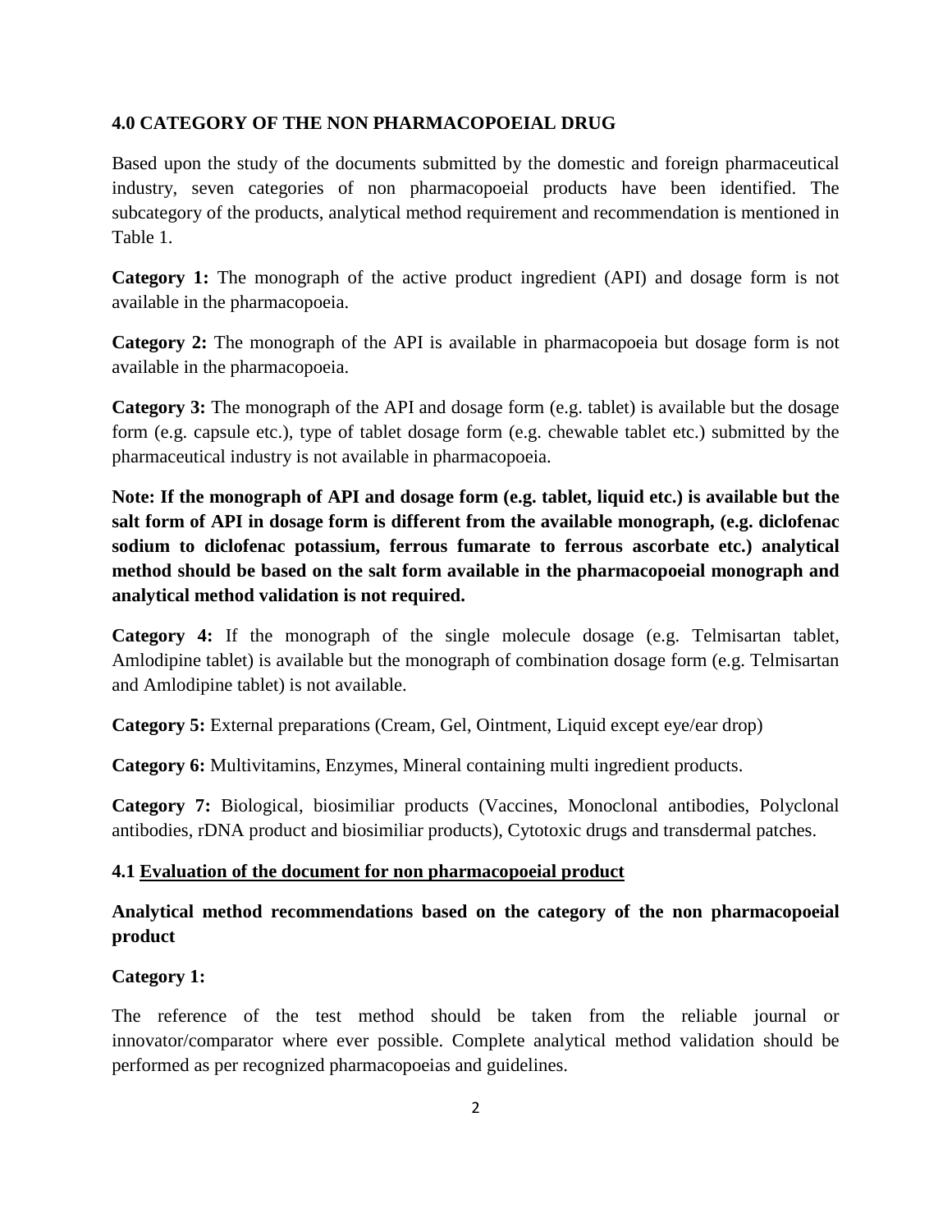## 4.0 CATEGORY OF THE NON PHARMACOPOEIAL DRUG

Based upon the study of the documents submitted by the domestic and foreign pharmaceutical industry, seven categories of non pharmacopoeial products have been identified. The subcategory of the products, analytical method requirement and recommendation is mentioned in Table 1.

**Category 1:** The monograph of the active product ingredient (API) and dosage form is not available in the pharmacopoeia.

**Category 2:** The monograph of the API is available in pharmacopoeia but dosage form is not available in the pharmacopoeia.

**Category 3:** The monograph of the API and dosage form (e.g. tablet) is available but the dosage form (e.g. capsule etc.), type of tablet dosage form (e.g. chewable tablet etc.) submitted by the pharmaceutical industry is not available in pharmacopoeia.

**Note: If the monograph of API and dosage form (e.g. tablet, liquid etc.) is available but the salt form of API in dosage form is different from the available monograph, (e.g. diclofenac sodium to diclofenac potassium, ferrous fumarate to ferrous ascorbate etc.) analytical method should be based on the salt form available in the pharmacopoeial monograph and analytical method validation is not required.**

**Category 4:** If the monograph of the single molecule dosage (e.g. Telmisartan tablet, Amlodipine tablet) is available but the monograph of combination dosage form (e.g. Telmisartan and Amlodipine tablet) is not available.

**Category 5:** External preparations (Cream, Gel, Ointment, Liquid except eye/ear drop)

**Category 6:** Multivitamins, Enzymes, Mineral containing multi ingredient products.

**Category 7:** Biological, biosimiliar products (Vaccines, Monoclonal antibodies, Polyclonal antibodies, rDNA product and biosimiliar products), Cytotoxic drugs and transdermal patches.

### 4.1 Evaluation of the document for non pharmacopoeial product

**Analytical method recommendations based on the category of the non pharmacopoeial product**

**Category 1:**

The reference of the test method should be taken from the reliable journal or innovator/comparator where ever possible. Complete analytical method validation should be performed as per recognized pharmacopoeias and guidelines.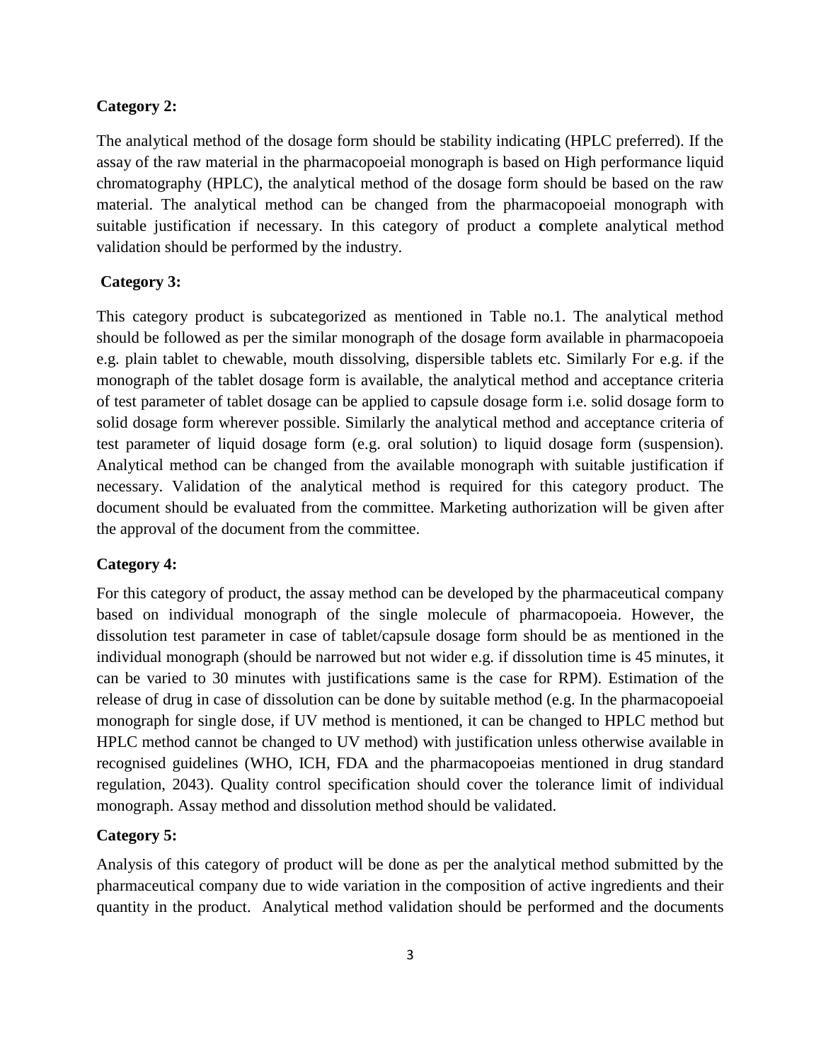**Category 2:**

The analytical method of the dosage form should be stability indicating (HPLC preferred). If the assay of the raw material in the pharmacopoeial monograph is based on High performance liquid chromatography (HPLC), the analytical method of the dosage form should be based on the raw material. The analytical method can be changed from the pharmacopoeial monograph with suitable justification if necessary. In this category of product a **c**omplete analytical method validation should be performed by the industry.

**Category 3:**

This category product is subcategorized as mentioned in Table no.1. The analytical method should be followed as per the similar monograph of the dosage form available in pharmacopoeia e.g. plain tablet to chewable, mouth dissolving, dispersible tablets etc. Similarly For e.g. if the monograph of the tablet dosage form is available, the analytical method and acceptance criteria of test parameter of tablet dosage can be applied to capsule dosage form i.e. solid dosage form to solid dosage form wherever possible. Similarly the analytical method and acceptance criteria of test parameter of liquid dosage form (e.g. oral solution) to liquid dosage form (suspension). Analytical method can be changed from the available monograph with suitable justification if necessary. Validation of the analytical method is required for this category product. The document should be evaluated from the committee. Marketing authorization will be given after the approval of the document from the committee.

**Category 4:**

For this category of product, the assay method can be developed by the pharmaceutical company based on individual monograph of the single molecule of pharmacopoeia. However, the dissolution test parameter in case of tablet/capsule dosage form should be as mentioned in the individual monograph (should be narrowed but not wider e.g. if dissolution time is 45 minutes, it can be varied to 30 minutes with justifications same is the case for RPM). Estimation of the release of drug in case of dissolution can be done by suitable method (e.g. In the pharmacopoeial monograph for single dose, if UV method is mentioned, it can be changed to HPLC method but HPLC method cannot be changed to UV method) with justification unless otherwise available in recognised guidelines (WHO, ICH, FDA and the pharmacopoeias mentioned in drug standard regulation, 2043). Quality control specification should cover the tolerance limit of individual monograph. Assay method and dissolution method should be validated.

**Category 5:**

Analysis of this category of product will be done as per the analytical method submitted by the pharmaceutical company due to wide variation in the composition of active ingredients and their quantity in the product. Analytical method validation should be performed and the documents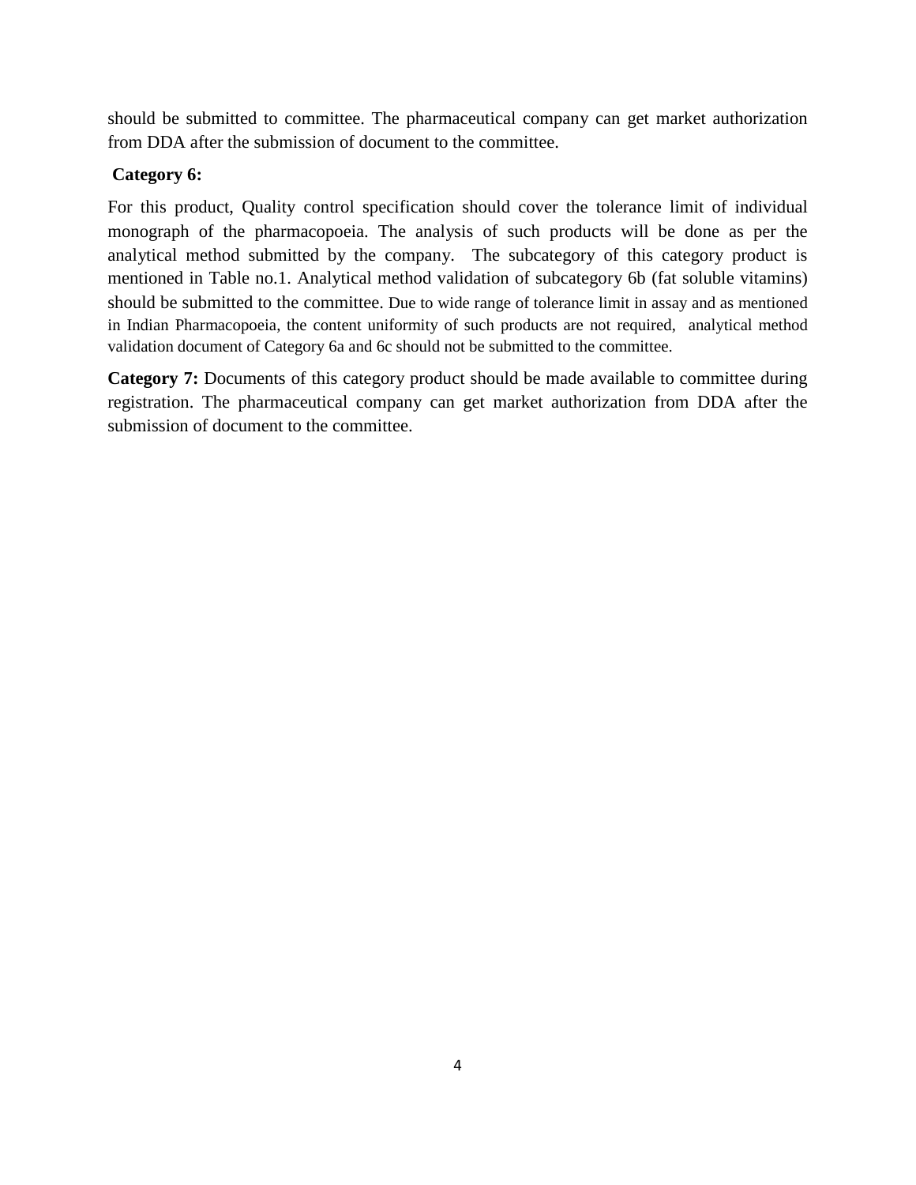should be submitted to committee. The pharmaceutical company can get market authorization from DDA after the submission of document to the committee.

**Category 6:**

For this product, Quality control specification should cover the tolerance limit of individual monograph of the pharmacopoeia. The analysis of such products will be done as per the analytical method submitted by the company. The subcategory of this category product is mentioned in Table no.1. Analytical method validation of subcategory 6b (fat soluble vitamins) should be submitted to the committee. Due to wide range of tolerance limit in assay and as mentioned in Indian Pharmacopoeia, the content uniformity of such products are not required, analytical method validation document of Category 6a and 6c should not be submitted to the committee.

**Category 7:** Documents of this category product should be made available to committee during registration. The pharmaceutical company can get market authorization from DDA after the submission of document to the committee.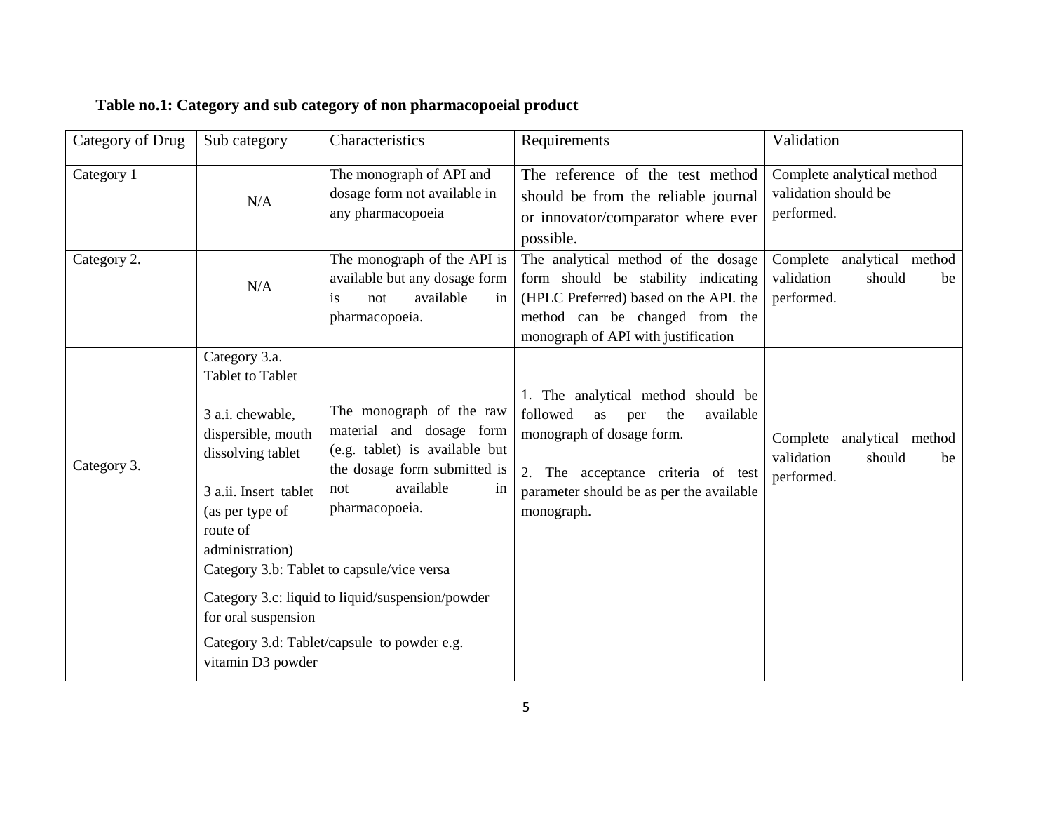**Table no.1: Category and sub category of non pharmacopoeial product**

| Category of Drug | Sub category | Characteristics | Requirements | Validation |
|---|---|---|---|---|
| Category 1 | N/A | The monograph of API and dosage form not available in any pharmacopoeia | The reference of the test method should be from the reliable journal or innovator/comparator where ever possible. | Complete analytical method validation should be performed. |
| Category 2. | N/A | The monograph of the API is available but any dosage form is not available in pharmacopoeia. | The analytical method of the dosage form should be stability indicating (HPLC Preferred) based on the API. the method can be changed from the monograph of API with justification | Complete analytical method validation should be performed. |
| Category 3. | Category 3.a. Tablet to Tablet<br><br>3 a.i. chewable, dispersible, mouth dissolving tablet<br><br>3 a.ii. Insert tablet (as per type of route of administration) | The monograph of the raw material and dosage form (e.g. tablet) is available but the dosage form submitted is not available in pharmacopoeia. | 1. The analytical method should be followed as per the available monograph of dosage form.<br><br>2. The acceptance criteria of test parameter should be as per the available monograph. | Complete analytical method validation should be performed. |
| | Category 3.b: Tablet to capsule/vice versa | | | |
| | Category 3.c: liquid to liquid/suspension/powder for oral suspension | | | |
| | Category 3.d: Tablet/capsule to powder e.g. vitamin D3 powder | | | |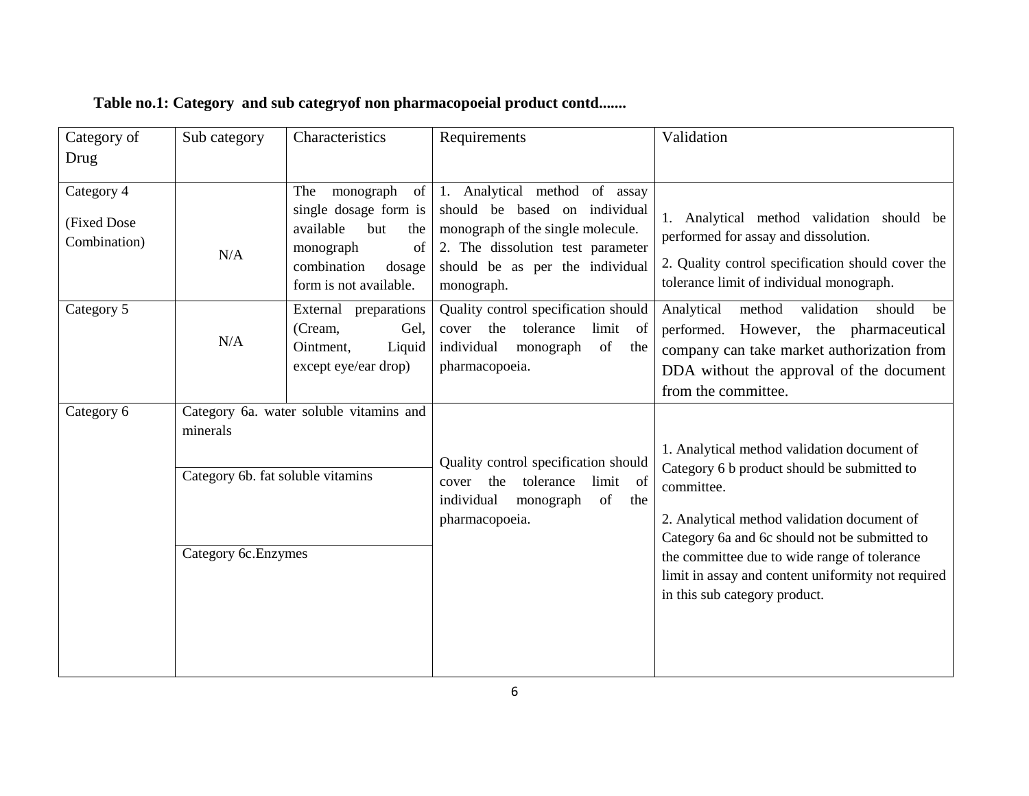**Table no.1: Category and sub categryof non pharmacopoeial product contd.......**

| Category of Drug | Sub category | Characteristics | Requirements | Validation |
|---|---|---|---|---|
| Category 4<br><br>(Fixed Dose Combination) | N/A | The monograph of single dosage form is available but the monograph of combination dosage form is not available. | 1. Analytical method of assay should be based on individual monograph of the single molecule.<br>2. The dissolution test parameter should be as per the individual monograph. | 1. Analytical method validation should be performed for assay and dissolution.<br><br>2. Quality control specification should cover the tolerance limit of individual monograph. |
| Category 5 | N/A | External preparations (Cream, Gel, Ointment, Liquid except eye/ear drop) | Quality control specification should cover the tolerance limit of individual monograph of the pharmacopoeia. | Analytical method validation should be performed. However, the pharmaceutical company can take market authorization from DDA without the approval of the document from the committee. |
| Category 6 | Category 6a. water soluble vitamins and minerals | | Quality control specification should cover the tolerance limit of individual monograph of the pharmacopoeia. | 1. Analytical method validation document of Category 6 b product should be submitted to committee.<br><br>2. Analytical method validation document of Category 6a and 6c should not be submitted to the committee due to wide range of tolerance limit in assay and content uniformity not required in this sub category product. |
| | Category 6b. fat soluble vitamins | | | |
| | Category 6c.Enzymes | | | |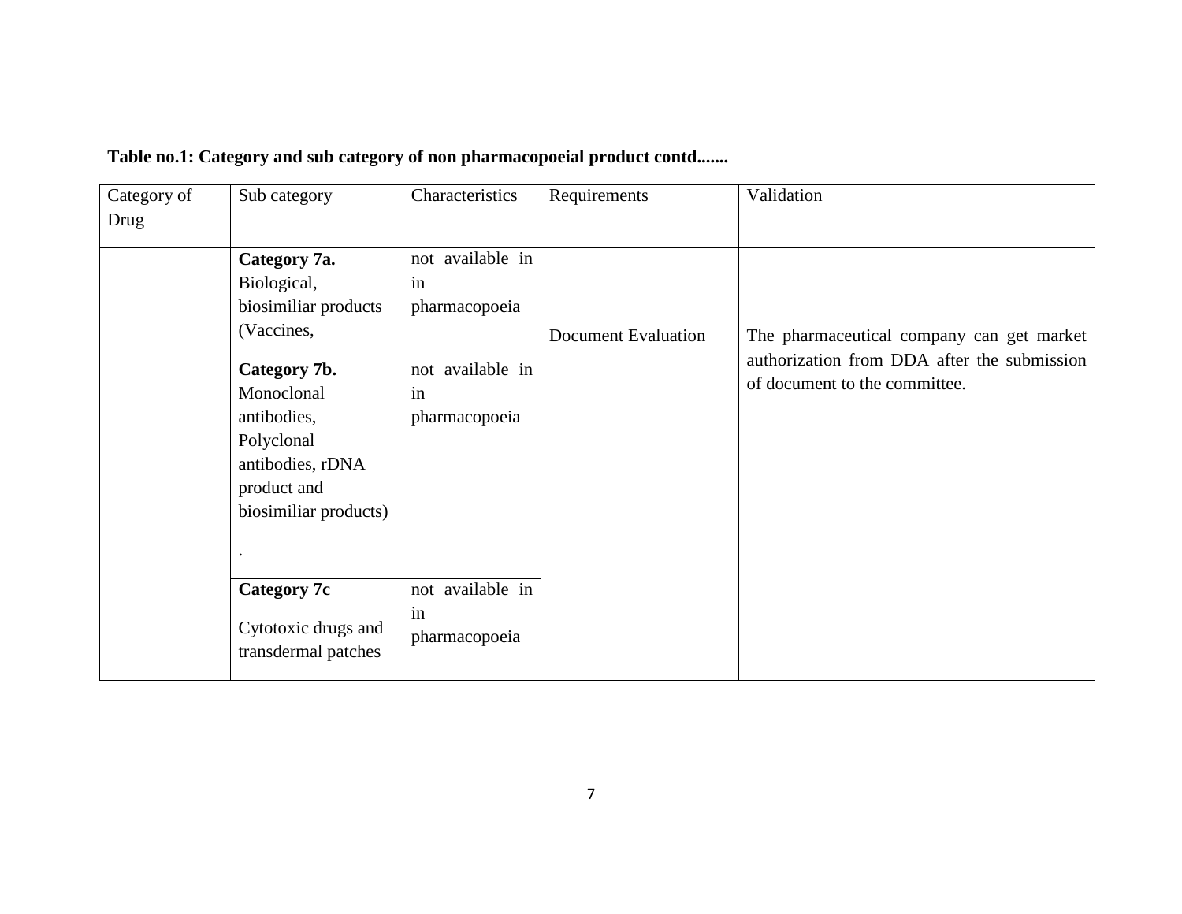**Table no.1: Category and sub category of non pharmacopoeial product contd.......**

| Category of Drug | Sub category | Characteristics | Requirements | Validation |
|---|---|---|---|---|
| | **Category 7a.** Biological, biosimiliar products (Vaccines, | not available in in pharmacopoeia | Document Evaluation | The pharmaceutical company can get market authorization from DDA after the submission of document to the committee. |
| | **Category 7b.** Monoclonal antibodies, Polyclonal antibodies, rDNA product and biosimiliar products) . | not available in in pharmacopoeia | | |
| | **Category 7c** Cytotoxic drugs and transdermal patches | not available in in pharmacopoeia | | |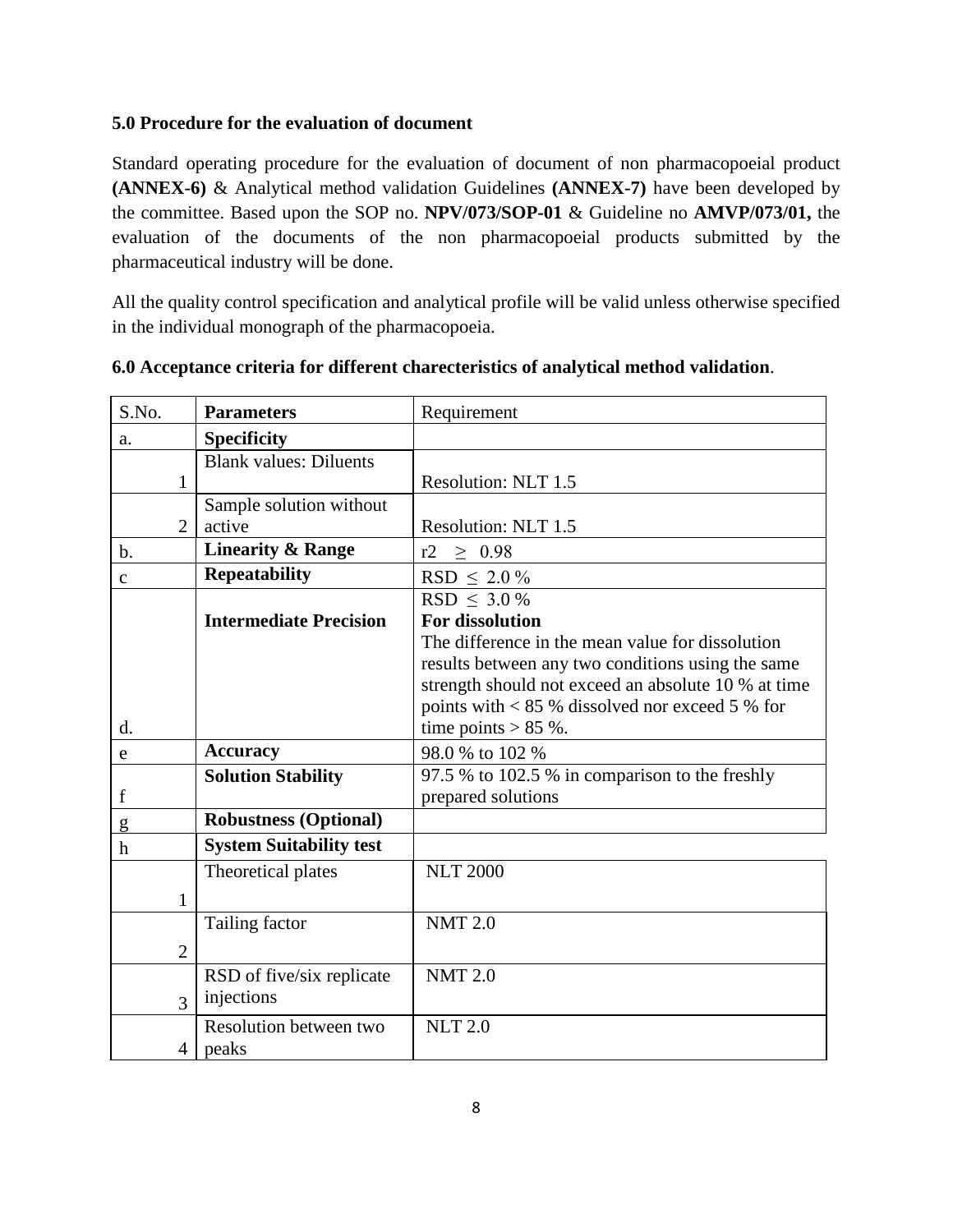**5.0 Procedure for the evaluation of document**

Standard operating procedure for the evaluation of document of non pharmacopoeial product **(ANNEX-6)** & Analytical method validation Guidelines **(ANNEX-7)** have been developed by the committee. Based upon the SOP no. **NPV/073/SOP-01** & Guideline no **AMVP/073/01,** the evaluation of the documents of the non pharmacopoeial products submitted by the pharmaceutical industry will be done.

All the quality control specification and analytical profile will be valid unless otherwise specified in the individual monograph of the pharmacopoeia.

**6.0 Acceptance criteria for different charecteristics of analytical method validation**.

| S.No. | **Parameters** | Requirement |
|---|---|---|
| a. | **Specificity** | |
| 1 | Blank values: Diluents | Resolution: NLT 1.5 |
| 2 | Sample solution without active | Resolution: NLT 1.5 |
| b. | **Linearity & Range** | r2 $\geq$ 0.98 |
| c | **Repeatability** | RSD $\leq$ 2.0 % |
| d. | **Intermediate Precision** | RSD $\leq$ 3.0 %<br>**For dissolution**<br>The difference in the mean value for dissolution results between any two conditions using the same strength should not exceed an absolute 10 % at time points with < 85 % dissolved nor exceed 5 % for time points > 85 %. |
| e | **Accuracy** | 98.0 % to 102 % |
| f | **Solution Stability** | 97.5 % to 102.5 % in comparison to the freshly prepared solutions |
| g | **Robustness (Optional)** | |
| h | **System Suitability test** | |
| 1 | Theoretical plates | NLT 2000 |
| 2 | Tailing factor | NMT 2.0 |
| 3 | RSD of five/six replicate injections | NMT 2.0 |
| 4 | Resolution between two peaks | NLT 2.0 |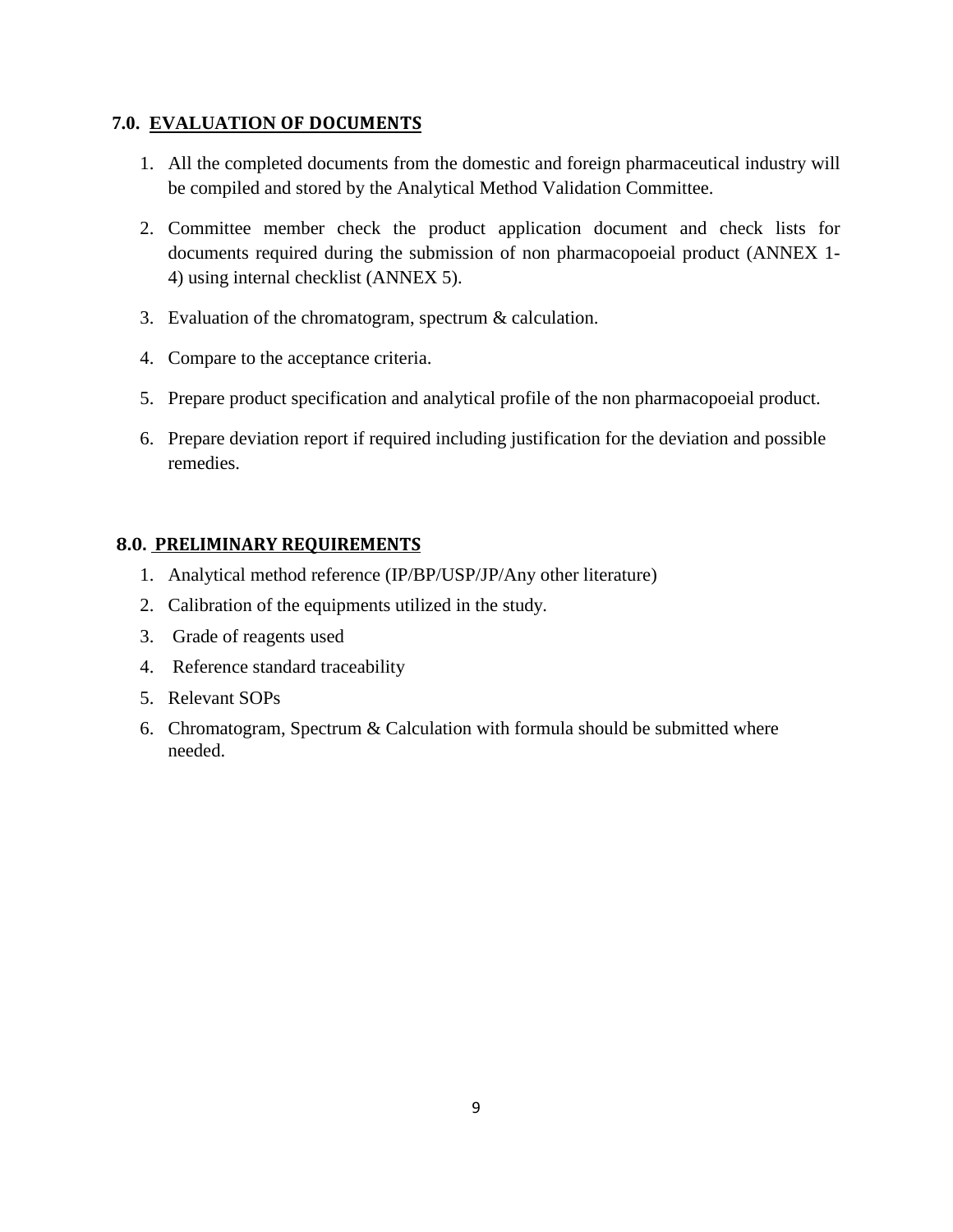## 7.0. EVALUATION OF DOCUMENTS

1. All the completed documents from the domestic and foreign pharmaceutical industry will be compiled and stored by the Analytical Method Validation Committee.
2. Committee member check the product application document and check lists for documents required during the submission of non pharmacopoeial product (ANNEX 1-4) using internal checklist (ANNEX 5).
3. Evaluation of the chromatogram, spectrum & calculation.
4. Compare to the acceptance criteria.
5. Prepare product specification and analytical profile of the non pharmacopoeial product.
6. Prepare deviation report if required including justification for the deviation and possible remedies.

## 8.0. PRELIMINARY REQUIREMENTS

1. Analytical method reference (IP/BP/USP/JP/Any other literature)
2. Calibration of the equipments utilized in the study.
3. Grade of reagents used
4. Reference standard traceability
5. Relevant SOPs
6. Chromatogram, Spectrum & Calculation with formula should be submitted where needed.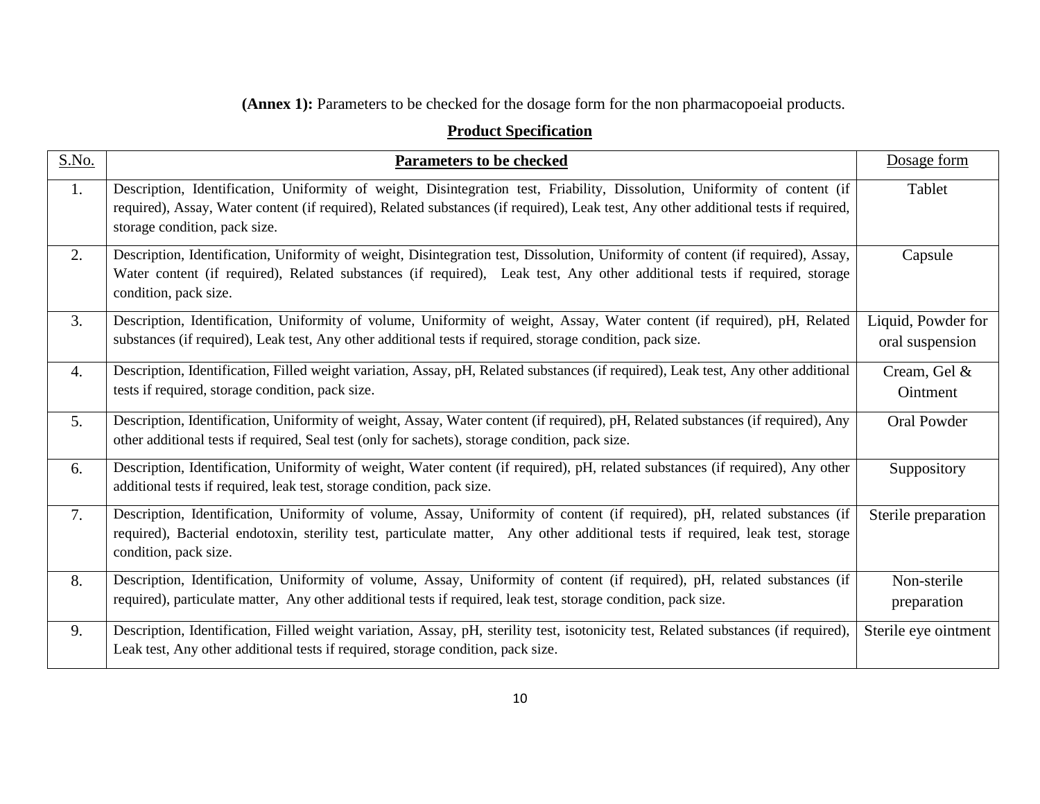**(Annex 1):** Parameters to be checked for the dosage form for the non pharmacopoeial products.

**Product Specification**

| S.No. | **Parameters to be checked** | Dosage form |
|---|---|---|
| 1. | Description, Identification, Uniformity of weight, Disintegration test, Friability, Dissolution, Uniformity of content (if required), Assay, Water content (if required), Related substances (if required), Leak test, Any other additional tests if required, storage condition, pack size. | Tablet |
| 2. | Description, Identification, Uniformity of weight, Disintegration test, Dissolution, Uniformity of content (if required), Assay, Water content (if required), Related substances (if required), Leak test, Any other additional tests if required, storage condition, pack size. | Capsule |
| 3. | Description, Identification, Uniformity of volume, Uniformity of weight, Assay, Water content (if required), pH, Related substances (if required), Leak test, Any other additional tests if required, storage condition, pack size. | Liquid, Powder for oral suspension |
| 4. | Description, Identification, Filled weight variation, Assay, pH, Related substances (if required), Leak test, Any other additional tests if required, storage condition, pack size. | Cream, Gel & Ointment |
| 5. | Description, Identification, Uniformity of weight, Assay, Water content (if required), pH, Related substances (if required), Any other additional tests if required, Seal test (only for sachets), storage condition, pack size. | Oral Powder |
| 6. | Description, Identification, Uniformity of weight, Water content (if required), pH, related substances (if required), Any other additional tests if required, leak test, storage condition, pack size. | Suppository |
| 7. | Description, Identification, Uniformity of volume, Assay, Uniformity of content (if required), pH, related substances (if required), Bacterial endotoxin, sterility test, particulate matter, Any other additional tests if required, leak test, storage condition, pack size. | Sterile preparation |
| 8. | Description, Identification, Uniformity of volume, Assay, Uniformity of content (if required), pH, related substances (if required), particulate matter, Any other additional tests if required, leak test, storage condition, pack size. | Non-sterile preparation |
| 9. | Description, Identification, Filled weight variation, Assay, pH, sterility test, isotonicity test, Related substances (if required), Leak test, Any other additional tests if required, storage condition, pack size. | Sterile eye ointment |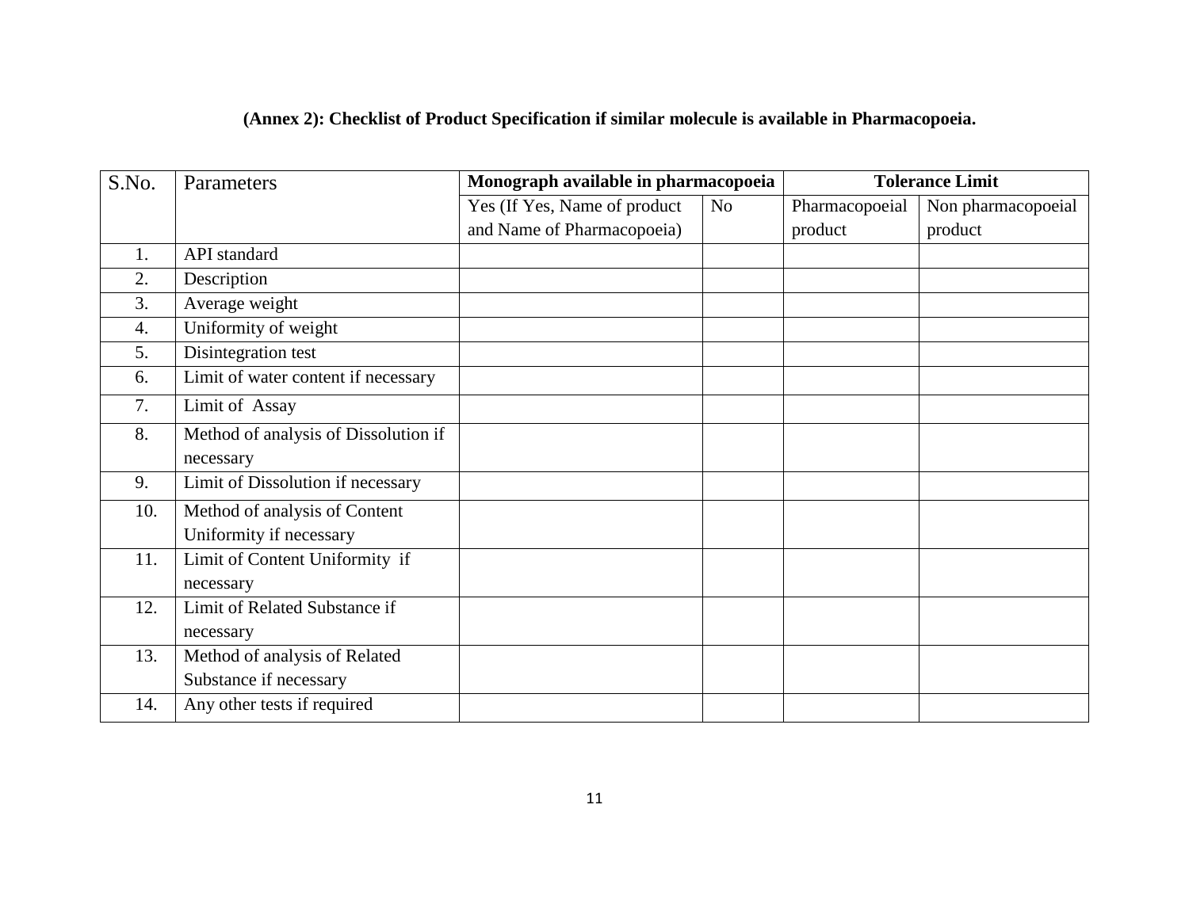**(Annex 2): Checklist of Product Specification if similar molecule is available in Pharmacopoeia.**

| S.No. | Parameters | Monograph available in pharmacopoeia | | Tolerance Limit | |
|---|---|---|---|---|---|
| | | Yes (If Yes, Name of product and Name of Pharmacopoeia) | No | Pharmacopoeial product | Non pharmacopoeial product |
| 1. | API standard | | | | |
| 2. | Description | | | | |
| 3. | Average weight | | | | |
| 4. | Uniformity of weight | | | | |
| 5. | Disintegration test | | | | |
| 6. | Limit of water content if necessary | | | | |
| 7. | Limit of Assay | | | | |
| 8. | Method of analysis of Dissolution if necessary | | | | |
| 9. | Limit of Dissolution if necessary | | | | |
| 10. | Method of analysis of Content Uniformity if necessary | | | | |
| 11. | Limit of Content Uniformity if necessary | | | | |
| 12. | Limit of Related Substance if necessary | | | | |
| 13. | Method of analysis of Related Substance if necessary | | | | |
| 14. | Any other tests if required | | | | |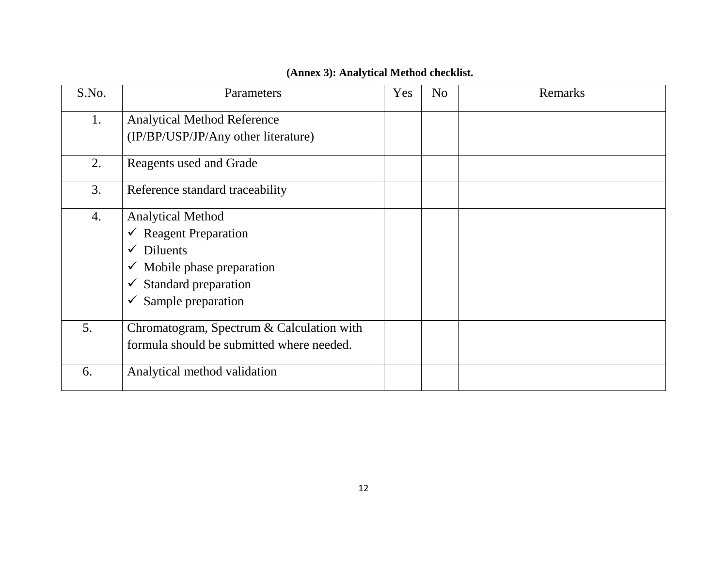**(Annex 3): Analytical Method checklist.**

| S.No. | Parameters | Yes | No | Remarks |
|---|---|---|---|---|
| 1. | Analytical Method Reference (IP/BP/USP/JP/Any other literature) | | | |
| 2. | Reagents used and Grade | | | |
| 3. | Reference standard traceability | | | |
| 4. | Analytical Method<br>✓ Reagent Preparation<br>✓ Diluents<br>✓ Mobile phase preparation<br>✓ Standard preparation<br>✓ Sample preparation | | | |
| 5. | Chromatogram, Spectrum & Calculation with formula should be submitted where needed. | | | |
| 6. | Analytical method validation | | | |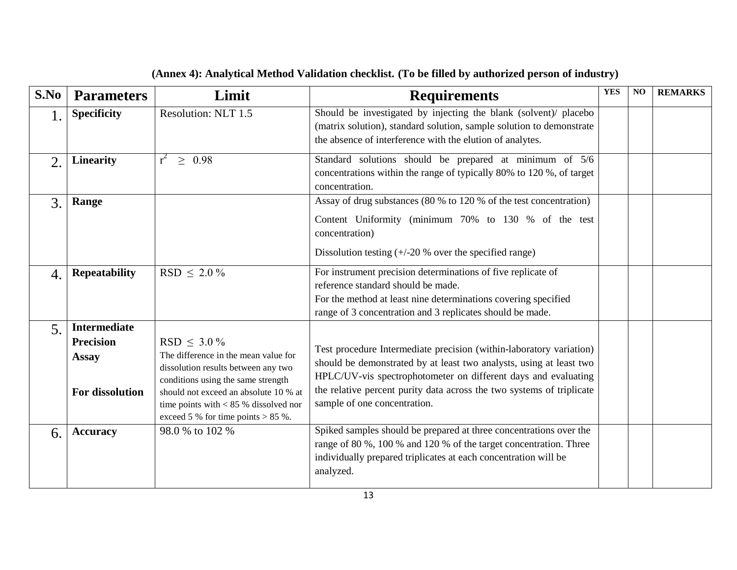**(Annex 4): Analytical Method Validation checklist. (To be filled by authorized person of industry)**

| S.No | Parameters | Limit | Requirements | YES | NO | REMARKS |
|---|---|---|---|---|---|---|
| 1. | **Specificity** | Resolution: NLT 1.5 | Should be investigated by injecting the blank (solvent)/ placebo (matrix solution), standard solution, sample solution to demonstrate the absence of interference with the elution of analytes. | | | |
| 2. | **Linearity** | $r^2 \geq 0.98$ | Standard solutions should be prepared at minimum of 5/6 concentrations within the range of typically 80% to 120 %, of target concentration. | | | |
| 3. | **Range** | | Assay of drug substances (80 % to 120 % of the test concentration)<br>Content Uniformity (minimum 70% to 130 % of the test concentration)<br>Dissolution testing (+/-20 % over the specified range) | | | |
| 4. | **Repeatability** | RSD $\leq$ 2.0 % | For instrument precision determinations of five replicate of reference standard should be made.<br>For the method at least nine determinations covering specified range of 3 concentration and 3 replicates should be made. | | | |
| 5. | **Intermediate Precision Assay**<br><br>**For dissolution** | RSD $\leq$ 3.0 %<br>The difference in the mean value for dissolution results between any two conditions using the same strength should not exceed an absolute 10 % at time points with < 85 % dissolved nor exceed 5 % for time points > 85 %. | Test procedure Intermediate precision (within-laboratory variation) should be demonstrated by at least two analysts, using at least two HPLC/UV-vis spectrophotometer on different days and evaluating the relative percent purity data across the two systems of triplicate sample of one concentration. | | | |
| 6. | **Accuracy** | 98.0 % to 102 % | Spiked samples should be prepared at three concentrations over the range of 80 %, 100 % and 120 % of the target concentration. Three individually prepared triplicates at each concentration will be analyzed. | | | |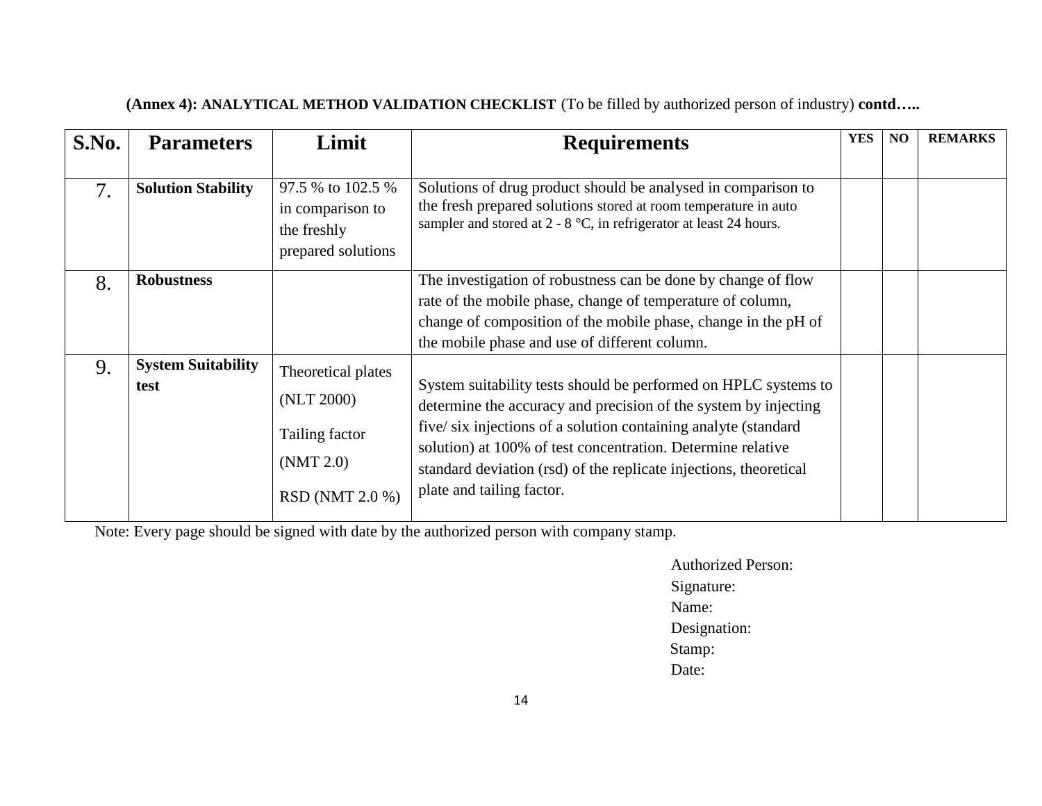**(Annex 4): ANALYTICAL METHOD VALIDATION CHECKLIST** (To be filled by authorized person of industry) **contd…..**

| S.No. | Parameters | Limit | Requirements | YES | NO | REMARKS |
|---|---|---|---|---|---|---|
| 7. | **Solution Stability** | 97.5 % to 102.5 % in comparison to the freshly prepared solutions | Solutions of drug product should be analysed in comparison to the fresh prepared solutions stored at room temperature in auto sampler and stored at 2 - 8 °C, in refrigerator at least 24 hours. | | | |
| 8. | **Robustness** | | The investigation of robustness can be done by change of flow rate of the mobile phase, change of temperature of column, change of composition of the mobile phase, change in the pH of the mobile phase and use of different column. | | | |
| 9. | **System Suitability test** | Theoretical plates (NLT 2000)<br>Tailing factor (NMT 2.0)<br>RSD (NMT 2.0 %) | System suitability tests should be performed on HPLC systems to determine the accuracy and precision of the system by injecting five/ six injections of a solution containing analyte (standard solution) at 100% of test concentration. Determine relative standard deviation (rsd) of the replicate injections, theoretical plate and tailing factor. | | | |

Note: Every page should be signed with date by the authorized person with company stamp.

Authorized Person:
Signature:
Name:
Designation:
Stamp:
Date: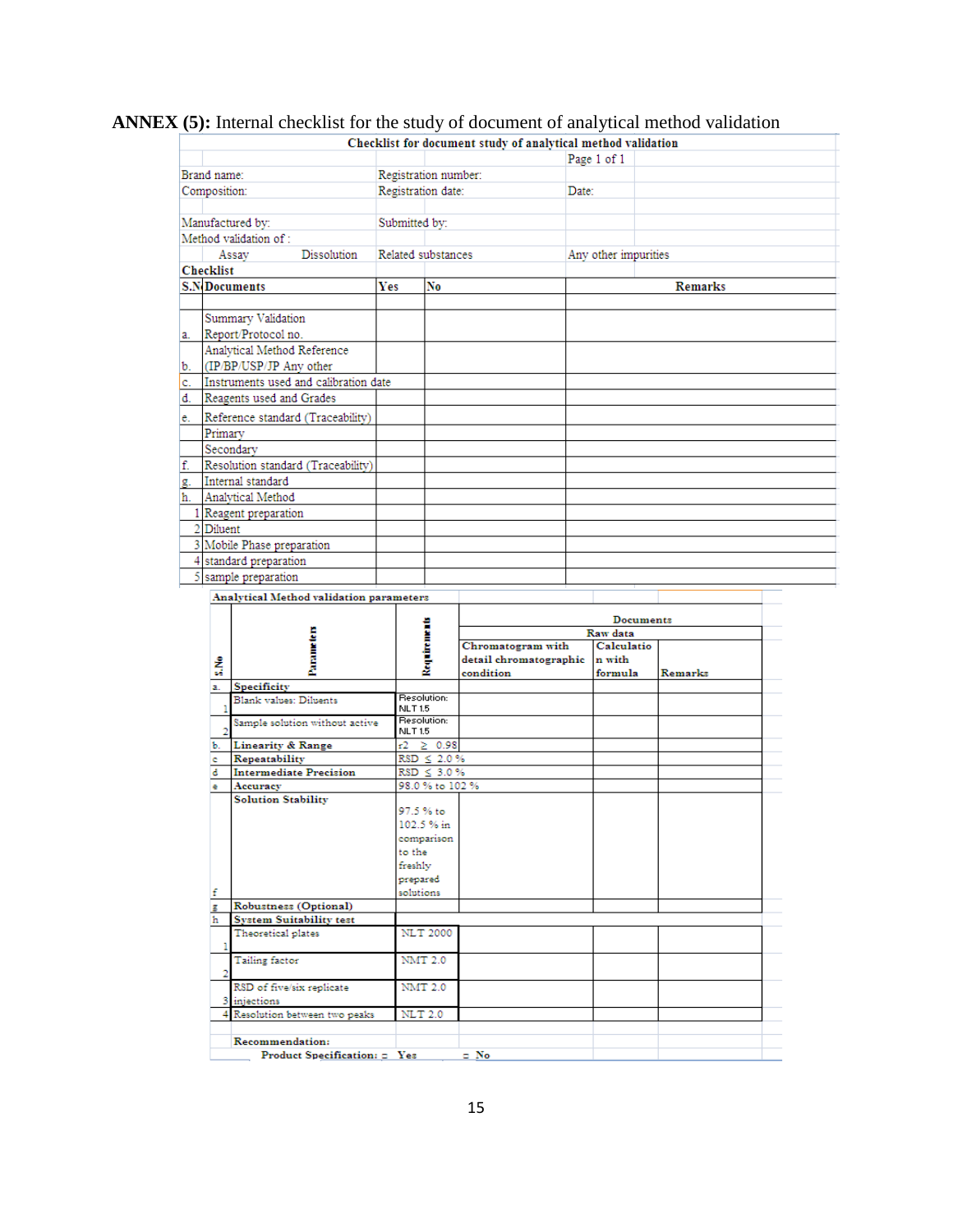**ANNEX (5):** Internal checklist for the study of document of analytical method validation

| Checklist for document study of analytical method validation | | | | |
|---|---|---|---|---|
| | | | Page 1 of 1 | |
| Brand name: | Registration number: | | | |
| Composition: | Registration date: | | Date: | |
| Manufactured by: | Submitted by: | | | |
| Method validation of : | | | | |
| Assay Dissolution | Related substances | | Any other impurities | |

**Checklist**

| S.N | Documents | Yes | No | Remarks |
|---|---|---|---|---|
| a. | Summary Validation Report/Protocol no. | | | |
| b. | Analytical Method Reference (IP/BP/USP/JP Any other | | | |
| c. | Instruments used and calibration date | | | |
| d. | Reagents used and Grades | | | |
| e. | Reference standard (Traceability) | | | |
| | Primary | | | |
| | Secondary | | | |
| f. | Resolution standard (Traceability) | | | |
| g. | Internal standard | | | |
| h. | Analytical Method | | | |
| 1 | Reagent preparation | | | |
| 2 | Diluent | | | |
| 3 | Mobile Phase preparation | | | |
| 4 | standard preparation | | | |
| 5 | sample preparation | | | |

**Analytical Method validation parameters**

| S.No | Parameters | Requirements | Documents – Raw data: Chromatogram with detail chromatographic condition | Documents – Raw data: Calculation with formula | Remarks |
|---|---|---|---|---|---|
| a. | Specificity | | | | |
| 1 | Blank values: Diluents | Resolution: NLT 1.5 | | | |
| 2 | Sample solution without active | Resolution: NLT 1.5 | | | |
| b. | Linearity & Range | r2 ≥ 0.98 | | | |
| c | Repeatability | RSD ≤ 2.0 % | | | |
| d | Intermediate Precision | RSD ≤ 3.0 % | | | |
| e | Accuracy | 98.0 % to 102 % | | | |
| f | Solution Stability | 97.5 % to 102.5 % in comparison to the freshly prepared solutions | | | |
| g | Robustness (Optional) | | | | |
| h | System Suitability test | | | | |
| 1 | Theoretical plates | NLT 2000 | | | |
| 2 | Tailing factor | NMT 2.0 | | | |
| 3 | RSD of five/six replicate injections | NMT 2.0 | | | |
| 4 | Resolution between two peaks | NLT 2.0 | | | |

**Recommendation:**

**Product Specification:** □ Yes □ No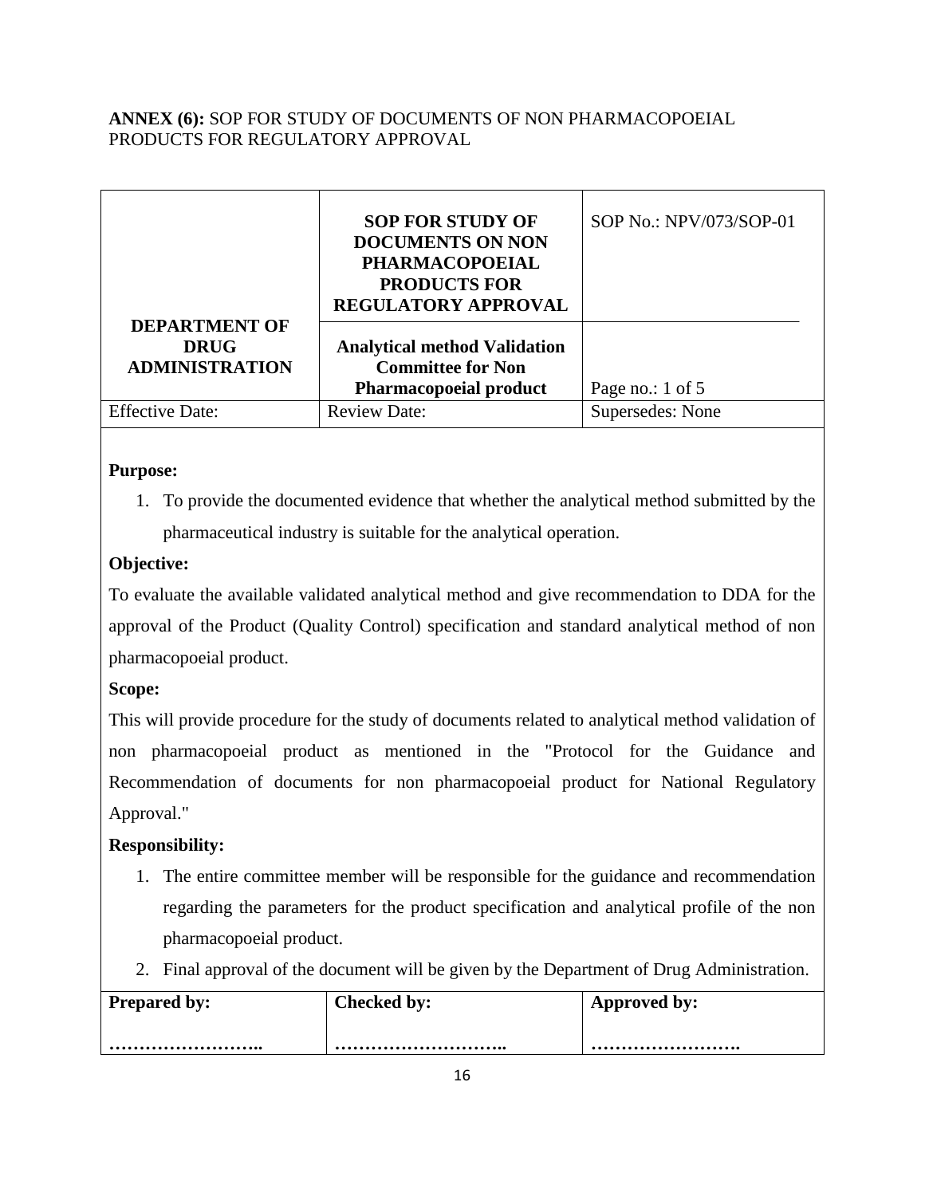**ANNEX (6):** SOP FOR STUDY OF DOCUMENTS OF NON PHARMACOPOEIAL PRODUCTS FOR REGULATORY APPROVAL

| DEPARTMENT OF DRUG ADMINISTRATION | **SOP FOR STUDY OF DOCUMENTS ON NON PHARMACOPOEIAL PRODUCTS FOR REGULATORY APPROVAL** | SOP No.: NPV/073/SOP-01 |
|---|---|---|
| | **Analytical method Validation Committee for Non Pharmacopoeial product** | Page no.: 1 of 5 |
| Effective Date: | Review Date: | Supersedes: None |

**Purpose:**

1. To provide the documented evidence that whether the analytical method submitted by the pharmaceutical industry is suitable for the analytical operation.

**Objective:**

To evaluate the available validated analytical method and give recommendation to DDA for the approval of the Product (Quality Control) specification and standard analytical method of non pharmacopoeial product.

**Scope:**

This will provide procedure for the study of documents related to analytical method validation of non pharmacopoeial product as mentioned in the "Protocol for the Guidance and Recommendation of documents for non pharmacopoeial product for National Regulatory Approval."

**Responsibility:**

1. The entire committee member will be responsible for the guidance and recommendation regarding the parameters for the product specification and analytical profile of the non pharmacopoeial product.
2. Final approval of the document will be given by the Department of Drug Administration.

| **Prepared by:** | **Checked by:** | **Approved by:** |
|---|---|---|
| …………………….. | ……………………….. | ……………………. |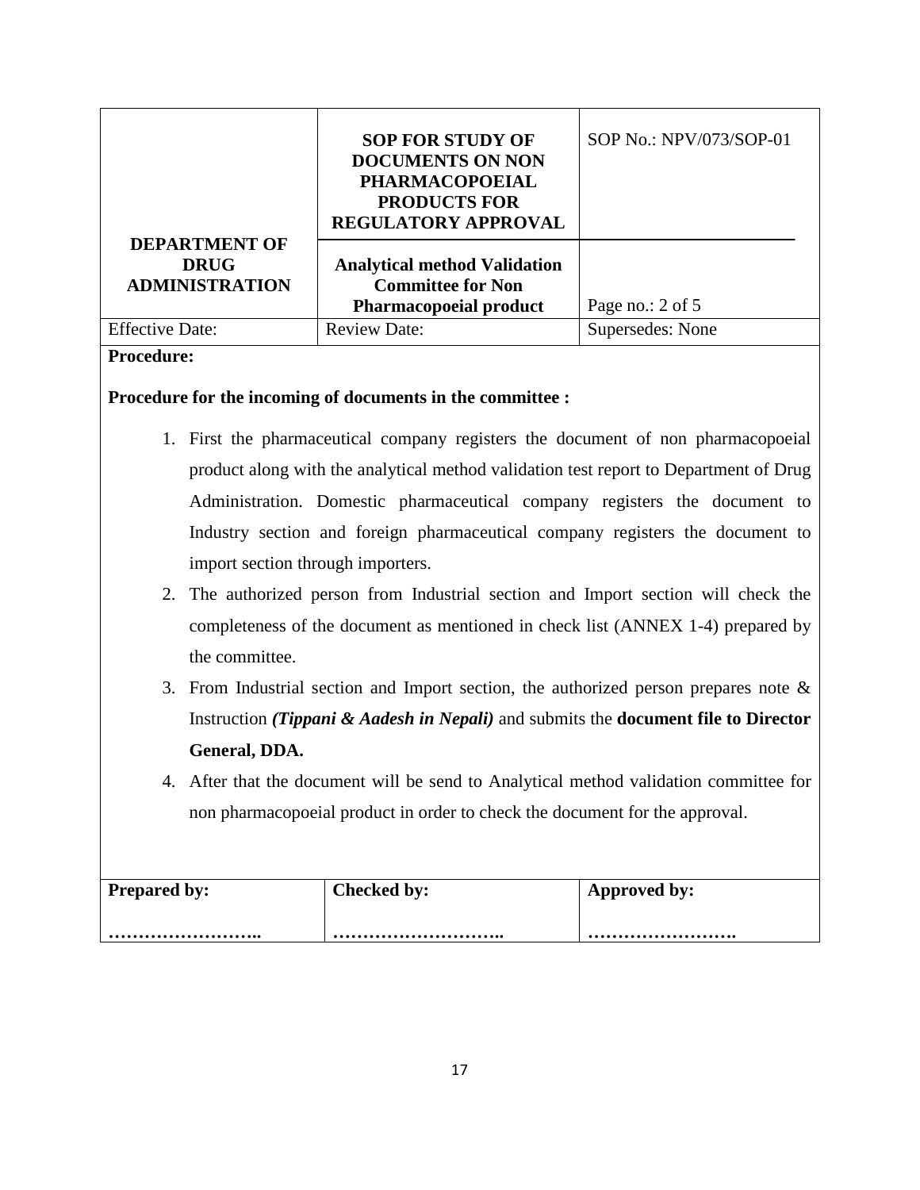| DEPARTMENT OF DRUG ADMINISTRATION | **SOP FOR STUDY OF DOCUMENTS ON NON PHARMACOPOEIAL PRODUCTS FOR REGULATORY APPROVAL** | SOP No.: NPV/073/SOP-01 |
|---|---|---|
| | **Analytical method Validation Committee for Non Pharmacopoeial product** | Page no.: 2 of 5 |
| Effective Date: | Review Date: | Supersedes: None |

**Procedure:**

**Procedure for the incoming of documents in the committee :**

1. First the pharmaceutical company registers the document of non pharmacopoeial product along with the analytical method validation test report to Department of Drug Administration. Domestic pharmaceutical company registers the document to Industry section and foreign pharmaceutical company registers the document to import section through importers.
2. The authorized person from Industrial section and Import section will check the completeness of the document as mentioned in check list (ANNEX 1-4) prepared by the committee.
3. From Industrial section and Import section, the authorized person prepares note & Instruction ***(Tippani & Aadesh in Nepali)*** and submits the **document file to Director General, DDA.**
4. After that the document will be send to Analytical method validation committee for non pharmacopoeial product in order to check the document for the approval.

| Prepared by: | Checked by: | Approved by: |
|---|---|---|
| …………………….. | ……………………….. | ……………………. |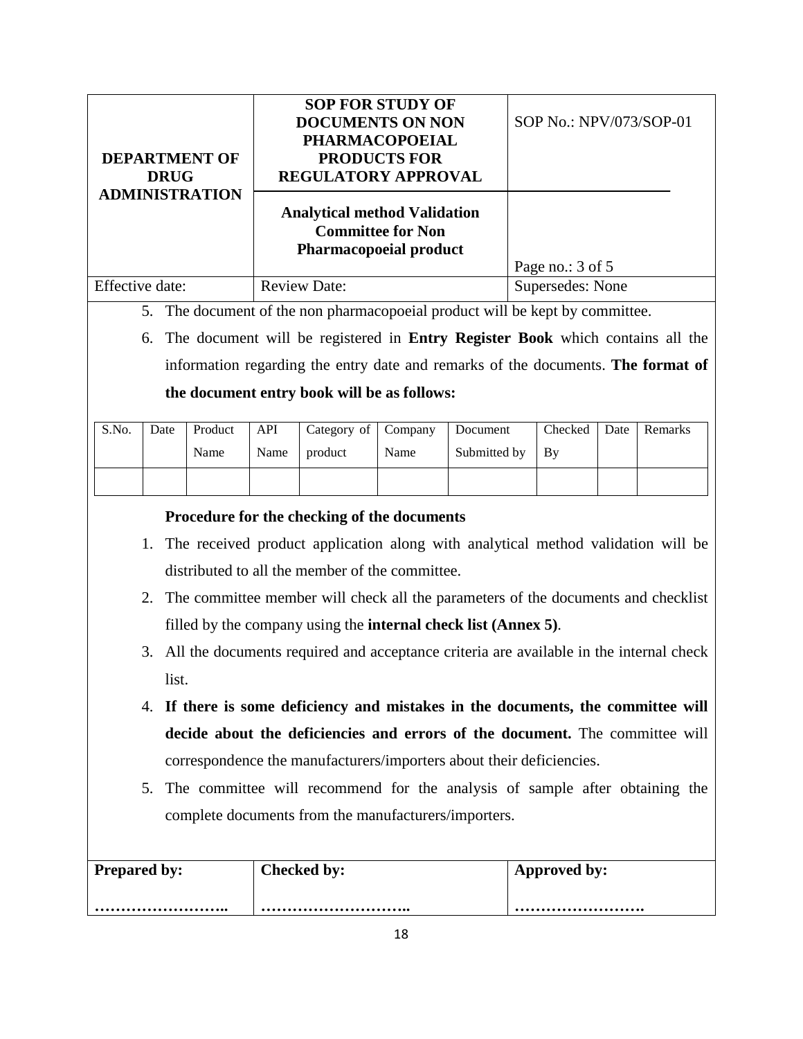| DEPARTMENT OF DRUG ADMINISTRATION | SOP FOR STUDY OF DOCUMENTS ON NON PHARMACOPOEIAL PRODUCTS FOR REGULATORY APPROVAL | SOP No.: NPV/073/SOP-01 |
|---|---|---|
| | Analytical method Validation Committee for Non Pharmacopoeial product | Page no.: 3 of 5 |
| Effective date: | Review Date: | Supersedes: None |

5. The document of the non pharmacopoeial product will be kept by committee.
6. The document will be registered in **Entry Register Book** which contains all the information regarding the entry date and remarks of the documents. **The format of the document entry book will be as follows:**

| S.No. | Date | Product Name | API Name | Category of product | Company Name | Document Submitted by | Checked By | Date | Remarks |
|---|---|---|---|---|---|---|---|---|---|
| | | | | | | | | | |

**Procedure for the checking of the documents**

1. The received product application along with analytical method validation will be distributed to all the member of the committee.
2. The committee member will check all the parameters of the documents and checklist filled by the company using the **internal check list (Annex 5)**.
3. All the documents required and acceptance criteria are available in the internal check list.
4. **If there is some deficiency and mistakes in the documents, the committee will decide about the deficiencies and errors of the document.** The committee will correspondence the manufacturers/importers about their deficiencies.
5. The committee will recommend for the analysis of sample after obtaining the complete documents from the manufacturers/importers.

| Prepared by: | Checked by: | Approved by: |
|---|---|---|
| …………………….. | ……………………….. | ……………………. |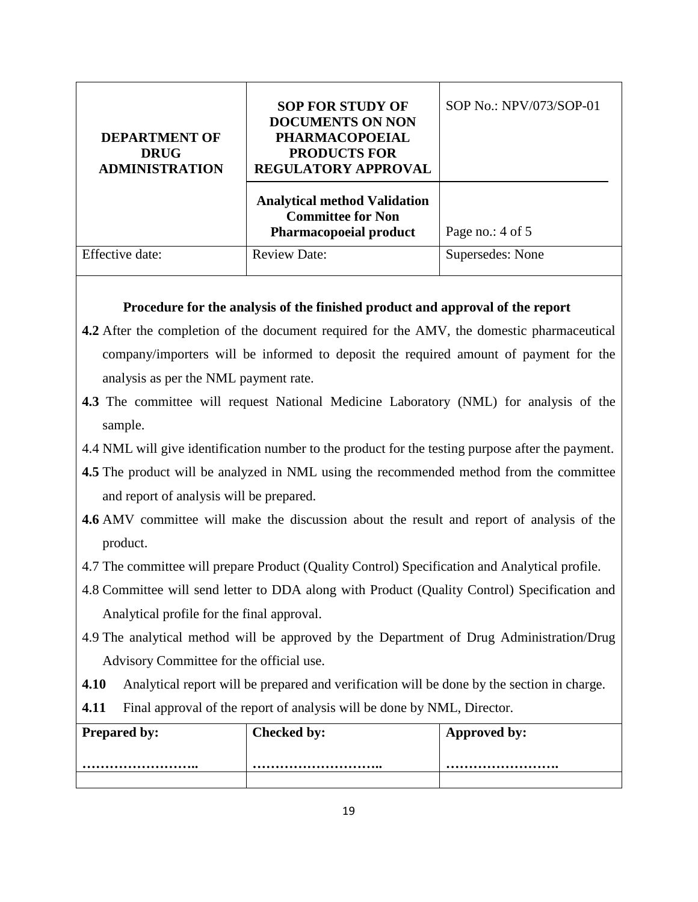| DEPARTMENT OF DRUG ADMINISTRATION | SOP FOR STUDY OF DOCUMENTS ON NON PHARMACOPOEIAL PRODUCTS FOR REGULATORY APPROVAL | SOP No.: NPV/073/SOP-01 |
| --- | --- | --- |
| | **Analytical method Validation Committee for Non Pharmacopoeial product** | Page no.: 4 of 5 |
| Effective date: | Review Date: | Supersedes: None |

**Procedure for the analysis of the finished product and approval of the report**

**4.2** After the completion of the document required for the AMV, the domestic pharmaceutical company/importers will be informed to deposit the required amount of payment for the analysis as per the NML payment rate.

**4.3** The committee will request National Medicine Laboratory (NML) for analysis of the sample.

4.4 NML will give identification number to the product for the testing purpose after the payment.

**4.5** The product will be analyzed in NML using the recommended method from the committee and report of analysis will be prepared.

**4.6** AMV committee will make the discussion about the result and report of analysis of the product.

4.7 The committee will prepare Product (Quality Control) Specification and Analytical profile.

4.8 Committee will send letter to DDA along with Product (Quality Control) Specification and Analytical profile for the final approval.

4.9 The analytical method will be approved by the Department of Drug Administration/Drug Advisory Committee for the official use.

**4.10** Analytical report will be prepared and verification will be done by the section in charge.

**4.11** Final approval of the report of analysis will be done by NML, Director.

| **Prepared by:** | **Checked by:** | **Approved by:** |
| --- | --- | --- |
| …………………….. | ……………………….. | ……………………. |
| | | |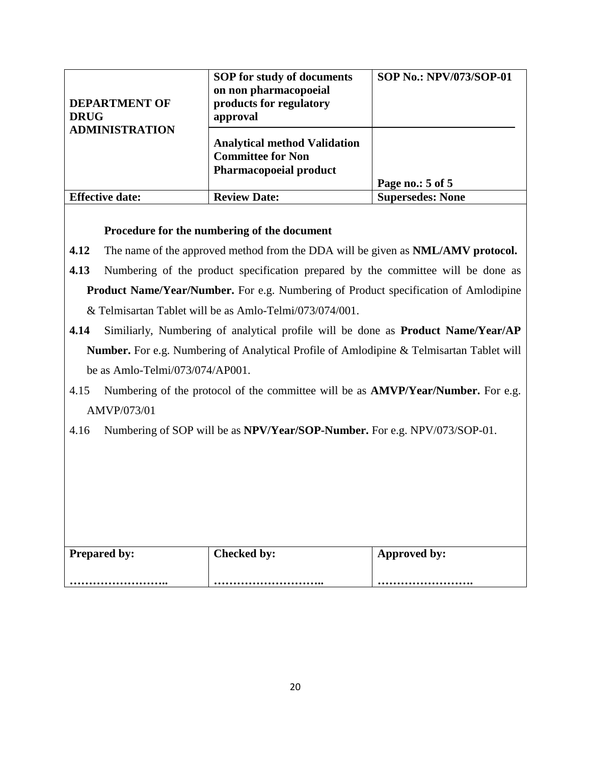| DEPARTMENT OF DRUG ADMINISTRATION | SOP for study of documents on non pharmacopoeial products for regulatory approval | SOP No.: NPV/073/SOP-01 |
|---|---|---|
| | Analytical method Validation Committee for Non Pharmacopoeial product | Page no.: 5 of 5 |
| Effective date: | Review Date: | Supersedes: None |

**Procedure for the numbering of the document**

**4.12** The name of the approved method from the DDA will be given as **NML/AMV protocol.**

**4.13** Numbering of the product specification prepared by the committee will be done as **Product Name/Year/Number.** For e.g. Numbering of Product specification of Amlodipine & Telmisartan Tablet will be as Amlo-Telmi/073/074/001.

**4.14** Similiarly, Numbering of analytical profile will be done as **Product Name/Year/AP Number.** For e.g. Numbering of Analytical Profile of Amlodipine & Telmisartan Tablet will be as Amlo-Telmi/073/074/AP001.

4.15 Numbering of the protocol of the committee will be as **AMVP/Year/Number.** For e.g. AMVP/073/01

4.16 Numbering of SOP will be as **NPV/Year/SOP-Number.** For e.g. NPV/073/SOP-01.

| Prepared by: | Checked by: | Approved by: |
|---|---|---|
| …………………….. | ……………………….. | ……………………. |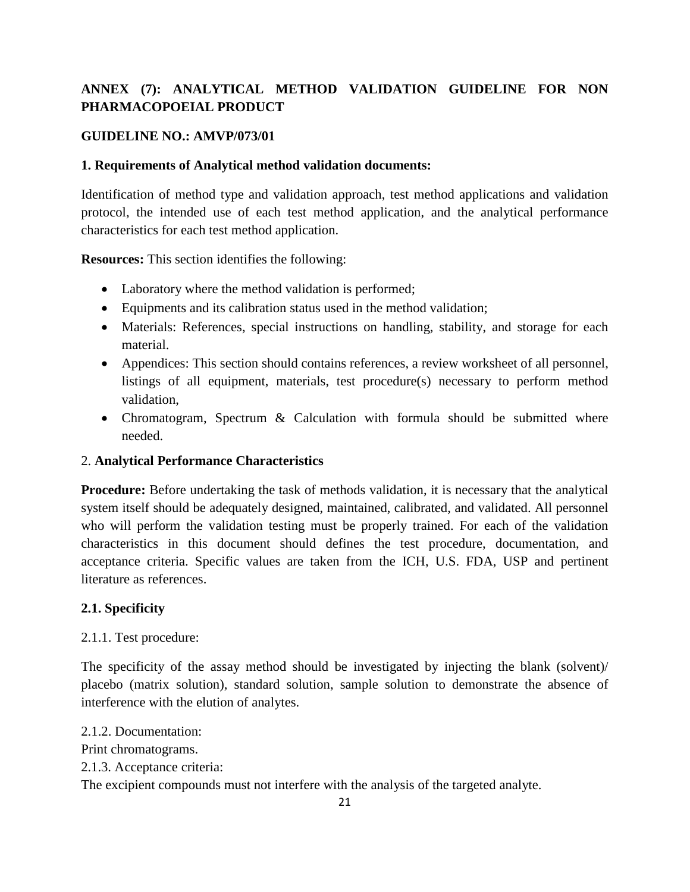## ANNEX (7): ANALYTICAL METHOD VALIDATION GUIDELINE FOR NON PHARMACOPOEIAL PRODUCT

**GUIDELINE NO.: AMVP/073/01**

### 1. Requirements of Analytical method validation documents:

Identification of method type and validation approach, test method applications and validation protocol, the intended use of each test method application, and the analytical performance characteristics for each test method application.

**Resources:** This section identifies the following:

- Laboratory where the method validation is performed;
- Equipments and its calibration status used in the method validation;
- Materials: References, special instructions on handling, stability, and storage for each material.
- Appendices: This section should contains references, a review worksheet of all personnel, listings of all equipment, materials, test procedure(s) necessary to perform method validation,
- Chromatogram, Spectrum & Calculation with formula should be submitted where needed.

### 2. **Analytical Performance Characteristics**

**Procedure:** Before undertaking the task of methods validation, it is necessary that the analytical system itself should be adequately designed, maintained, calibrated, and validated. All personnel who will perform the validation testing must be properly trained. For each of the validation characteristics in this document should defines the test procedure, documentation, and acceptance criteria. Specific values are taken from the ICH, U.S. FDA, USP and pertinent literature as references.

#### 2.1. Specificity

2.1.1. Test procedure:

The specificity of the assay method should be investigated by injecting the blank (solvent)/ placebo (matrix solution), standard solution, sample solution to demonstrate the absence of interference with the elution of analytes.

2.1.2. Documentation:
Print chromatograms.
2.1.3. Acceptance criteria:
The excipient compounds must not interfere with the analysis of the targeted analyte.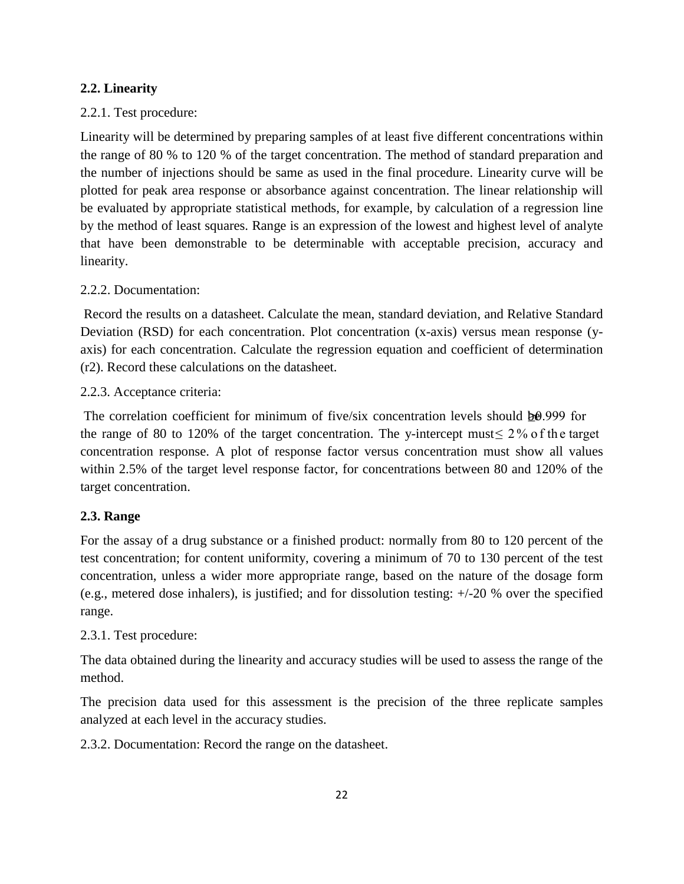### 2.2. Linearity

2.2.1. Test procedure:

Linearity will be determined by preparing samples of at least five different concentrations within the range of 80 % to 120 % of the target concentration. The method of standard preparation and the number of injections should be same as used in the final procedure. Linearity curve will be plotted for peak area response or absorbance against concentration. The linear relationship will be evaluated by appropriate statistical methods, for example, by calculation of a regression line by the method of least squares. Range is an expression of the lowest and highest level of analyte that have been demonstrable to be determinable with acceptable precision, accuracy and linearity.

2.2.2. Documentation:

Record the results on a datasheet. Calculate the mean, standard deviation, and Relative Standard Deviation (RSD) for each concentration. Plot concentration (x-axis) versus mean response (y-axis) for each concentration. Calculate the regression equation and coefficient of determination (r2). Record these calculations on the datasheet.

2.2.3. Acceptance criteria:

The correlation coefficient for minimum of five/six concentration levels should be $\geq$ 0.999 for the range of 80 to 120% of the target concentration. The y-intercept must $\leq$ 2% of the target concentration response. A plot of response factor versus concentration must show all values within 2.5% of the target level response factor, for concentrations between 80 and 120% of the target concentration.

### 2.3. Range

For the assay of a drug substance or a finished product: normally from 80 to 120 percent of the test concentration; for content uniformity, covering a minimum of 70 to 130 percent of the test concentration, unless a wider more appropriate range, based on the nature of the dosage form (e.g., metered dose inhalers), is justified; and for dissolution testing: +/-20 % over the specified range.

2.3.1. Test procedure:

The data obtained during the linearity and accuracy studies will be used to assess the range of the method.

The precision data used for this assessment is the precision of the three replicate samples analyzed at each level in the accuracy studies.

2.3.2. Documentation: Record the range on the datasheet.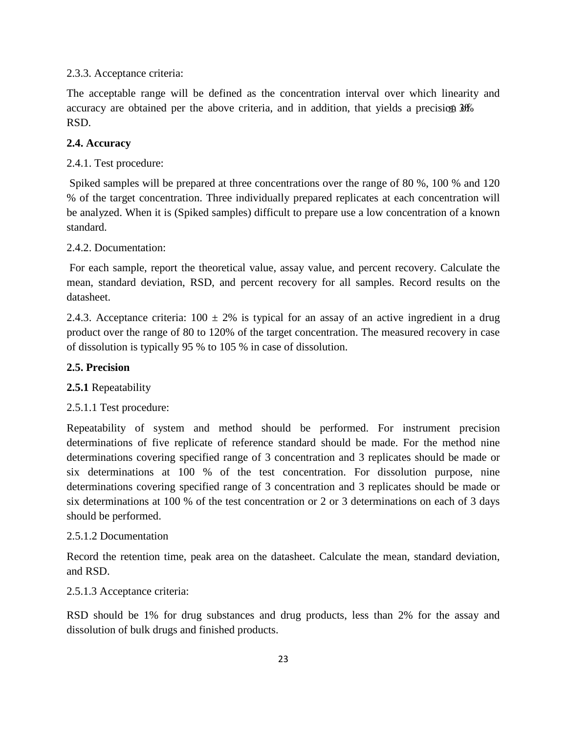2.3.3. Acceptance criteria:

The acceptable range will be defined as the concentration interval over which linearity and accuracy are obtained per the above criteria, and in addition, that yields a precision ≤ 3% RSD.

**2.4. Accuracy**

2.4.1. Test procedure:

Spiked samples will be prepared at three concentrations over the range of 80 %, 100 % and 120 % of the target concentration. Three individually prepared replicates at each concentration will be analyzed. When it is (Spiked samples) difficult to prepare use a low concentration of a known standard.

2.4.2. Documentation:

For each sample, report the theoretical value, assay value, and percent recovery. Calculate the mean, standard deviation, RSD, and percent recovery for all samples. Record results on the datasheet.

2.4.3. Acceptance criteria: 100 ± 2% is typical for an assay of an active ingredient in a drug product over the range of 80 to 120% of the target concentration. The measured recovery in case of dissolution is typically 95 % to 105 % in case of dissolution.

**2.5. Precision**

**2.5.1** Repeatability

2.5.1.1 Test procedure:

Repeatability of system and method should be performed. For instrument precision determinations of five replicate of reference standard should be made. For the method nine determinations covering specified range of 3 concentration and 3 replicates should be made or six determinations at 100 % of the test concentration. For dissolution purpose, nine determinations covering specified range of 3 concentration and 3 replicates should be made or six determinations at 100 % of the test concentration or 2 or 3 determinations on each of 3 days should be performed.

2.5.1.2 Documentation

Record the retention time, peak area on the datasheet. Calculate the mean, standard deviation, and RSD.

2.5.1.3 Acceptance criteria:

RSD should be 1% for drug substances and drug products, less than 2% for the assay and dissolution of bulk drugs and finished products.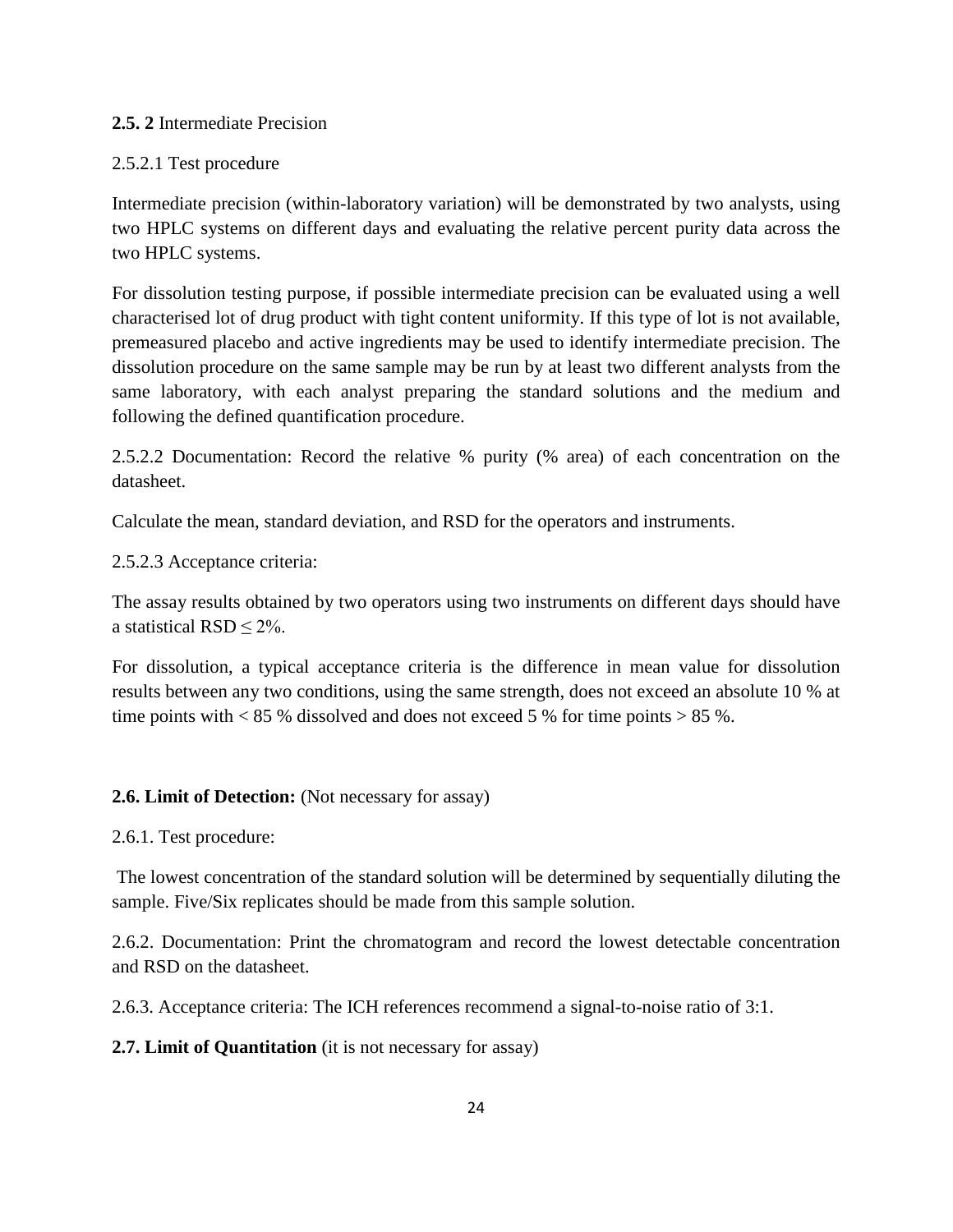**2.5. 2** Intermediate Precision

2.5.2.1 Test procedure

Intermediate precision (within-laboratory variation) will be demonstrated by two analysts, using two HPLC systems on different days and evaluating the relative percent purity data across the two HPLC systems.

For dissolution testing purpose, if possible intermediate precision can be evaluated using a well characterised lot of drug product with tight content uniformity. If this type of lot is not available, premeasured placebo and active ingredients may be used to identify intermediate precision. The dissolution procedure on the same sample may be run by at least two different analysts from the same laboratory, with each analyst preparing the standard solutions and the medium and following the defined quantification procedure.

2.5.2.2 Documentation: Record the relative % purity (% area) of each concentration on the datasheet.

Calculate the mean, standard deviation, and RSD for the operators and instruments.

2.5.2.3 Acceptance criteria:

The assay results obtained by two operators using two instruments on different days should have a statistical RSD ≤ 2%.

For dissolution, a typical acceptance criteria is the difference in mean value for dissolution results between any two conditions, using the same strength, does not exceed an absolute 10 % at time points with < 85 % dissolved and does not exceed 5 % for time points > 85 %.

**2.6. Limit of Detection:** (Not necessary for assay)

2.6.1. Test procedure:

The lowest concentration of the standard solution will be determined by sequentially diluting the sample. Five/Six replicates should be made from this sample solution.

2.6.2. Documentation: Print the chromatogram and record the lowest detectable concentration and RSD on the datasheet.

2.6.3. Acceptance criteria: The ICH references recommend a signal-to-noise ratio of 3:1.

**2.7. Limit of Quantitation** (it is not necessary for assay)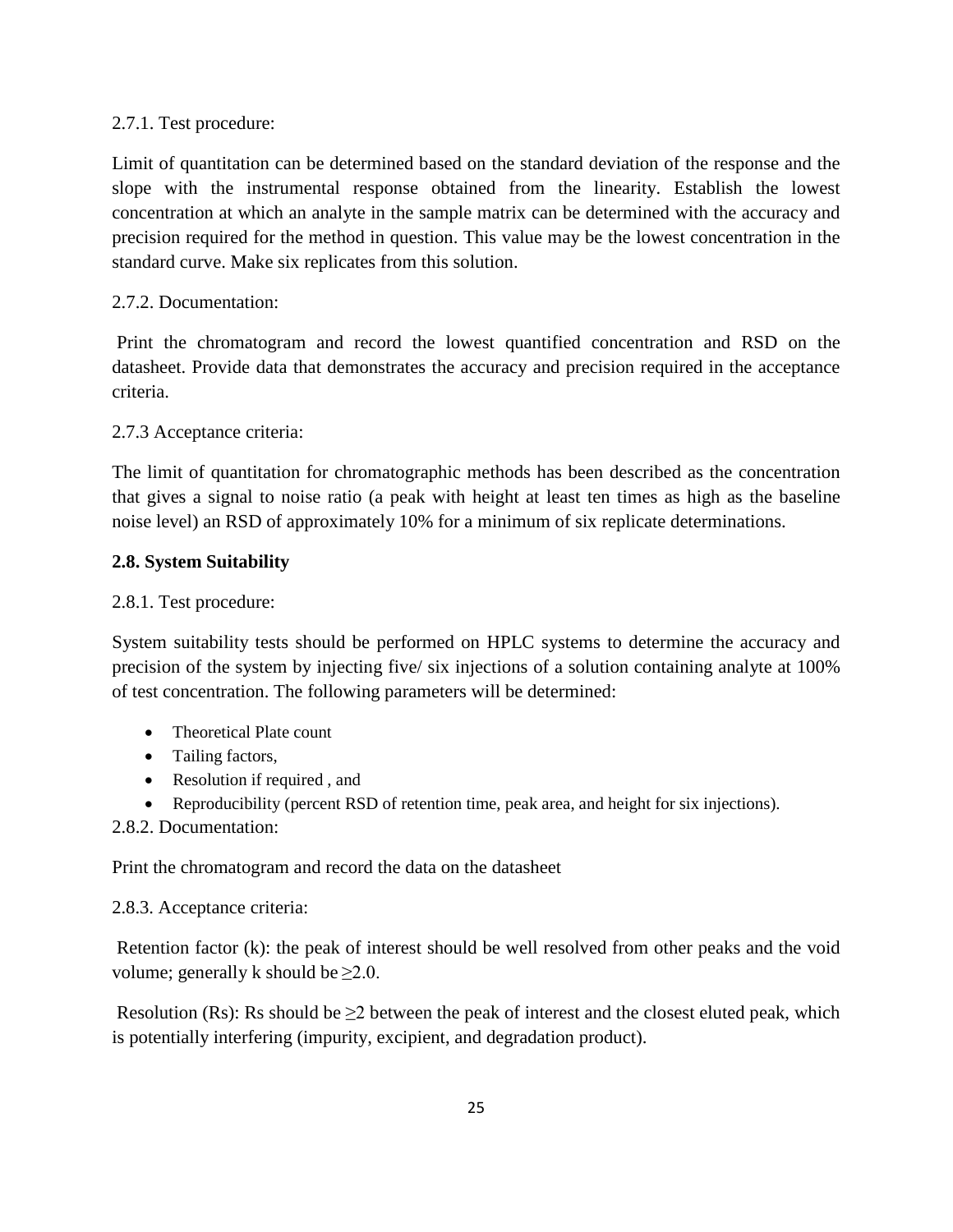2.7.1. Test procedure:

Limit of quantitation can be determined based on the standard deviation of the response and the slope with the instrumental response obtained from the linearity. Establish the lowest concentration at which an analyte in the sample matrix can be determined with the accuracy and precision required for the method in question. This value may be the lowest concentration in the standard curve. Make six replicates from this solution.

2.7.2. Documentation:

Print the chromatogram and record the lowest quantified concentration and RSD on the datasheet. Provide data that demonstrates the accuracy and precision required in the acceptance criteria.

2.7.3 Acceptance criteria:

The limit of quantitation for chromatographic methods has been described as the concentration that gives a signal to noise ratio (a peak with height at least ten times as high as the baseline noise level) an RSD of approximately 10% for a minimum of six replicate determinations.

**2.8. System Suitability**

2.8.1. Test procedure:

System suitability tests should be performed on HPLC systems to determine the accuracy and precision of the system by injecting five/ six injections of a solution containing analyte at 100% of test concentration. The following parameters will be determined:

- Theoretical Plate count
- Tailing factors,
- Resolution if required , and
- Reproducibility (percent RSD of retention time, peak area, and height for six injections).

2.8.2. Documentation:

Print the chromatogram and record the data on the datasheet

2.8.3. Acceptance criteria:

Retention factor (k): the peak of interest should be well resolved from other peaks and the void volume; generally k should be $\geq 2.0$.

Resolution (Rs): Rs should be $\geq 2$ between the peak of interest and the closest eluted peak, which is potentially interfering (impurity, excipient, and degradation product).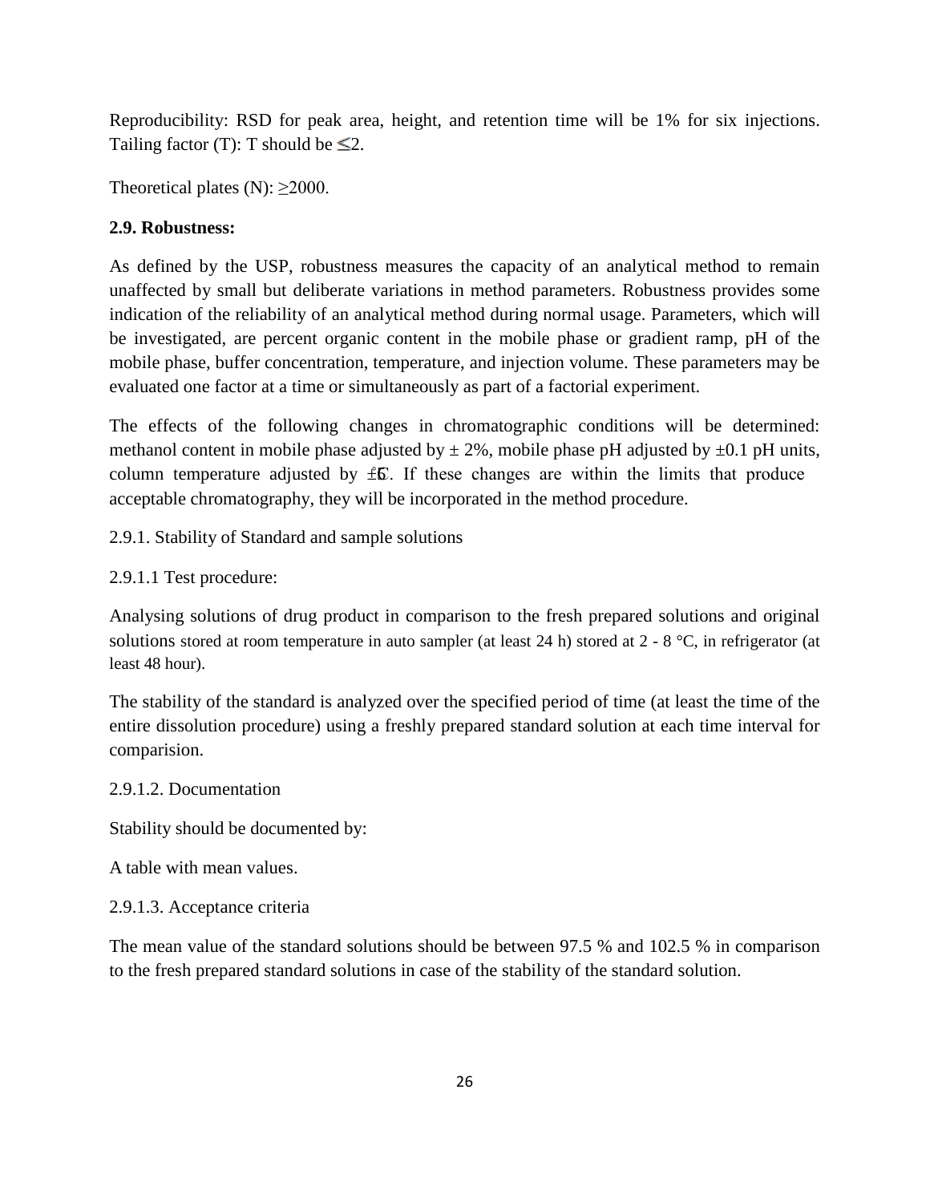Reproducibility: RSD for peak area, height, and retention time will be 1% for six injections. Tailing factor (T): T should be ≤2.

Theoretical plates (N): ≥2000.

**2.9. Robustness:**

As defined by the USP, robustness measures the capacity of an analytical method to remain unaffected by small but deliberate variations in method parameters. Robustness provides some indication of the reliability of an analytical method during normal usage. Parameters, which will be investigated, are percent organic content in the mobile phase or gradient ramp, pH of the mobile phase, buffer concentration, temperature, and injection volume. These parameters may be evaluated one factor at a time or simultaneously as part of a factorial experiment.

The effects of the following changes in chromatographic conditions will be determined: methanol content in mobile phase adjusted by ± 2%, mobile phase pH adjusted by ±0.1 pH units, column temperature adjusted by ±5°C. If these changes are within the limits that produce acceptable chromatography, they will be incorporated in the method procedure.

2.9.1. Stability of Standard and sample solutions

2.9.1.1 Test procedure:

Analysing solutions of drug product in comparison to the fresh prepared solutions and original solutions stored at room temperature in auto sampler (at least 24 h) stored at 2 - 8 °C, in refrigerator (at least 48 hour).

The stability of the standard is analyzed over the specified period of time (at least the time of the entire dissolution procedure) using a freshly prepared standard solution at each time interval for comparision.

2.9.1.2. Documentation

Stability should be documented by:

A table with mean values.

2.9.1.3. Acceptance criteria

The mean value of the standard solutions should be between 97.5 % and 102.5 % in comparison to the fresh prepared standard solutions in case of the stability of the standard solution.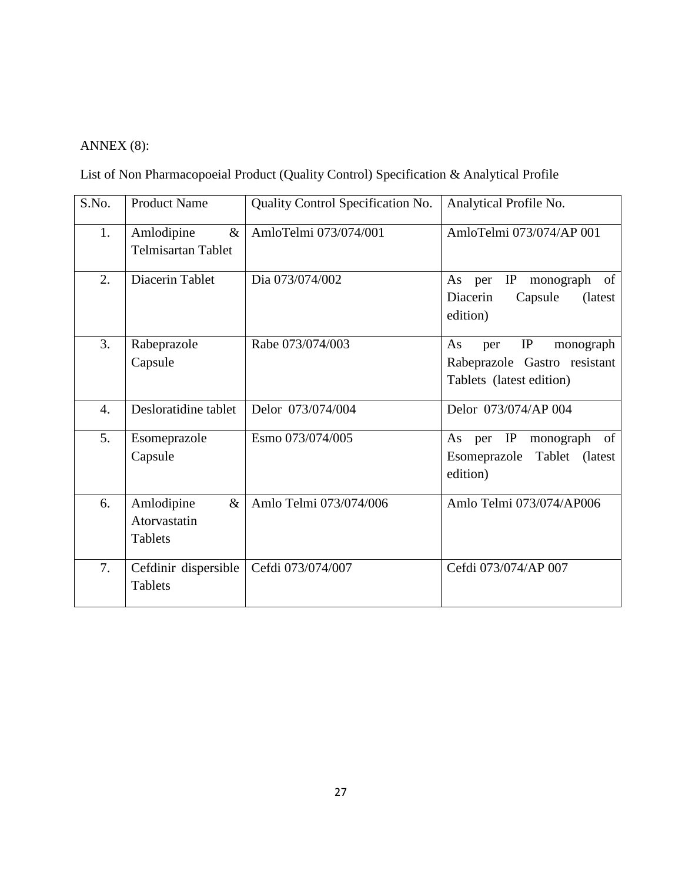ANNEX (8):

List of Non Pharmacopoeial Product (Quality Control) Specification & Analytical Profile

| S.No. | Product Name | Quality Control Specification No. | Analytical Profile No. |
|---|---|---|---|
| 1. | Amlodipine & Telmisartan Tablet | AmloTelmi 073/074/001 | AmloTelmi 073/074/AP 001 |
| 2. | Diacerin Tablet | Dia 073/074/002 | As per IP monograph of Diacerin Capsule (latest edition) |
| 3. | Rabeprazole Capsule | Rabe 073/074/003 | As per IP monograph Rabeprazole Gastro resistant Tablets (latest edition) |
| 4. | Desloratidine tablet | Delor 073/074/004 | Delor 073/074/AP 004 |
| 5. | Esomeprazole Capsule | Esmo 073/074/005 | As per IP monograph of Esomeprazole Tablet (latest edition) |
| 6. | Amlodipine & Atorvastatin Tablets | Amlo Telmi 073/074/006 | Amlo Telmi 073/074/AP006 |
| 7. | Cefdinir dispersible Tablets | Cefdi 073/074/007 | Cefdi 073/074/AP 007 |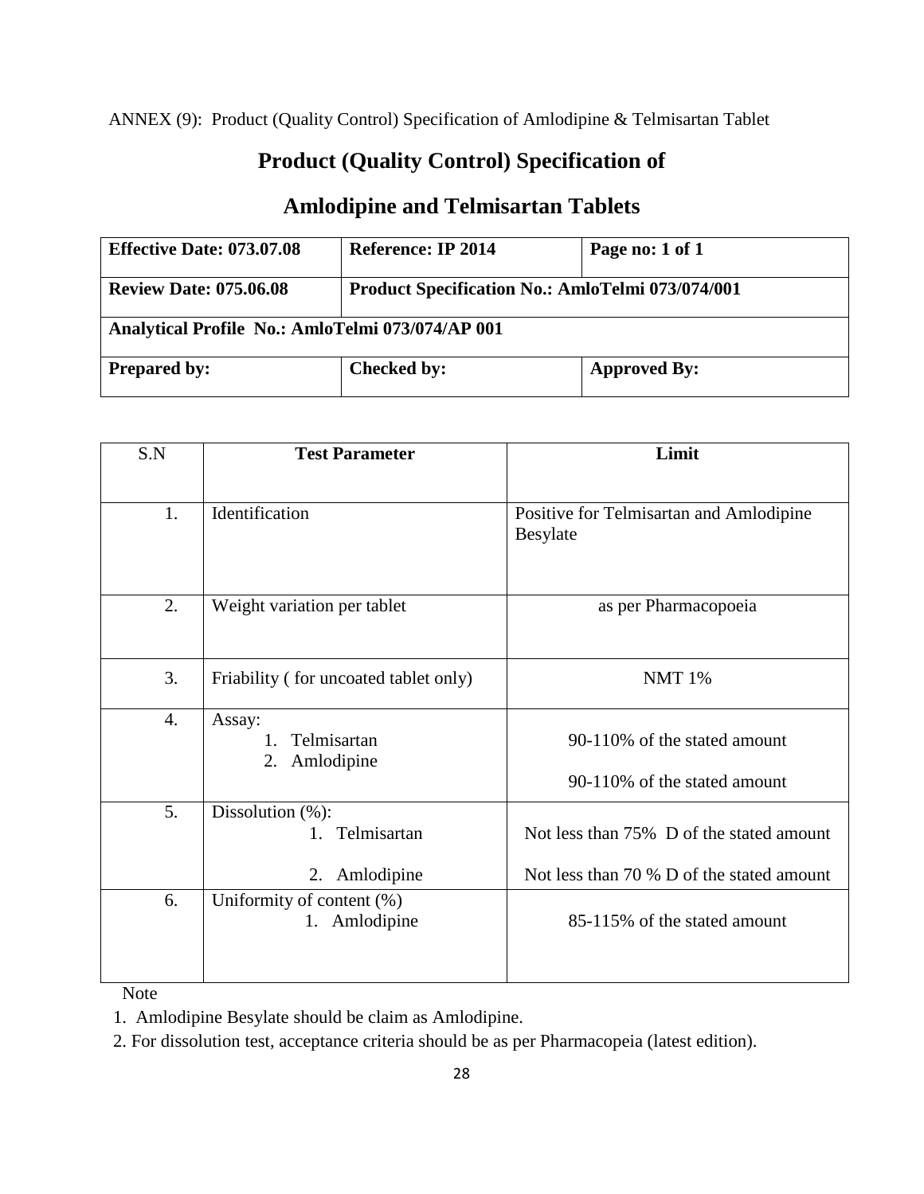ANNEX (9): Product (Quality Control) Specification of Amlodipine & Telmisartan Tablet

# Product (Quality Control) Specification of

# Amlodipine and Telmisartan Tablets

| **Effective Date: 073.07.08** | **Reference: IP 2014** | **Page no: 1 of 1** |
|---|---|---|
| **Review Date: 075.06.08** | **Product Specification No.: AmloTelmi 073/074/001** | |
| **Analytical Profile No.: AmloTelmi 073/074/AP 001** | | |
| **Prepared by:** | **Checked by:** | **Approved By:** |

| S.N | Test Parameter | Limit |
|---|---|---|
| 1. | Identification | Positive for Telmisartan and Amlodipine Besylate |
| 2. | Weight variation per tablet | as per Pharmacopoeia |
| 3. | Friability ( for uncoated tablet only) | NMT 1% |
| 4. | Assay:<br>1. Telmisartan<br>2. Amlodipine | 90-110% of the stated amount<br>90-110% of the stated amount |
| 5. | Dissolution (%):<br>1. Telmisartan<br>2. Amlodipine | Not less than 75% D of the stated amount<br>Not less than 70 % D of the stated amount |
| 6. | Uniformity of content (%)<br>1. Amlodipine | 85-115% of the stated amount |

Note

1. Amlodipine Besylate should be claim as Amlodipine.
2. For dissolution test, acceptance criteria should be as per Pharmacopeia (latest edition).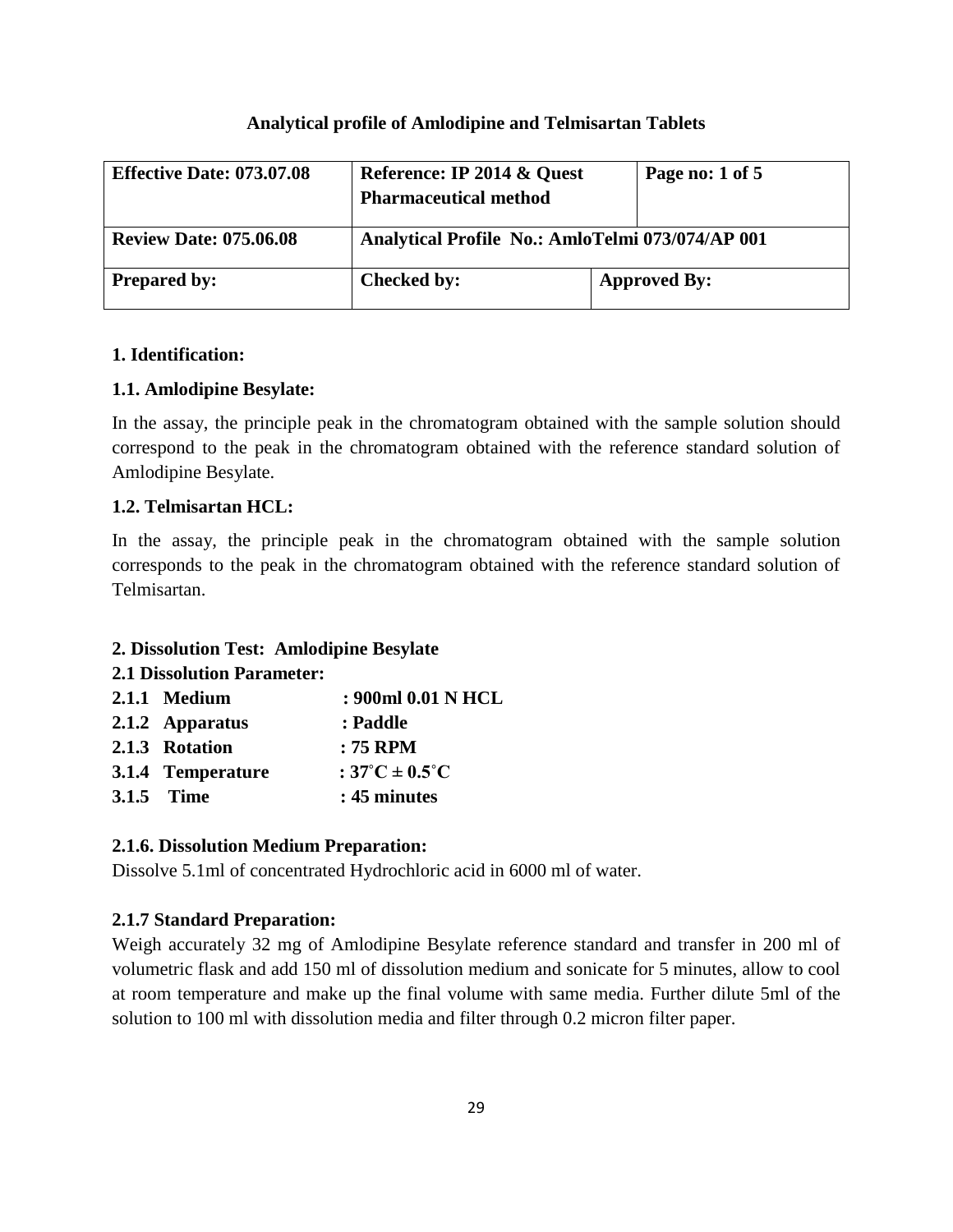### Analytical profile of Amlodipine and Telmisartan Tablets

| Effective Date: 073.07.08 | Reference: IP 2014 & Quest Pharmaceutical method | | Page no: 1 of 5 |
|---|---|---|---|
| Review Date: 075.06.08 | Analytical Profile No.: AmloTelmi 073/074/AP 001 | | |
| Prepared by: | Checked by: | Approved By: | |

**1. Identification:**

**1.1. Amlodipine Besylate:**

In the assay, the principle peak in the chromatogram obtained with the sample solution should correspond to the peak in the chromatogram obtained with the reference standard solution of Amlodipine Besylate.

**1.2. Telmisartan HCL:**

In the assay, the principle peak in the chromatogram obtained with the sample solution corresponds to the peak in the chromatogram obtained with the reference standard solution of Telmisartan.

**2. Dissolution Test: Amlodipine Besylate**

**2.1 Dissolution Parameter:**

**2.1.1 Medium : 900ml 0.01 N HCL**

**2.1.2 Apparatus : Paddle**

**2.1.3 Rotation : 75 RPM**

**3.1.4 Temperature : 37˚C ± 0.5˚C**

**3.1.5 Time : 45 minutes**

**2.1.6. Dissolution Medium Preparation:**

Dissolve 5.1ml of concentrated Hydrochloric acid in 6000 ml of water.

**2.1.7 Standard Preparation:**

Weigh accurately 32 mg of Amlodipine Besylate reference standard and transfer in 200 ml of volumetric flask and add 150 ml of dissolution medium and sonicate for 5 minutes, allow to cool at room temperature and make up the final volume with same media. Further dilute 5ml of the solution to 100 ml with dissolution media and filter through 0.2 micron filter paper.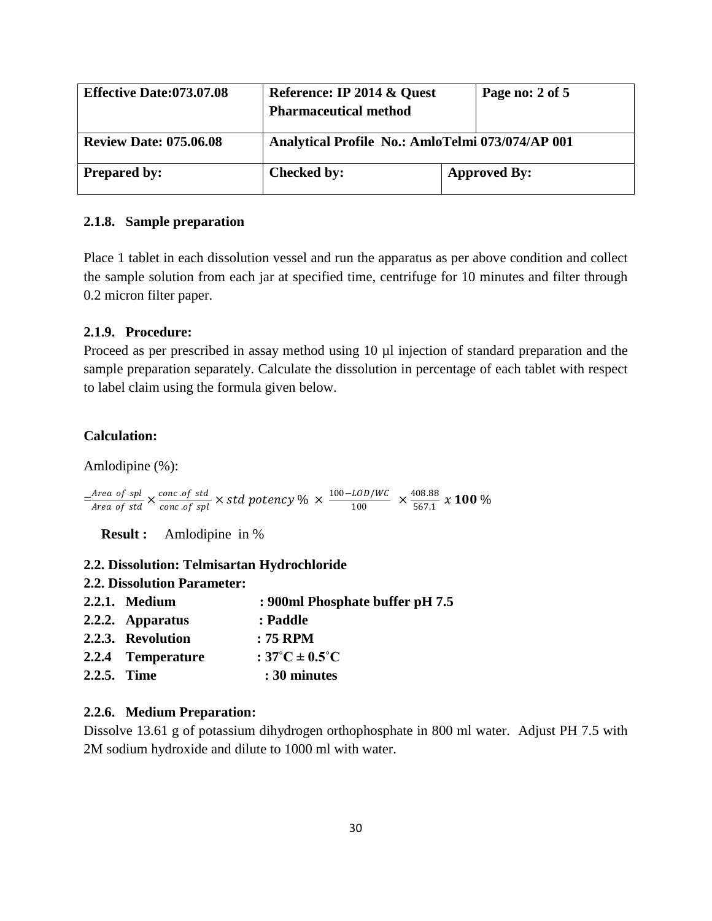| Effective Date:073.07.08 | Reference: IP 2014 & Quest Pharmaceutical method | | Page no: 2 of 5 |
|---|---|---|---|
| Review Date: 075.06.08 | Analytical Profile No.: AmloTelmi 073/074/AP 001 | | |
| Prepared by: | Checked by: | Approved By: | |

### 2.1.8. Sample preparation

Place 1 tablet in each dissolution vessel and run the apparatus as per above condition and collect the sample solution from each jar at specified time, centrifuge for 10 minutes and filter through 0.2 micron filter paper.

### 2.1.9. Procedure:

Proceed as per prescribed in assay method using 10 µl injection of standard preparation and the sample preparation separately. Calculate the dissolution in percentage of each tablet with respect to label claim using the formula given below.

**Calculation:**

Amlodipine (%):

$$= \frac{Area\ of\ spl}{Area\ of\ std} \times \frac{conc.of\ std}{conc.of\ spl} \times std\ potency\ \% \times \frac{100 - LOD/WC}{100} \times \frac{408.88}{567.1}\ x\ \mathbf{100}\ \%$$

**Result :** Amlodipine in %

### 2.2. Dissolution: Telmisartan Hydrochloride

### 2.2. Dissolution Parameter:

**2.2.1. Medium** : **900ml Phosphate buffer pH 7.5**

**2.2.2. Apparatus** : **Paddle**

**2.2.3. Revolution** : **75 RPM**

**2.2.4 Temperature** : **$37^\circ C \pm 0.5^\circ C$**

**2.2.5. Time** : **30 minutes**

### 2.2.6. Medium Preparation:

Dissolve 13.61 g of potassium dihydrogen orthophosphate in 800 ml water. Adjust PH 7.5 with 2M sodium hydroxide and dilute to 1000 ml with water.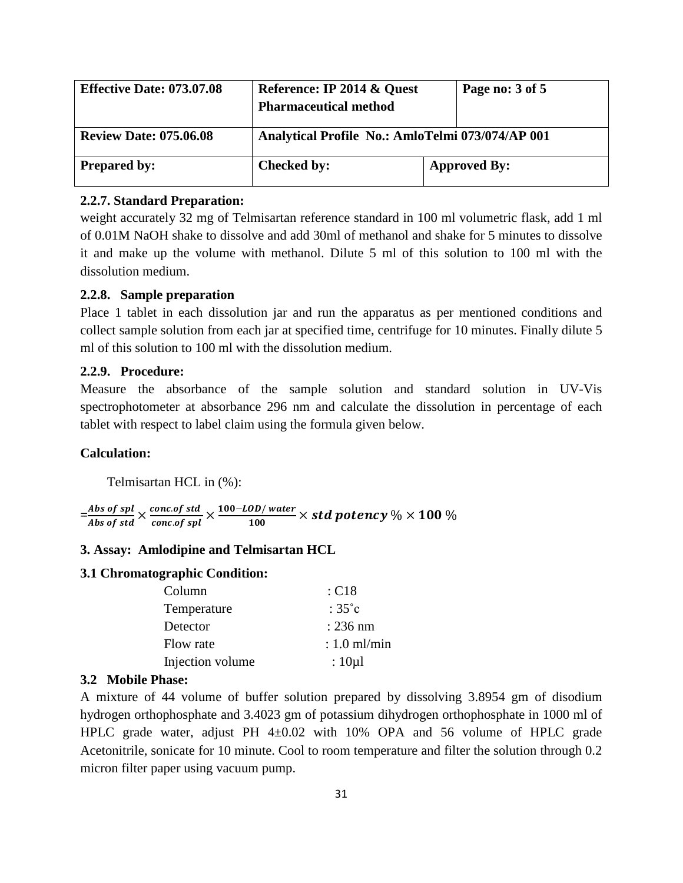| Effective Date: 073.07.08 | Reference: IP 2014 & Quest Pharmaceutical method | Page no: 3 of 5 |
|---|---|---|
| Review Date: 075.06.08 | Analytical Profile No.: AmloTelmi 073/074/AP 001 | |
| Prepared by: | Checked by: | Approved By: |

**2.2.7. Standard Preparation:**

weight accurately 32 mg of Telmisartan reference standard in 100 ml volumetric flask, add 1 ml of 0.01M NaOH shake to dissolve and add 30ml of methanol and shake for 5 minutes to dissolve it and make up the volume with methanol. Dilute 5 ml of this solution to 100 ml with the dissolution medium.

**2.2.8. Sample preparation**

Place 1 tablet in each dissolution jar and run the apparatus as per mentioned conditions and collect sample solution from each jar at specified time, centrifuge for 10 minutes. Finally dilute 5 ml of this solution to 100 ml with the dissolution medium.

**2.2.9. Procedure:**

Measure the absorbance of the sample solution and standard solution in UV-Vis spectrophotometer at absorbance 296 nm and calculate the dissolution in percentage of each tablet with respect to label claim using the formula given below.

**Calculation:**

Telmisartan HCL in (%):

$$= \frac{Abs\ of\ spl}{Abs\ of\ std} \times \frac{conc.of\ std}{conc.of\ spl} \times \frac{\mathbf{100} - LOD/\ water}{\mathbf{100}} \times \boldsymbol{std\ potency}\ \% \times \mathbf{100}\ \%$$

**3. Assay: Amlodipine and Telmisartan HCL**

**3.1 Chromatographic Condition:**

| | |
|---|---|
| Column | : C18 |
| Temperature | : 35˚c |
| Detector | : 236 nm |
| Flow rate | : 1.0 ml/min |
| Injection volume | : 10µl |

**3.2 Mobile Phase:**

A mixture of 44 volume of buffer solution prepared by dissolving 3.8954 gm of disodium hydrogen orthophosphate and 3.4023 gm of potassium dihydrogen orthophosphate in 1000 ml of HPLC grade water, adjust PH 4±0.02 with 10% OPA and 56 volume of HPLC grade Acetonitrile, sonicate for 10 minute. Cool to room temperature and filter the solution through 0.2 micron filter paper using vacuum pump.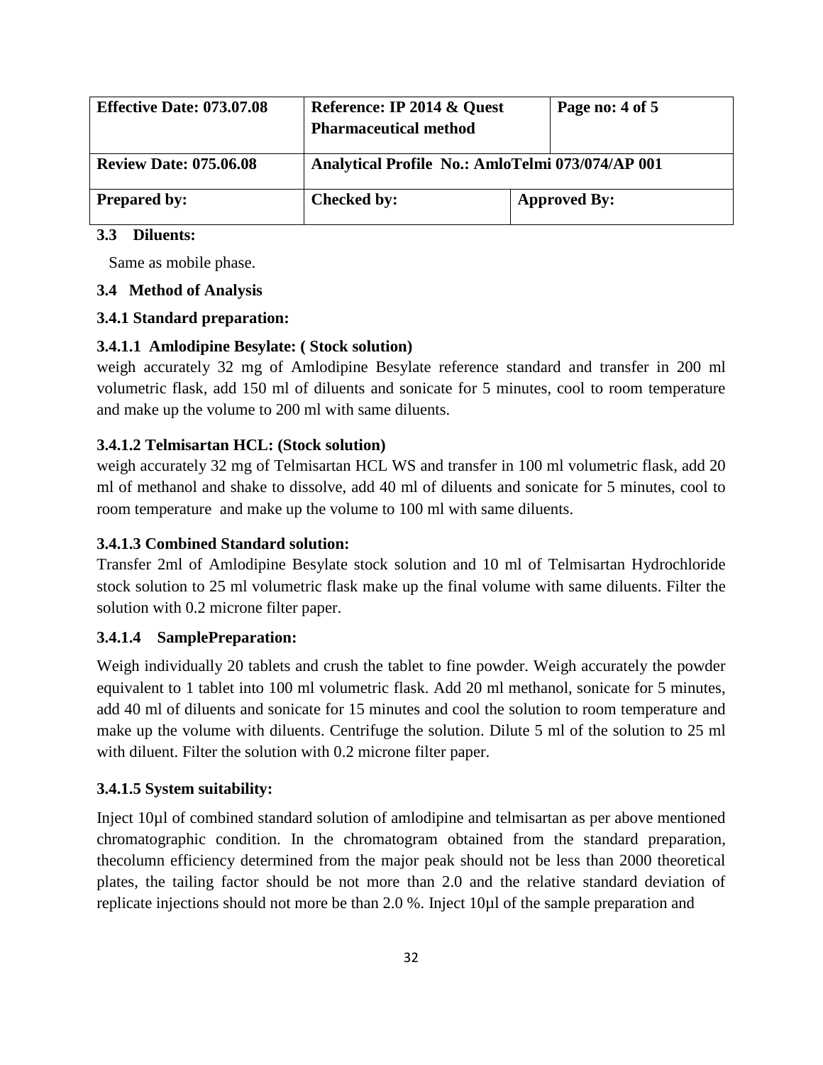| Effective Date: 073.07.08 | Reference: IP 2014 & Quest Pharmaceutical method | | Page no: 4 of 5 |
|---|---|---|---|
| Review Date: 075.06.08 | Analytical Profile No.: AmloTelmi 073/074/AP 001 | | |
| Prepared by: | Checked by: | Approved By: | |

**3.3 Diluents:**

Same as mobile phase.

**3.4 Method of Analysis**

**3.4.1 Standard preparation:**

**3.4.1.1 Amlodipine Besylate: ( Stock solution)**

weigh accurately 32 mg of Amlodipine Besylate reference standard and transfer in 200 ml volumetric flask, add 150 ml of diluents and sonicate for 5 minutes, cool to room temperature and make up the volume to 200 ml with same diluents.

**3.4.1.2 Telmisartan HCL: (Stock solution)**

weigh accurately 32 mg of Telmisartan HCL WS and transfer in 100 ml volumetric flask, add 20 ml of methanol and shake to dissolve, add 40 ml of diluents and sonicate for 5 minutes, cool to room temperature and make up the volume to 100 ml with same diluents.

**3.4.1.3 Combined Standard solution:**

Transfer 2ml of Amlodipine Besylate stock solution and 10 ml of Telmisartan Hydrochloride stock solution to 25 ml volumetric flask make up the final volume with same diluents. Filter the solution with 0.2 microne filter paper.

**3.4.1.4 SamplePreparation:**

Weigh individually 20 tablets and crush the tablet to fine powder. Weigh accurately the powder equivalent to 1 tablet into 100 ml volumetric flask. Add 20 ml methanol, sonicate for 5 minutes, add 40 ml of diluents and sonicate for 15 minutes and cool the solution to room temperature and make up the volume with diluents. Centrifuge the solution. Dilute 5 ml of the solution to 25 ml with diluent. Filter the solution with 0.2 microne filter paper.

**3.4.1.5 System suitability:**

Inject 10µl of combined standard solution of amlodipine and telmisartan as per above mentioned chromatographic condition. In the chromatogram obtained from the standard preparation, thecolumn efficiency determined from the major peak should not be less than 2000 theoretical plates, the tailing factor should be not more than 2.0 and the relative standard deviation of replicate injections should not more be than 2.0 %. Inject 10µl of the sample preparation and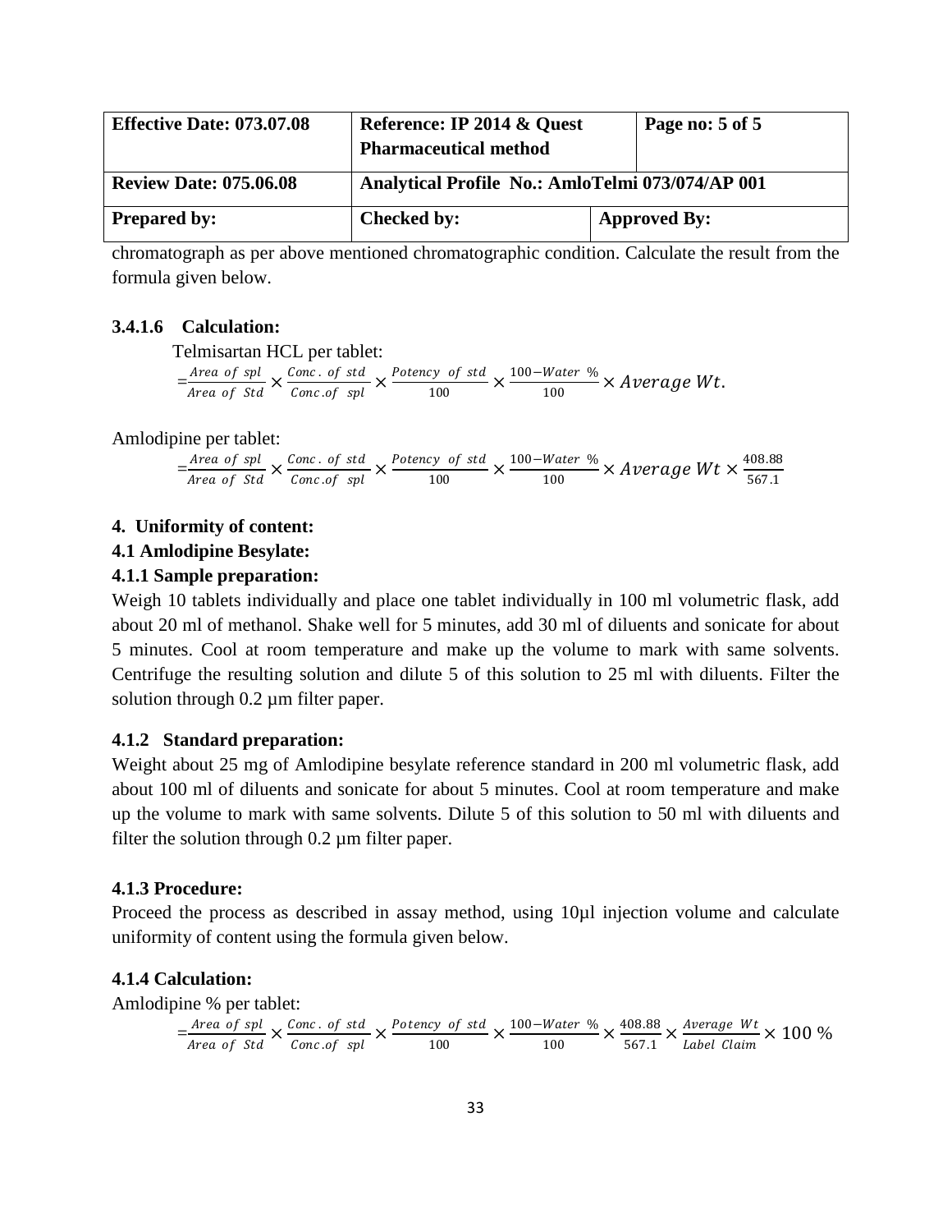| Effective Date: 073.07.08 | Reference: IP 2014 & Quest Pharmaceutical method | | Page no: 5 of 5 |
|---|---|---|---|
| Review Date: 075.06.08 | Analytical Profile No.: AmloTelmi 073/074/AP 001 | | |
| Prepared by: | Checked by: | Approved By: | |

chromatograph as per above mentioned chromatographic condition. Calculate the result from the formula given below.

**3.4.1.6 Calculation:**

Telmisartan HCL per tablet:

$$= \frac{Area\ of\ spl}{Area\ of\ Std} \times \frac{Conc.\ of\ std}{Conc.of\ spl} \times \frac{Potency\ of\ std}{100} \times \frac{100 - Water\ \%}{100} \times Average\ Wt.$$

Amlodipine per tablet:

$$= \frac{Area\ of\ spl}{Area\ of\ Std} \times \frac{Conc.\ of\ std}{Conc.of\ spl} \times \frac{Potency\ of\ std}{100} \times \frac{100 - Water\ \%}{100} \times Average\ Wt \times \frac{408.88}{567.1}$$

**4. Uniformity of content:**

**4.1 Amlodipine Besylate:**

**4.1.1 Sample preparation:**

Weigh 10 tablets individually and place one tablet individually in 100 ml volumetric flask, add about 20 ml of methanol. Shake well for 5 minutes, add 30 ml of diluents and sonicate for about 5 minutes. Cool at room temperature and make up the volume to mark with same solvents. Centrifuge the resulting solution and dilute 5 of this solution to 25 ml with diluents. Filter the solution through 0.2 µm filter paper.

**4.1.2 Standard preparation:**

Weight about 25 mg of Amlodipine besylate reference standard in 200 ml volumetric flask, add about 100 ml of diluents and sonicate for about 5 minutes. Cool at room temperature and make up the volume to mark with same solvents. Dilute 5 of this solution to 50 ml with diluents and filter the solution through 0.2 µm filter paper.

**4.1.3 Procedure:**

Proceed the process as described in assay method, using 10µl injection volume and calculate uniformity of content using the formula given below.

**4.1.4 Calculation:**

Amlodipine % per tablet:

$$= \frac{Area\ of\ spl}{Area\ of\ Std} \times \frac{Conc.\ of\ std}{Conc.of\ spl} \times \frac{Potency\ of\ std}{100} \times \frac{100 - Water\ \%}{100} \times \frac{408.88}{567.1} \times \frac{Average\ Wt}{Label\ Claim} \times 100\ \%$$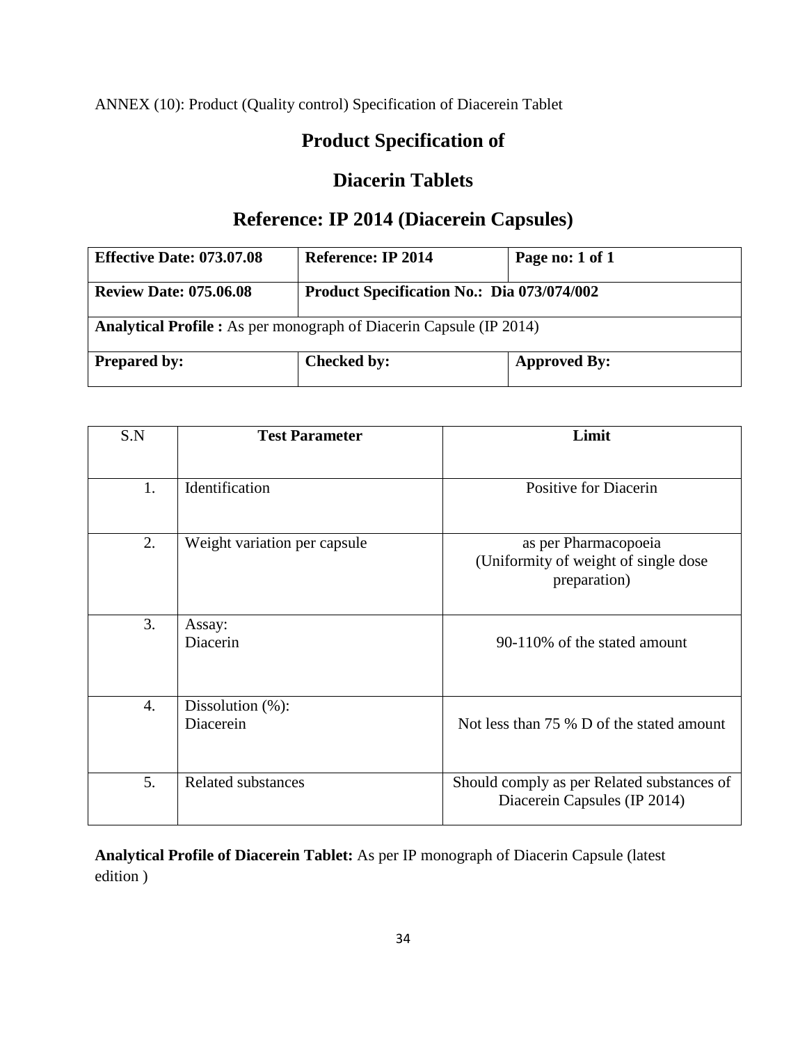ANNEX (10): Product (Quality control) Specification of Diacerein Tablet

# Product Specification of

# Diacerin Tablets

## Reference: IP 2014 (Diacerein Capsules)

| **Effective Date: 073.07.08** | **Reference: IP 2014** | **Page no: 1 of 1** |
|---|---|---|
| **Review Date: 075.06.08** | **Product Specification No.: Dia 073/074/002** | |
| **Analytical Profile :** As per monograph of Diacerin Capsule (IP 2014) | | |
| **Prepared by:** | **Checked by:** | **Approved By:** |

| S.N | Test Parameter | Limit |
|---|---|---|
| 1. | Identification | Positive for Diacerin |
| 2. | Weight variation per capsule | as per Pharmacopoeia (Uniformity of weight of single dose preparation) |
| 3. | Assay: Diacerin | 90-110% of the stated amount |
| 4. | Dissolution (%): Diacerein | Not less than 75 % D of the stated amount |
| 5. | Related substances | Should comply as per Related substances of Diacerein Capsules (IP 2014) |

**Analytical Profile of Diacerein Tablet:** As per IP monograph of Diacerin Capsule (latest edition )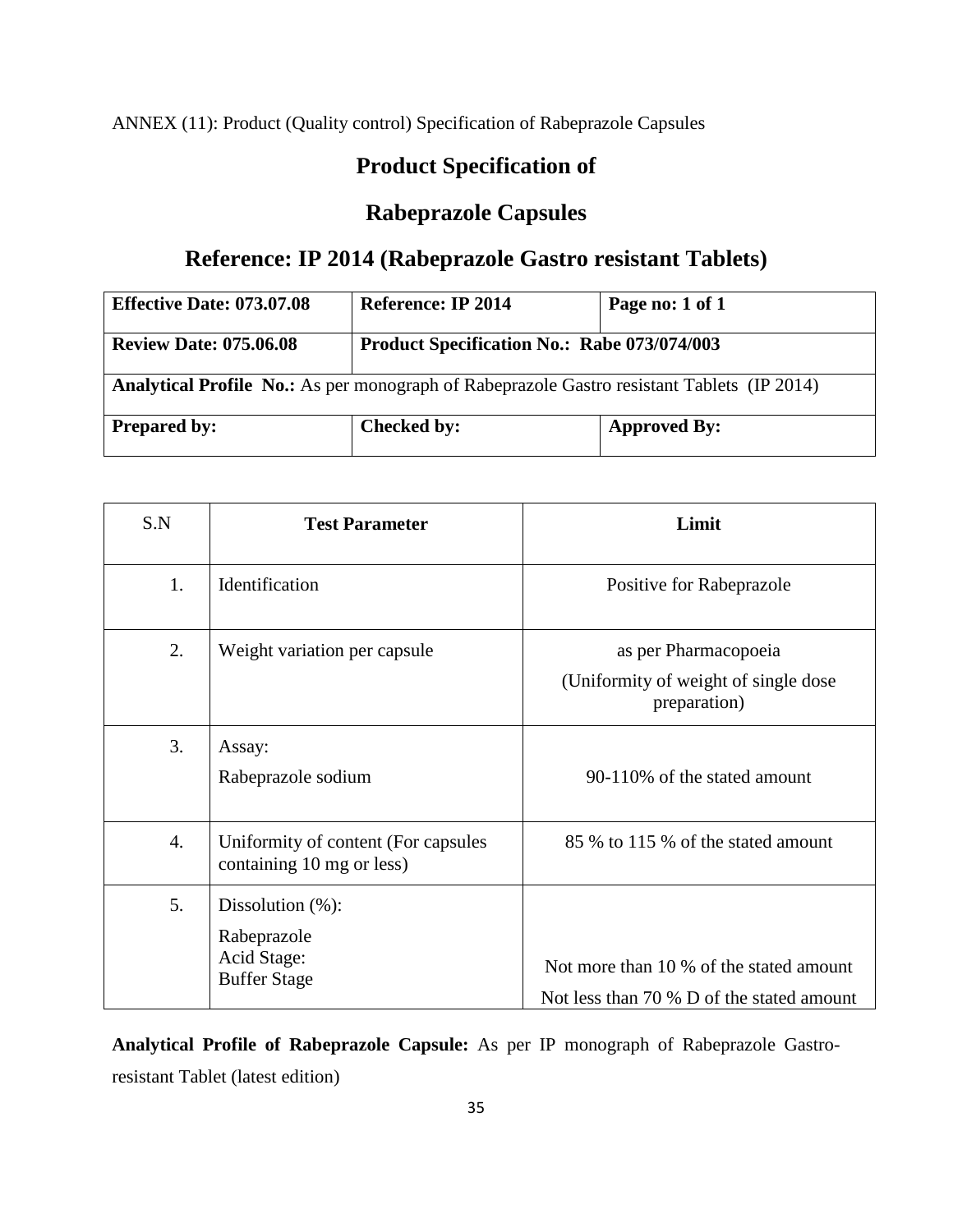ANNEX (11): Product (Quality control) Specification of Rabeprazole Capsules

# Product Specification of

# Rabeprazole Capsules

## Reference: IP 2014 (Rabeprazole Gastro resistant Tablets)

| **Effective Date: 073.07.08** | **Reference: IP 2014** | **Page no: 1 of 1** |
|---|---|---|
| **Review Date: 075.06.08** | **Product Specification No.: Rabe 073/074/003** | |
| **Analytical Profile No.:** As per monograph of Rabeprazole Gastro resistant Tablets (IP 2014) | | |
| **Prepared by:** | **Checked by:** | **Approved By:** |

| S.N | **Test Parameter** | **Limit** |
|---|---|---|
| 1. | Identification | Positive for Rabeprazole |
| 2. | Weight variation per capsule | as per Pharmacopoeia (Uniformity of weight of single dose preparation) |
| 3. | Assay: Rabeprazole sodium | 90-110% of the stated amount |
| 4. | Uniformity of content (For capsules containing 10 mg or less) | 85 % to 115 % of the stated amount |
| 5. | Dissolution (%): Rabeprazole Acid Stage: Buffer Stage | Not more than 10 % of the stated amount Not less than 70 % D of the stated amount |

**Analytical Profile of Rabeprazole Capsule:** As per IP monograph of Rabeprazole Gastro-resistant Tablet (latest edition)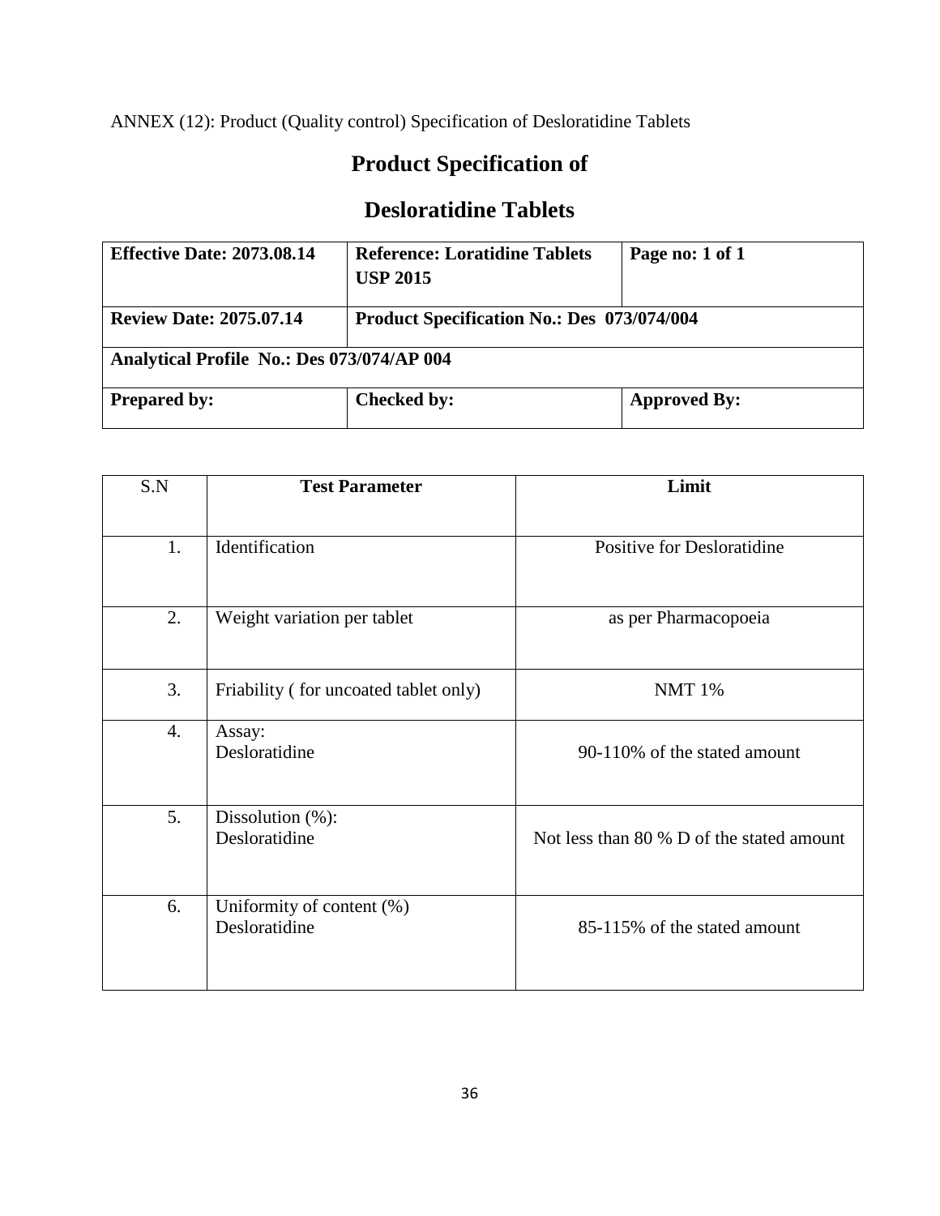ANNEX (12): Product (Quality control) Specification of Desloratidine Tablets

# Product Specification of

# Desloratidine Tablets

| **Effective Date: 2073.08.14** | **Reference: Loratidine Tablets USP 2015** | **Page no: 1 of 1** |
|---|---|---|
| **Review Date: 2075.07.14** | **Product Specification No.: Des 073/074/004** | |
| **Analytical Profile No.: Des 073/074/AP 004** | | |
| **Prepared by:** | **Checked by:** | **Approved By:** |

| S.N | Test Parameter | Limit |
|---|---|---|
| 1. | Identification | Positive for Desloratidine |
| 2. | Weight variation per tablet | as per Pharmacopoeia |
| 3. | Friability ( for uncoated tablet only) | NMT 1% |
| 4. | Assay:<br>Desloratidine | 90-110% of the stated amount |
| 5. | Dissolution (%):<br>Desloratidine | Not less than 80 % D of the stated amount |
| 6. | Uniformity of content (%)<br>Desloratidine | 85-115% of the stated amount |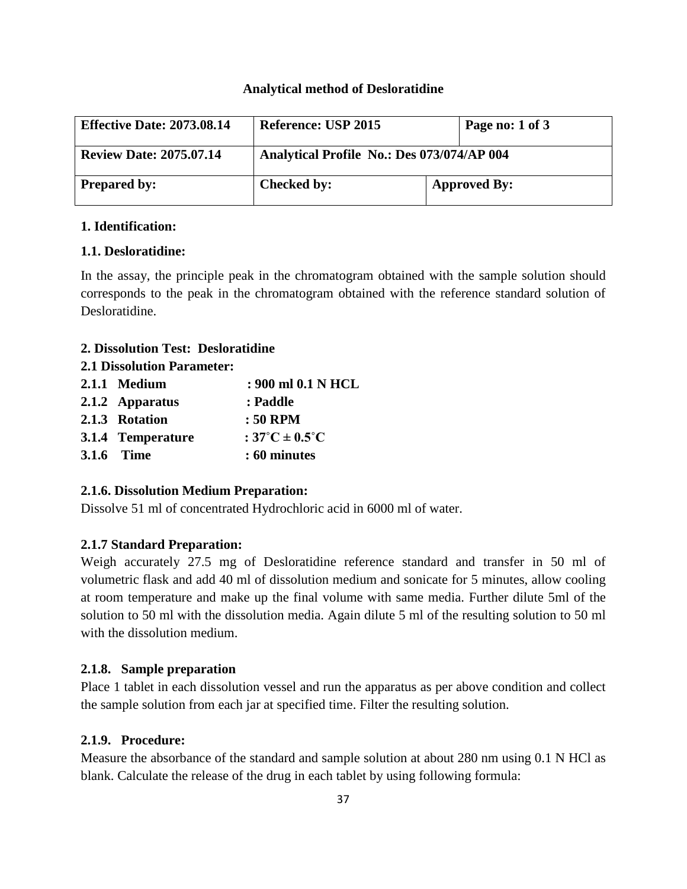**Analytical method of Desloratidine**

| Effective Date: 2073.08.14 | Reference: USP 2015 | Page no: 1 of 3 |
|---|---|---|
| Review Date: 2075.07.14 | Analytical Profile No.: Des 073/074/AP 004 | |
| Prepared by: | Checked by: | Approved By: |

**1. Identification:**

**1.1. Desloratidine:**

In the assay, the principle peak in the chromatogram obtained with the sample solution should corresponds to the peak in the chromatogram obtained with the reference standard solution of Desloratidine.

**2. Dissolution Test: Desloratidine**

**2.1 Dissolution Parameter:**

**2.1.1 Medium : 900 ml 0.1 N HCL**

**2.1.2 Apparatus : Paddle**

**2.1.3 Rotation : 50 RPM**

**3.1.4 Temperature : 37˚C ± 0.5˚C**

**3.1.6 Time : 60 minutes**

**2.1.6. Dissolution Medium Preparation:**

Dissolve 51 ml of concentrated Hydrochloric acid in 6000 ml of water.

**2.1.7 Standard Preparation:**

Weigh accurately 27.5 mg of Desloratidine reference standard and transfer in 50 ml of volumetric flask and add 40 ml of dissolution medium and sonicate for 5 minutes, allow cooling at room temperature and make up the final volume with same media. Further dilute 5ml of the solution to 50 ml with the dissolution media. Again dilute 5 ml of the resulting solution to 50 ml with the dissolution medium.

**2.1.8. Sample preparation**

Place 1 tablet in each dissolution vessel and run the apparatus as per above condition and collect the sample solution from each jar at specified time. Filter the resulting solution.

**2.1.9. Procedure:**

Measure the absorbance of the standard and sample solution at about 280 nm using 0.1 N HCl as blank. Calculate the release of the drug in each tablet by using following formula: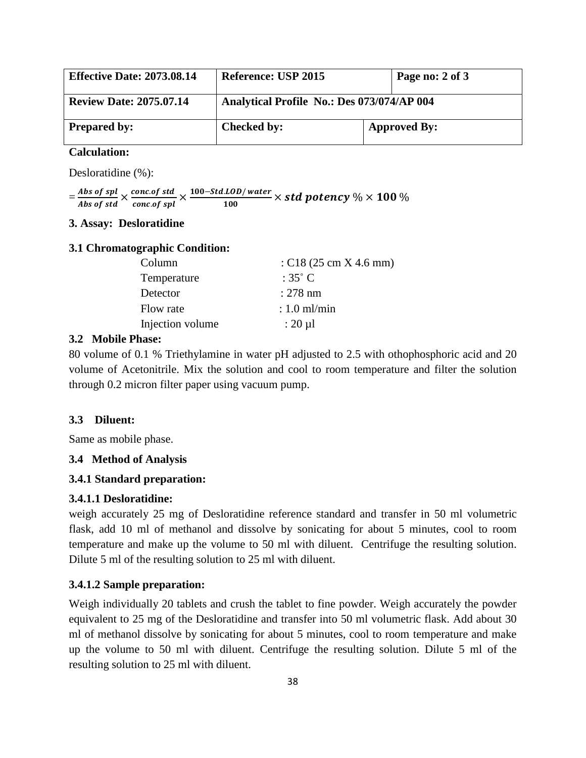| Effective Date: 2073.08.14 | Reference: USP 2015 | | Page no: 2 of 3 |
|---|---|---|---|
| Review Date: 2075.07.14 | Analytical Profile No.: Des 073/074/AP 004 | | |
| Prepared by: | Checked by: | Approved By: | |

**Calculation:**

Desloratidine (%):

$$= \frac{Abs\ of\ spl}{Abs\ of\ std} \times \frac{conc.of\ std}{conc.of\ spl} \times \frac{100 - Std.LOD/\ water}{100} \times \boldsymbol{std\ potency}\ \% \times \mathbf{100}\ \%$$

### 3. Assay: Desloratidine

#### 3.1 Chromatographic Condition:

| | |
|---|---|
| Column | : C18 (25 cm X 4.6 mm) |
| Temperature | : 35˚ C |
| Detector | : 278 nm |
| Flow rate | : 1.0 ml/min |
| Injection volume | : 20 µl |

#### 3.2 Mobile Phase:

80 volume of 0.1 % Triethylamine in water pH adjusted to 2.5 with othophosphoric acid and 20 volume of Acetonitrile. Mix the solution and cool to room temperature and filter the solution through 0.2 micron filter paper using vacuum pump.

#### 3.3 Diluent:

Same as mobile phase.

#### 3.4 Method of Analysis

#### 3.4.1 Standard preparation:

#### 3.4.1.1 Desloratidine:

weigh accurately 25 mg of Desloratidine reference standard and transfer in 50 ml volumetric flask, add 10 ml of methanol and dissolve by sonicating for about 5 minutes, cool to room temperature and make up the volume to 50 ml with diluent. Centrifuge the resulting solution. Dilute 5 ml of the resulting solution to 25 ml with diluent.

#### 3.4.1.2 Sample preparation:

Weigh individually 20 tablets and crush the tablet to fine powder. Weigh accurately the powder equivalent to 25 mg of the Desloratidine and transfer into 50 ml volumetric flask. Add about 30 ml of methanol dissolve by sonicating for about 5 minutes, cool to room temperature and make up the volume to 50 ml with diluent. Centrifuge the resulting solution. Dilute 5 ml of the resulting solution to 25 ml with diluent.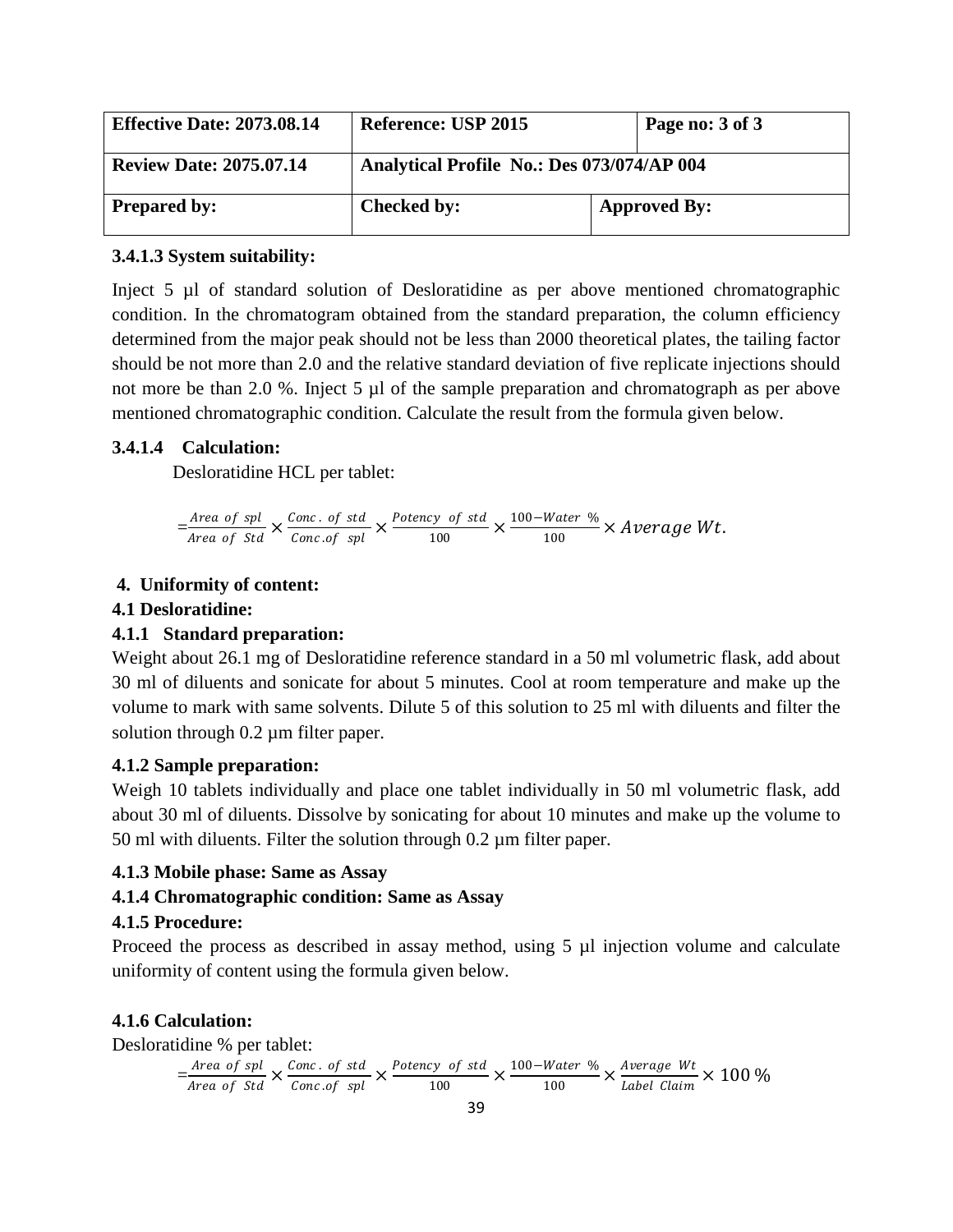| Effective Date: 2073.08.14 | Reference: USP 2015 | | Page no: 3 of 3 |
|---|---|---|---|
| Review Date: 2075.07.14 | Analytical Profile No.: Des 073/074/AP 004 | | |
| Prepared by: | Checked by: | Approved By: | |

**3.4.1.3 System suitability:**

Inject 5 µl of standard solution of Desloratidine as per above mentioned chromatographic condition. In the chromatogram obtained from the standard preparation, the column efficiency determined from the major peak should not be less than 2000 theoretical plates, the tailing factor should be not more than 2.0 and the relative standard deviation of five replicate injections should not more be than 2.0 %. Inject 5 µl of the sample preparation and chromatograph as per above mentioned chromatographic condition. Calculate the result from the formula given below.

**3.4.1.4 Calculation:**

Desloratidine HCL per tablet:

$$= \frac{Area\ of\ spl}{Area\ of\ Std} \times \frac{Conc.\ of\ std}{Conc.of\ spl} \times \frac{Potency\ of\ std}{100} \times \frac{100 - Water\ \%}{100} \times Average\ Wt.$$

**4. Uniformity of content:**

**4.1 Desloratidine:**

**4.1.1 Standard preparation:**

Weight about 26.1 mg of Desloratidine reference standard in a 50 ml volumetric flask, add about 30 ml of diluents and sonicate for about 5 minutes. Cool at room temperature and make up the volume to mark with same solvents. Dilute 5 of this solution to 25 ml with diluents and filter the solution through 0.2 µm filter paper.

**4.1.2 Sample preparation:**

Weigh 10 tablets individually and place one tablet individually in 50 ml volumetric flask, add about 30 ml of diluents. Dissolve by sonicating for about 10 minutes and make up the volume to 50 ml with diluents. Filter the solution through 0.2 µm filter paper.

**4.1.3 Mobile phase: Same as Assay**

**4.1.4 Chromatographic condition: Same as Assay**

**4.1.5 Procedure:**

Proceed the process as described in assay method, using 5 µl injection volume and calculate uniformity of content using the formula given below.

**4.1.6 Calculation:**

Desloratidine % per tablet:

$$= \frac{Area\ of\ spl}{Area\ of\ Std} \times \frac{Conc.\ of\ std}{Conc.of\ spl} \times \frac{Potency\ of\ std}{100} \times \frac{100 - Water\ \%}{100} \times \frac{Average\ Wt}{Label\ Claim} \times 100\ \%$$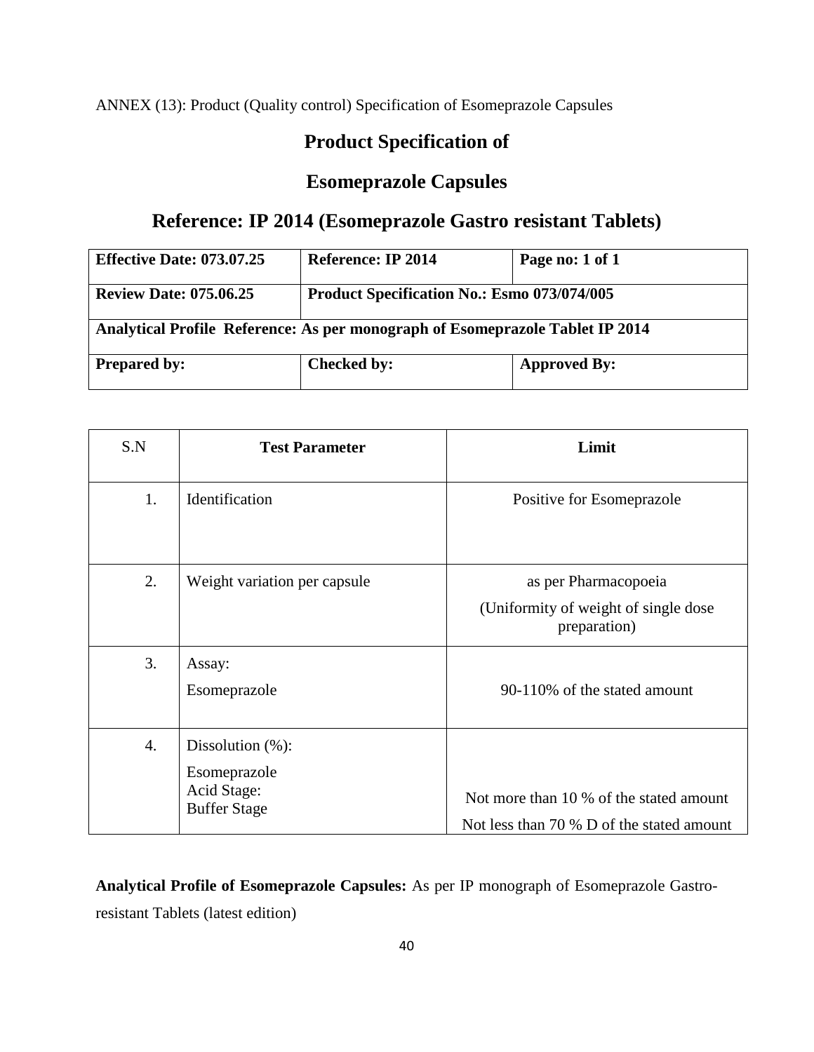ANNEX (13): Product (Quality control) Specification of Esomeprazole Capsules

# Product Specification of

# Esomeprazole Capsules

## Reference: IP 2014 (Esomeprazole Gastro resistant Tablets)

| **Effective Date: 073.07.25** | **Reference: IP 2014** | **Page no: 1 of 1** |
|---|---|---|
| **Review Date: 075.06.25** | **Product Specification No.: Esmo 073/074/005** | |
| **Analytical Profile Reference: As per monograph of Esomeprazole Tablet IP 2014** | | |
| **Prepared by:** | **Checked by:** | **Approved By:** |

| S.N | **Test Parameter** | **Limit** |
|---|---|---|
| 1. | Identification | Positive for Esomeprazole |
| 2. | Weight variation per capsule | as per Pharmacopoeia (Uniformity of weight of single dose preparation) |
| 3. | Assay: Esomeprazole | 90-110% of the stated amount |
| 4. | Dissolution (%): Esomeprazole Acid Stage: Buffer Stage | Not more than 10 % of the stated amount Not less than 70 % D of the stated amount |

**Analytical Profile of Esomeprazole Capsules:** As per IP monograph of Esomeprazole Gastro-resistant Tablets (latest edition)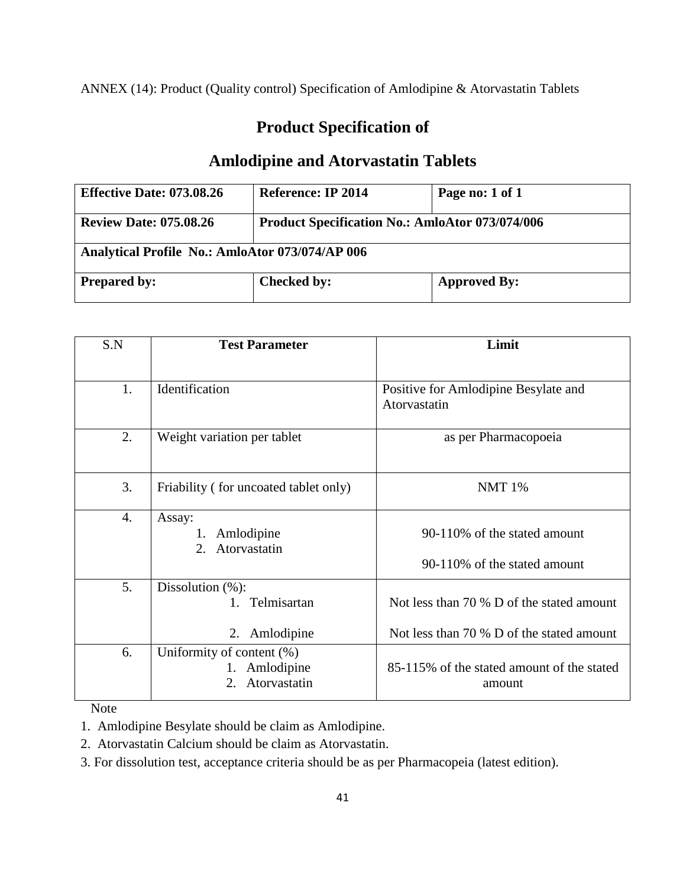ANNEX (14): Product (Quality control) Specification of Amlodipine & Atorvastatin Tablets

# Product Specification of

# Amlodipine and Atorvastatin Tablets

| **Effective Date: 073.08.26** | **Reference: IP 2014** | **Page no: 1 of 1** |
|---|---|---|
| **Review Date: 075.08.26** | **Product Specification No.: AmloAtor 073/074/006** | |
| **Analytical Profile No.: AmloAtor 073/074/AP 006** | | |
| **Prepared by:** | **Checked by:** | **Approved By:** |

| S.N | Test Parameter | Limit |
|---|---|---|
| 1. | Identification | Positive for Amlodipine Besylate and Atorvastatin |
| 2. | Weight variation per tablet | as per Pharmacopoeia |
| 3. | Friability ( for uncoated tablet only) | NMT 1% |
| 4. | Assay:<br>1. Amlodipine<br>2. Atorvastatin | 90-110% of the stated amount<br>90-110% of the stated amount |
| 5. | Dissolution (%):<br>1. Telmisartan<br>2. Amlodipine | Not less than 70 % D of the stated amount<br>Not less than 70 % D of the stated amount |
| 6. | Uniformity of content (%)<br>1. Amlodipine<br>2. Atorvastatin | 85-115% of the stated amount of the stated amount |

Note

1. Amlodipine Besylate should be claim as Amlodipine.
2. Atorvastatin Calcium should be claim as Atorvastatin.
3. For dissolution test, acceptance criteria should be as per Pharmacopeia (latest edition).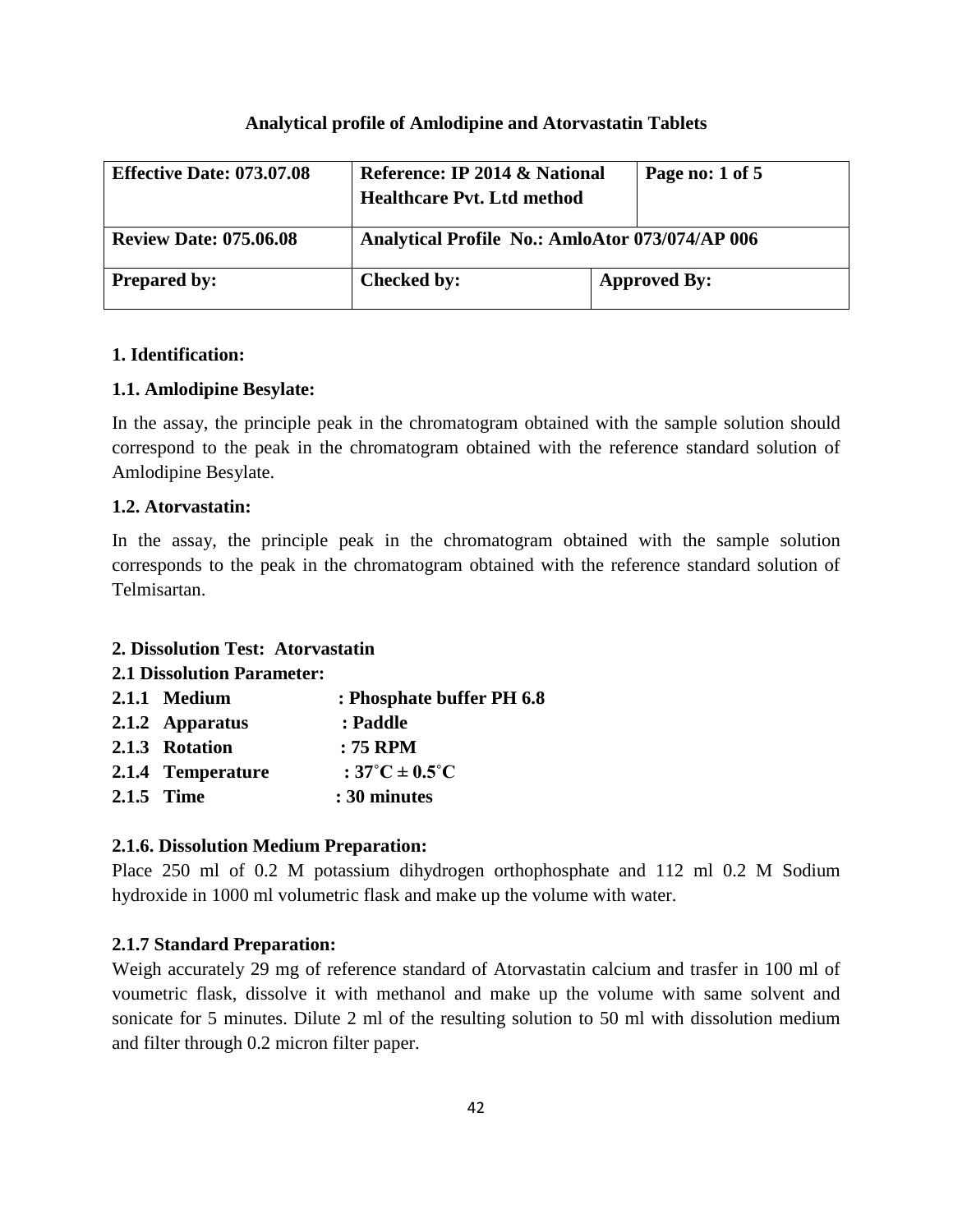**Analytical profile of Amlodipine and Atorvastatin Tablets**

| Effective Date: 073.07.08 | Reference: IP 2014 & National Healthcare Pvt. Ltd method | Page no: 1 of 5 |
|---|---|---|
| Review Date: 075.06.08 | Analytical Profile No.: AmloAtor 073/074/AP 006 | |
| Prepared by: | Checked by: | Approved By: |

**1. Identification:**

**1.1. Amlodipine Besylate:**

In the assay, the principle peak in the chromatogram obtained with the sample solution should correspond to the peak in the chromatogram obtained with the reference standard solution of Amlodipine Besylate.

**1.2. Atorvastatin:**

In the assay, the principle peak in the chromatogram obtained with the sample solution corresponds to the peak in the chromatogram obtained with the reference standard solution of Telmisartan.

**2. Dissolution Test: Atorvastatin**

**2.1 Dissolution Parameter:**

**2.1.1 Medium : Phosphate buffer PH 6.8**

**2.1.2 Apparatus : Paddle**

**2.1.3 Rotation : 75 RPM**

**2.1.4 Temperature : 37˚C ± 0.5˚C**

**2.1.5 Time : 30 minutes**

**2.1.6. Dissolution Medium Preparation:**

Place 250 ml of 0.2 M potassium dihydrogen orthophosphate and 112 ml 0.2 M Sodium hydroxide in 1000 ml volumetric flask and make up the volume with water.

**2.1.7 Standard Preparation:**

Weigh accurately 29 mg of reference standard of Atorvastatin calcium and trasfer in 100 ml of voumetric flask, dissolve it with methanol and make up the volume with same solvent and sonicate for 5 minutes. Dilute 2 ml of the resulting solution to 50 ml with dissolution medium and filter through 0.2 micron filter paper.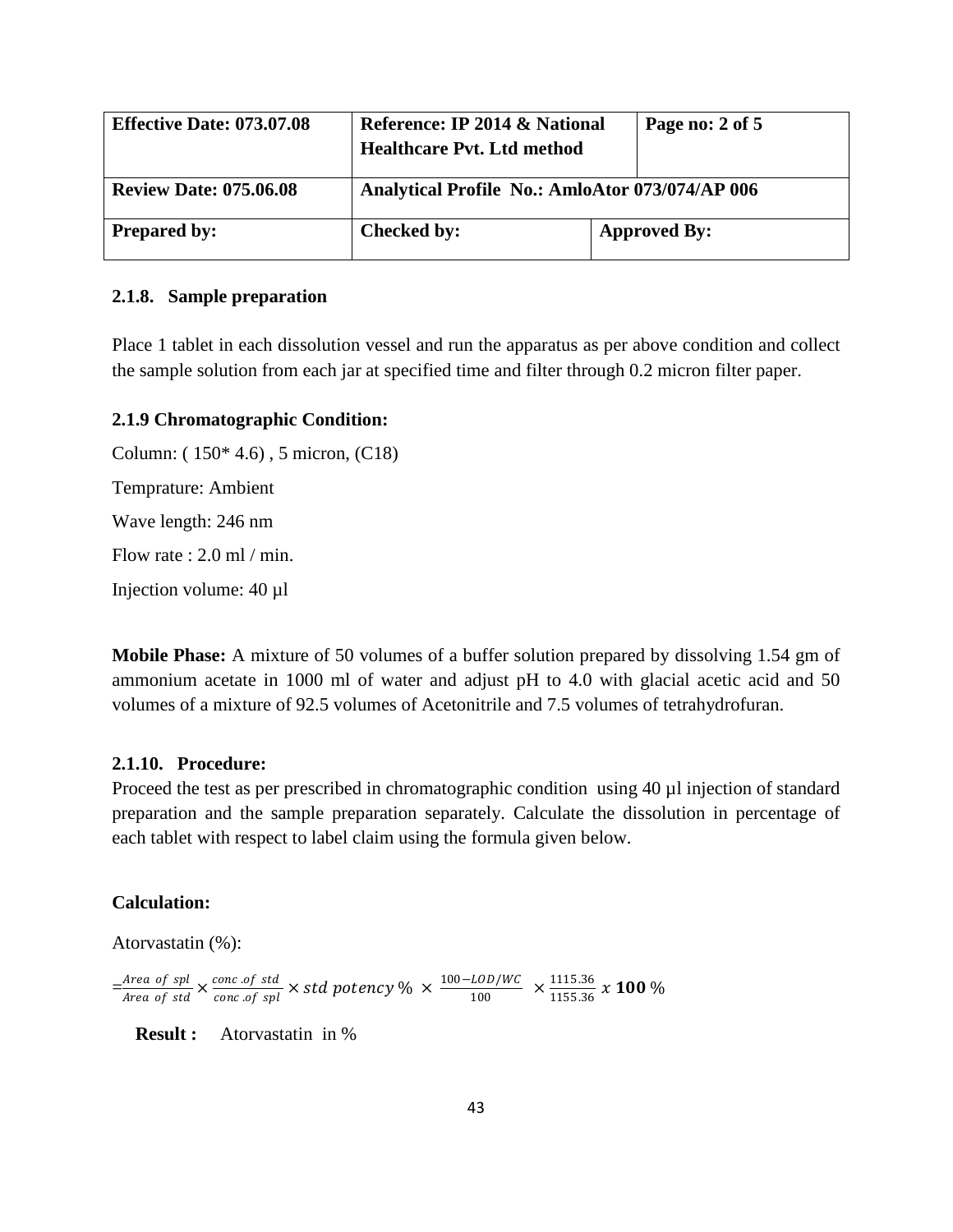| Effective Date: 073.07.08 | Reference: IP 2014 & National Healthcare Pvt. Ltd method | | Page no: 2 of 5 |
|---|---|---|---|
| Review Date: 075.06.08 | Analytical Profile No.: AmloAtor 073/074/AP 006 | | |
| Prepared by: | Checked by: | Approved By: | |

### 2.1.8. Sample preparation

Place 1 tablet in each dissolution vessel and run the apparatus as per above condition and collect the sample solution from each jar at specified time and filter through 0.2 micron filter paper.

### 2.1.9 Chromatographic Condition:

Column: ( 150* 4.6) , 5 micron, (C18)

Temprature: Ambient

Wave length: 246 nm

Flow rate : 2.0 ml / min.

Injection volume: 40 µl

**Mobile Phase:** A mixture of 50 volumes of a buffer solution prepared by dissolving 1.54 gm of ammonium acetate in 1000 ml of water and adjust pH to 4.0 with glacial acetic acid and 50 volumes of a mixture of 92.5 volumes of Acetonitrile and 7.5 volumes of tetrahydrofuran.

### 2.1.10. Procedure:

Proceed the test as per prescribed in chromatographic condition using 40 µl injection of standard preparation and the sample preparation separately. Calculate the dissolution in percentage of each tablet with respect to label claim using the formula given below.

**Calculation:**

Atorvastatin (%):

$$= \frac{Area\ of\ spl}{Area\ of\ std} \times \frac{conc.of\ std}{conc.of\ spl} \times std\ potency\ \% \times \frac{100-LOD/WC}{100} \times \frac{1115.36}{1155.36}\ x\ \mathbf{100}\ \%$$

**Result :** Atorvastatin in %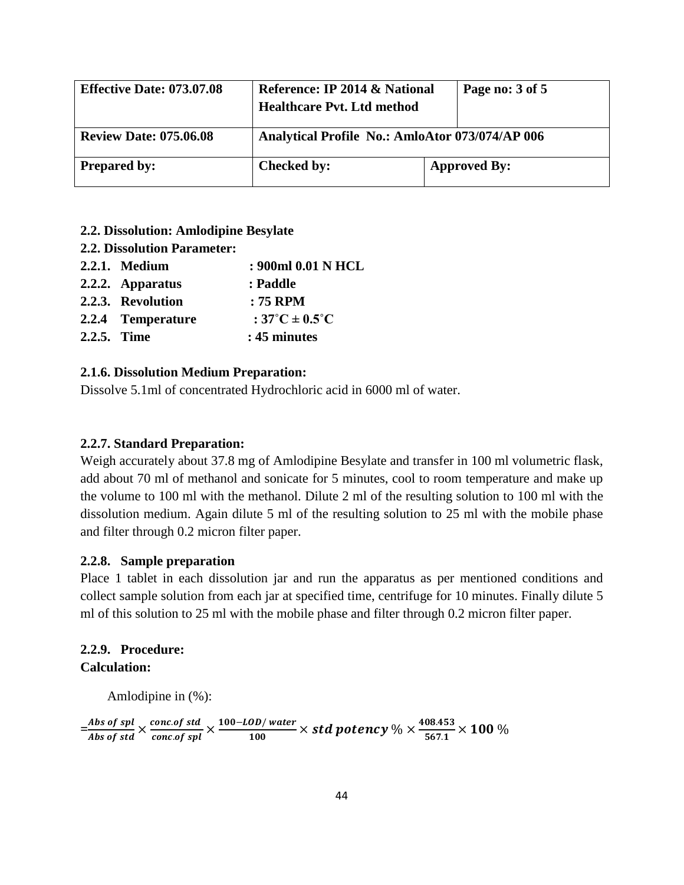| Effective Date: 073.07.08 | Reference: IP 2014 & National Healthcare Pvt. Ltd method | | Page no: 3 of 5 |
|---|---|---|---|
| Review Date: 075.06.08 | Analytical Profile No.: AmloAtor 073/074/AP 006 | | |
| Prepared by: | Checked by: | Approved By: | |

**2.2. Dissolution: Amlodipine Besylate**

**2.2. Dissolution Parameter:**

**2.2.1. Medium** : **900ml 0.01 N HCL**

**2.2.2. Apparatus** : **Paddle**

**2.2.3. Revolution** : **75 RPM**

**2.2.4 Temperature** : **37˚C ± 0.5˚C**

**2.2.5. Time** : **45 minutes**

**2.1.6. Dissolution Medium Preparation:**

Dissolve 5.1ml of concentrated Hydrochloric acid in 6000 ml of water.

**2.2.7. Standard Preparation:**

Weigh accurately about 37.8 mg of Amlodipine Besylate and transfer in 100 ml volumetric flask, add about 70 ml of methanol and sonicate for 5 minutes, cool to room temperature and make up the volume to 100 ml with the methanol. Dilute 2 ml of the resulting solution to 100 ml with the dissolution medium. Again dilute 5 ml of the resulting solution to 25 ml with the mobile phase and filter through 0.2 micron filter paper.

**2.2.8. Sample preparation**

Place 1 tablet in each dissolution jar and run the apparatus as per mentioned conditions and collect sample solution from each jar at specified time, centrifuge for 10 minutes. Finally dilute 5 ml of this solution to 25 ml with the mobile phase and filter through 0.2 micron filter paper.

**2.2.9. Procedure:**

**Calculation:**

Amlodipine in (%):

$$= \frac{Abs\ of\ spl}{Abs\ of\ std} \times \frac{conc.of\ std}{conc.of\ spl} \times \frac{100 - LOD/\ water}{100} \times \boldsymbol{std\ potency}\ \% \times \frac{408.453}{567.1} \times \mathbf{100}\ \%$$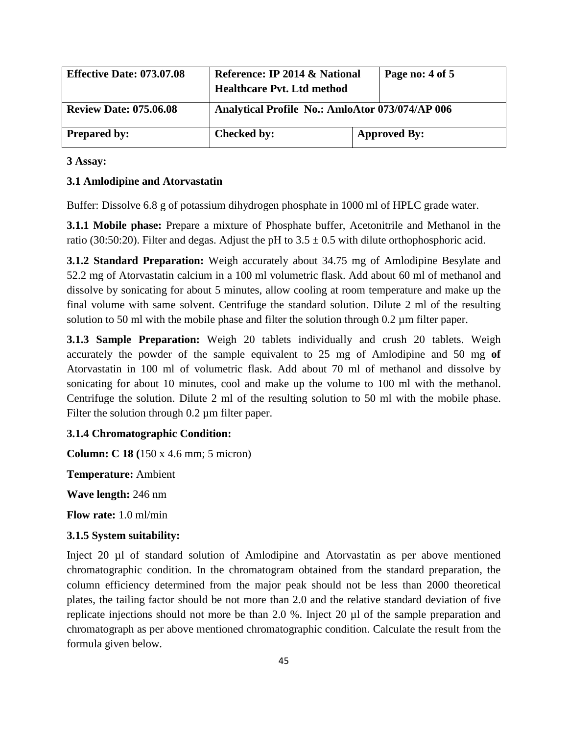| Effective Date: 073.07.08 | Reference: IP 2014 & National Healthcare Pvt. Ltd method | | Page no: 4 of 5 |
|---|---|---|---|
| Review Date: 075.06.08 | Analytical Profile No.: AmloAtor 073/074/AP 006 | | |
| Prepared by: | Checked by: | Approved By: | |

**3 Assay:**

**3.1 Amlodipine and Atorvastatin**

Buffer: Dissolve 6.8 g of potassium dihydrogen phosphate in 1000 ml of HPLC grade water.

**3.1.1 Mobile phase:** Prepare a mixture of Phosphate buffer, Acetonitrile and Methanol in the ratio (30:50:20). Filter and degas. Adjust the pH to $3.5 \pm 0.5$ with dilute orthophosphoric acid.

**3.1.2 Standard Preparation:** Weigh accurately about 34.75 mg of Amlodipine Besylate and 52.2 mg of Atorvastatin calcium in a 100 ml volumetric flask. Add about 60 ml of methanol and dissolve by sonicating for about 5 minutes, allow cooling at room temperature and make up the final volume with same solvent. Centrifuge the standard solution. Dilute 2 ml of the resulting solution to 50 ml with the mobile phase and filter the solution through 0.2 µm filter paper.

**3.1.3 Sample Preparation:** Weigh 20 tablets individually and crush 20 tablets. Weigh accurately the powder of the sample equivalent to 25 mg of Amlodipine and 50 mg **of** Atorvastatin in 100 ml of volumetric flask. Add about 70 ml of methanol and dissolve by sonicating for about 10 minutes, cool and make up the volume to 100 ml with the methanol. Centrifuge the solution. Dilute 2 ml of the resulting solution to 50 ml with the mobile phase. Filter the solution through 0.2 µm filter paper.

**3.1.4 Chromatographic Condition:**

**Column: C 18 (**150 x 4.6 mm; 5 micron)

**Temperature:** Ambient

**Wave length:** 246 nm

**Flow rate:** 1.0 ml/min

**3.1.5 System suitability:**

Inject 20 µl of standard solution of Amlodipine and Atorvastatin as per above mentioned chromatographic condition. In the chromatogram obtained from the standard preparation, the column efficiency determined from the major peak should not be less than 2000 theoretical plates, the tailing factor should be not more than 2.0 and the relative standard deviation of five replicate injections should not more be than 2.0 %. Inject 20 µl of the sample preparation and chromatograph as per above mentioned chromatographic condition. Calculate the result from the formula given below.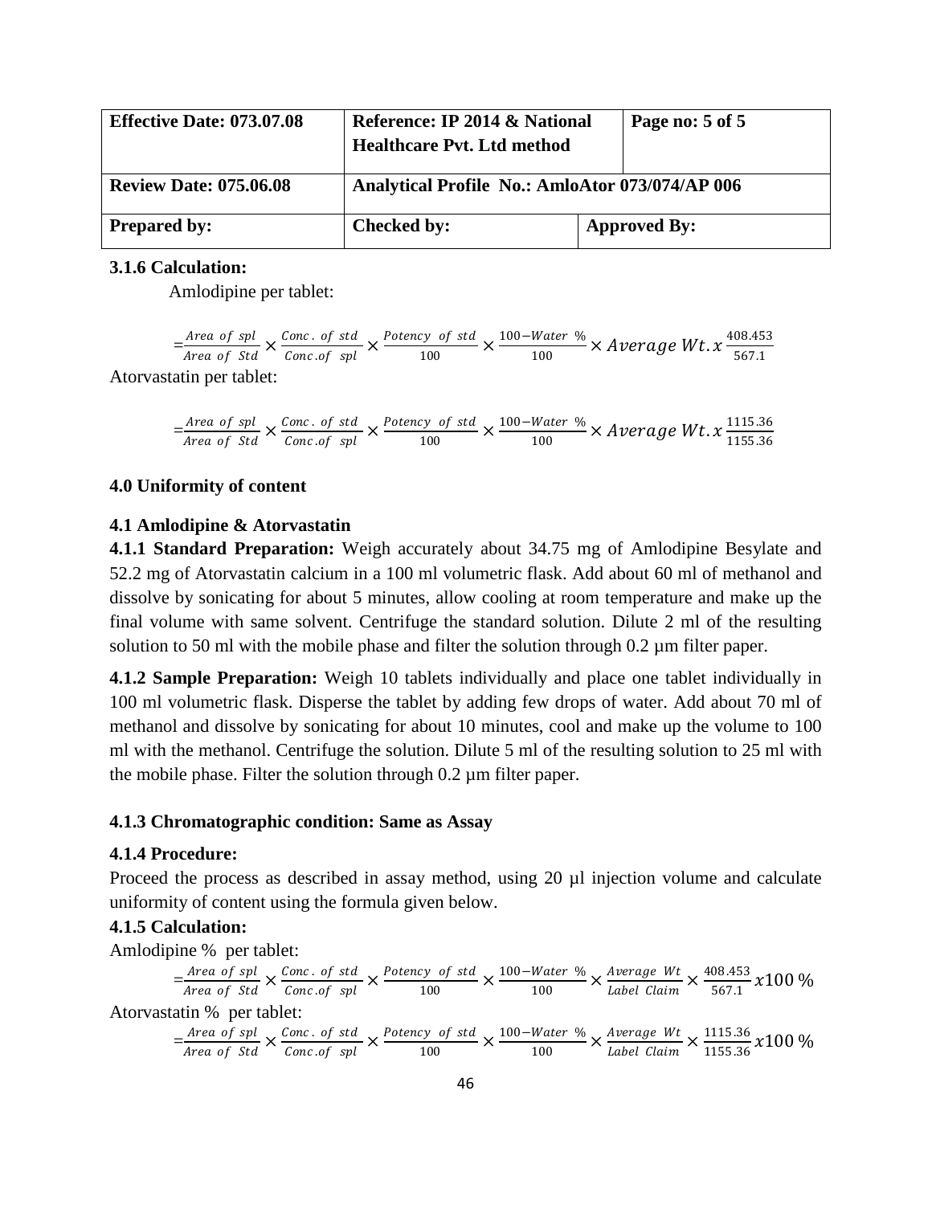| Effective Date: 073.07.08 | Reference: IP 2014 & National Healthcare Pvt. Ltd method | | Page no: 5 of 5 |
|---|---|---|---|
| Review Date: 075.06.08 | Analytical Profile No.: AmloAtor 073/074/AP 006 | | |
| Prepared by: | Checked by: | Approved By: | |

**3.1.6 Calculation:**

Amlodipine per tablet:

$$= \frac{Area\ of\ spl}{Area\ of\ Std} \times \frac{Conc.\ of\ std}{Conc.of\ spl} \times \frac{Potency\ of\ std}{100} \times \frac{100 - Water\ \%}{100} \times Average\ Wt. x \frac{408.453}{567.1}$$

Atorvastatin per tablet:

$$= \frac{Area\ of\ spl}{Area\ of\ Std} \times \frac{Conc.\ of\ std}{Conc.of\ spl} \times \frac{Potency\ of\ std}{100} \times \frac{100 - Water\ \%}{100} \times Average\ Wt. x \frac{1115.36}{1155.36}$$

**4.0 Uniformity of content**

**4.1 Amlodipine & Atorvastatin**

**4.1.1 Standard Preparation:** Weigh accurately about 34.75 mg of Amlodipine Besylate and 52.2 mg of Atorvastatin calcium in a 100 ml volumetric flask. Add about 60 ml of methanol and dissolve by sonicating for about 5 minutes, allow cooling at room temperature and make up the final volume with same solvent. Centrifuge the standard solution. Dilute 2 ml of the resulting solution to 50 ml with the mobile phase and filter the solution through 0.2 µm filter paper.

**4.1.2 Sample Preparation:** Weigh 10 tablets individually and place one tablet individually in 100 ml volumetric flask. Disperse the tablet by adding few drops of water. Add about 70 ml of methanol and dissolve by sonicating for about 10 minutes, cool and make up the volume to 100 ml with the methanol. Centrifuge the solution. Dilute 5 ml of the resulting solution to 25 ml with the mobile phase. Filter the solution through 0.2 µm filter paper.

**4.1.3 Chromatographic condition: Same as Assay**

**4.1.4 Procedure:**

Proceed the process as described in assay method, using 20 µl injection volume and calculate uniformity of content using the formula given below.

**4.1.5 Calculation:**

Amlodipine % per tablet:

$$= \frac{Area\ of\ spl}{Area\ of\ Std} \times \frac{Conc.\ of\ std}{Conc.of\ spl} \times \frac{Potency\ of\ std}{100} \times \frac{100 - Water\ \%}{100} \times \frac{Average\ Wt}{Label\ Claim} \times \frac{408.453}{567.1} x100\ \%$$

Atorvastatin % per tablet:

$$= \frac{Area\ of\ spl}{Area\ of\ Std} \times \frac{Conc.\ of\ std}{Conc.of\ spl} \times \frac{Potency\ of\ std}{100} \times \frac{100 - Water\ \%}{100} \times \frac{Average\ Wt}{Label\ Claim} \times \frac{1115.36}{1155.36} x100\ \%$$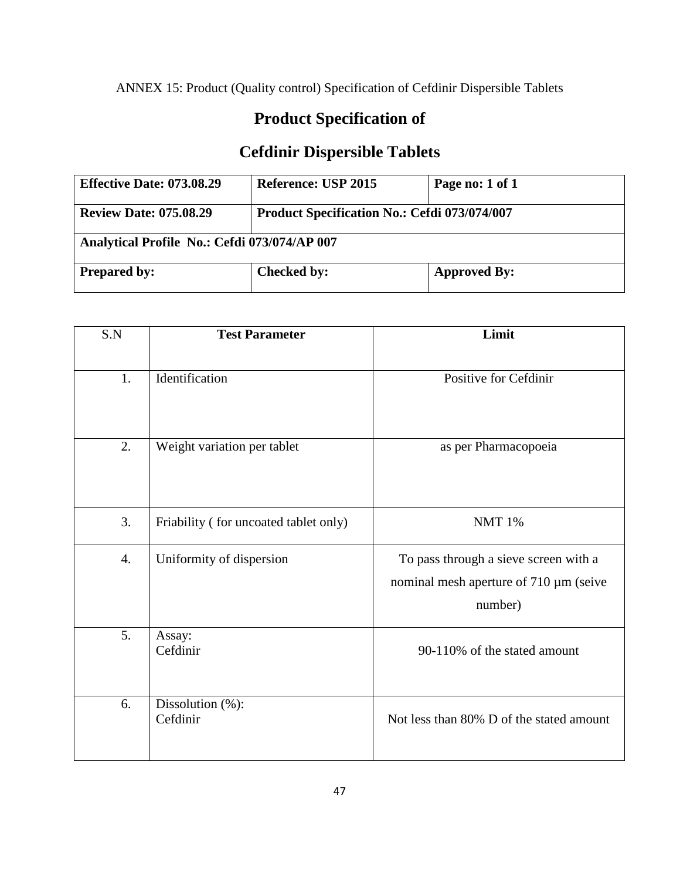ANNEX 15: Product (Quality control) Specification of Cefdinir Dispersible Tablets

# Product Specification of

# Cefdinir Dispersible Tablets

| **Effective Date: 073.08.29** | **Reference: USP 2015** | **Page no: 1 of 1** |
|---|---|---|
| **Review Date: 075.08.29** | **Product Specification No.: Cefdi 073/074/007** | |
| **Analytical Profile No.: Cefdi 073/074/AP 007** | | |
| **Prepared by:** | **Checked by:** | **Approved By:** |

| S.N | Test Parameter | Limit |
|---|---|---|
| 1. | Identification | Positive for Cefdinir |
| 2. | Weight variation per tablet | as per Pharmacopoeia |
| 3. | Friability ( for uncoated tablet only) | NMT 1% |
| 4. | Uniformity of dispersion | To pass through a sieve screen with a nominal mesh aperture of 710 µm (seive number) |
| 5. | Assay: Cefdinir | 90-110% of the stated amount |
| 6. | Dissolution (%): Cefdinir | Not less than 80% D of the stated amount |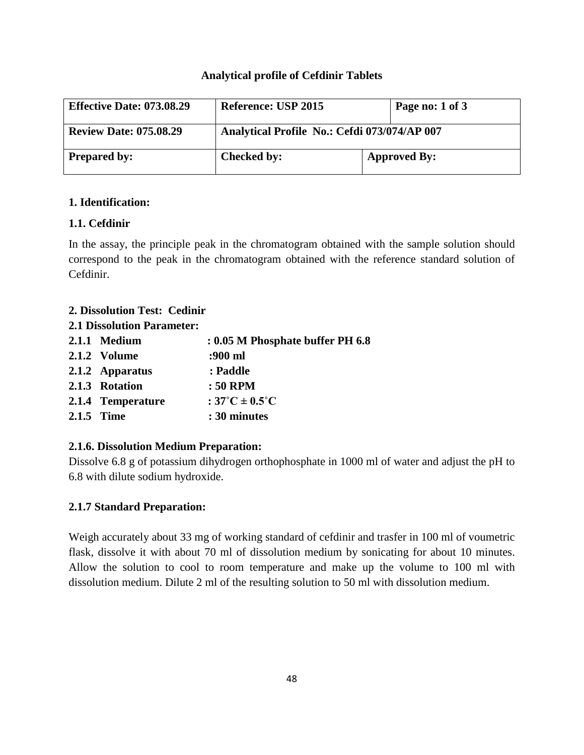## Analytical profile of Cefdinir Tablets

| Effective Date: 073.08.29 | Reference: USP 2015 | | Page no: 1 of 3 |
|---|---|---|---|
| Review Date: 075.08.29 | Analytical Profile No.: Cefdi 073/074/AP 007 | | |
| Prepared by: | Checked by: | Approved By: | |

### 1. Identification:

**1.1. Cefdinir**

In the assay, the principle peak in the chromatogram obtained with the sample solution should correspond to the peak in the chromatogram obtained with the reference standard solution of Cefdinir.

### 2. Dissolution Test: Cedinir

**2.1 Dissolution Parameter:**

**2.1.1 Medium : 0.05 M Phosphate buffer PH 6.8**
**2.1.2 Volume :900 ml**
**2.1.2 Apparatus : Paddle**
**2.1.3 Rotation : 50 RPM**
**2.1.4 Temperature : 37˚C ± 0.5˚C**
**2.1.5 Time : 30 minutes**

**2.1.6. Dissolution Medium Preparation:**

Dissolve 6.8 g of potassium dihydrogen orthophosphate in 1000 ml of water and adjust the pH to 6.8 with dilute sodium hydroxide.

**2.1.7 Standard Preparation:**

Weigh accurately about 33 mg of working standard of cefdinir and trasfer in 100 ml of voumetric flask, dissolve it with about 70 ml of dissolution medium by sonicating for about 10 minutes. Allow the solution to cool to room temperature and make up the volume to 100 ml with dissolution medium. Dilute 2 ml of the resulting solution to 50 ml with dissolution medium.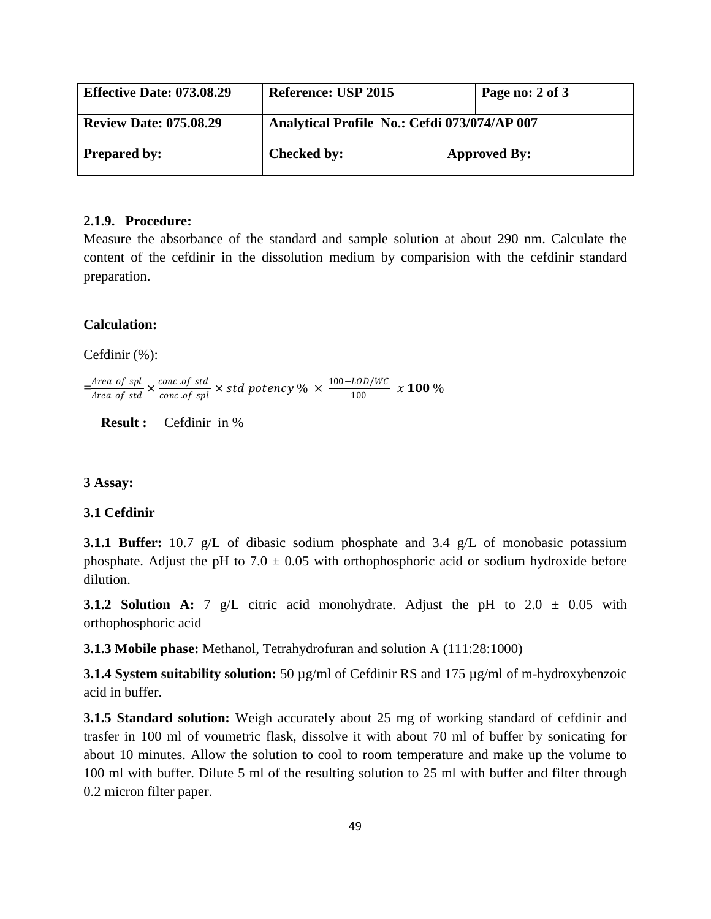| Effective Date: 073.08.29 | Reference: USP 2015 | | Page no: 2 of 3 |
|---|---|---|---|
| Review Date: 075.08.29 | Analytical Profile No.: Cefdi 073/074/AP 007 | | |
| Prepared by: | Checked by: | Approved By: | |

**2.1.9. Procedure:**

Measure the absorbance of the standard and sample solution at about 290 nm. Calculate the content of the cefdinir in the dissolution medium by comparision with the cefdinir standard preparation.

**Calculation:**

Cefdinir (%):

$$=\frac{Area\ of\ spl}{Area\ of\ std} \times \frac{conc\ .of\ std}{conc\ .of\ spl} \times std\ potency\ \% \times \frac{100 - LOD/WC}{100}\ x\ \mathbf{100}\ \%$$

**Result :** Cefdinir in %

**3 Assay:**

**3.1 Cefdinir**

**3.1.1 Buffer:** 10.7 g/L of dibasic sodium phosphate and 3.4 g/L of monobasic potassium phosphate. Adjust the pH to 7.0 ± 0.05 with orthophosphoric acid or sodium hydroxide before dilution.

**3.1.2 Solution A:** 7 g/L citric acid monohydrate. Adjust the pH to 2.0 ± 0.05 with orthophosphoric acid

**3.1.3 Mobile phase:** Methanol, Tetrahydrofuran and solution A (111:28:1000)

**3.1.4 System suitability solution:** 50 µg/ml of Cefdinir RS and 175 µg/ml of m-hydroxybenzoic acid in buffer.

**3.1.5 Standard solution:** Weigh accurately about 25 mg of working standard of cefdinir and trasfer in 100 ml of voumetric flask, dissolve it with about 70 ml of buffer by sonicating for about 10 minutes. Allow the solution to cool to room temperature and make up the volume to 100 ml with buffer. Dilute 5 ml of the resulting solution to 25 ml with buffer and filter through 0.2 micron filter paper.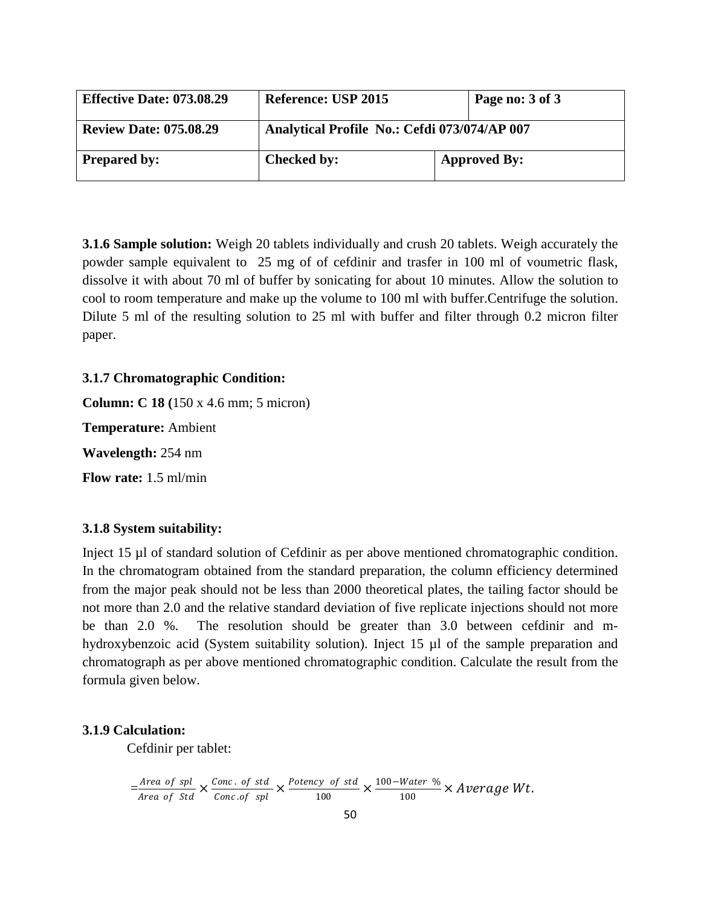| Effective Date: 073.08.29 | Reference: USP 2015 | | Page no: 3 of 3 |
|---|---|---|---|
| Review Date: 075.08.29 | Analytical Profile No.: Cefdi 073/074/AP 007 | | |
| Prepared by: | Checked by: | Approved By: | |

**3.1.6 Sample solution:** Weigh 20 tablets individually and crush 20 tablets. Weigh accurately the powder sample equivalent to 25 mg of of cefdinir and trasfer in 100 ml of voumetric flask, dissolve it with about 70 ml of buffer by sonicating for about 10 minutes. Allow the solution to cool to room temperature and make up the volume to 100 ml with buffer.Centrifuge the solution. Dilute 5 ml of the resulting solution to 25 ml with buffer and filter through 0.2 micron filter paper.

**3.1.7 Chromatographic Condition:**

**Column: C 18 (**150 x 4.6 mm; 5 micron)

**Temperature:** Ambient

**Wavelength:** 254 nm

**Flow rate:** 1.5 ml/min

**3.1.8 System suitability:**

Inject 15 µl of standard solution of Cefdinir as per above mentioned chromatographic condition. In the chromatogram obtained from the standard preparation, the column efficiency determined from the major peak should not be less than 2000 theoretical plates, the tailing factor should be not more than 2.0 and the relative standard deviation of five replicate injections should not more be than 2.0 %. The resolution should be greater than 3.0 between cefdinir and m-hydroxybenzoic acid (System suitability solution). Inject 15 µl of the sample preparation and chromatograph as per above mentioned chromatographic condition. Calculate the result from the formula given below.

**3.1.9 Calculation:**

Cefdinir per tablet:

$$= \frac{Area\ of\ spl}{Area\ of\ Std} \times \frac{Conc.\ of\ std}{Conc.of\ spl} \times \frac{Potency\ \ of\ std}{100} \times \frac{100 - Water\ \%}{100} \times Average\ Wt.$$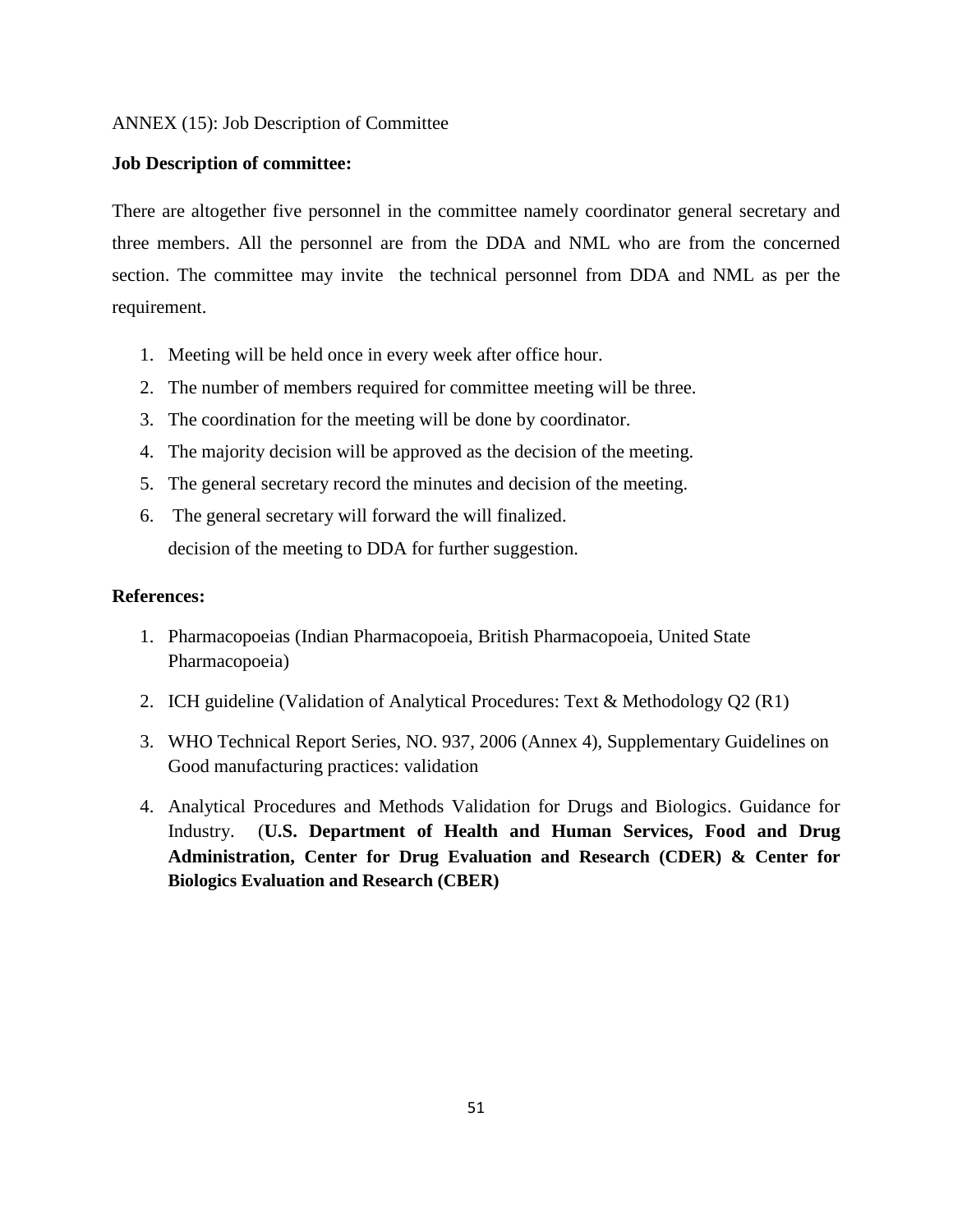ANNEX (15): Job Description of Committee

**Job Description of committee:**

There are altogether five personnel in the committee namely coordinator general secretary and three members. All the personnel are from the DDA and NML who are from the concerned section. The committee may invite the technical personnel from DDA and NML as per the requirement.

1. Meeting will be held once in every week after office hour.
2. The number of members required for committee meeting will be three.
3. The coordination for the meeting will be done by coordinator.
4. The majority decision will be approved as the decision of the meeting.
5. The general secretary record the minutes and decision of the meeting.
6. The general secretary will forward the will finalized.
   decision of the meeting to DDA for further suggestion.

**References:**

1. Pharmacopoeias (Indian Pharmacopoeia, British Pharmacopoeia, United State Pharmacopoeia)
2. ICH guideline (Validation of Analytical Procedures: Text & Methodology Q2 (R1)
3. WHO Technical Report Series, NO. 937, 2006 (Annex 4), Supplementary Guidelines on Good manufacturing practices: validation
4. Analytical Procedures and Methods Validation for Drugs and Biologics. Guidance for Industry. (**U.S. Department of Health and Human Services, Food and Drug Administration, Center for Drug Evaluation and Research (CDER) & Center for Biologics Evaluation and Research (CBER)**